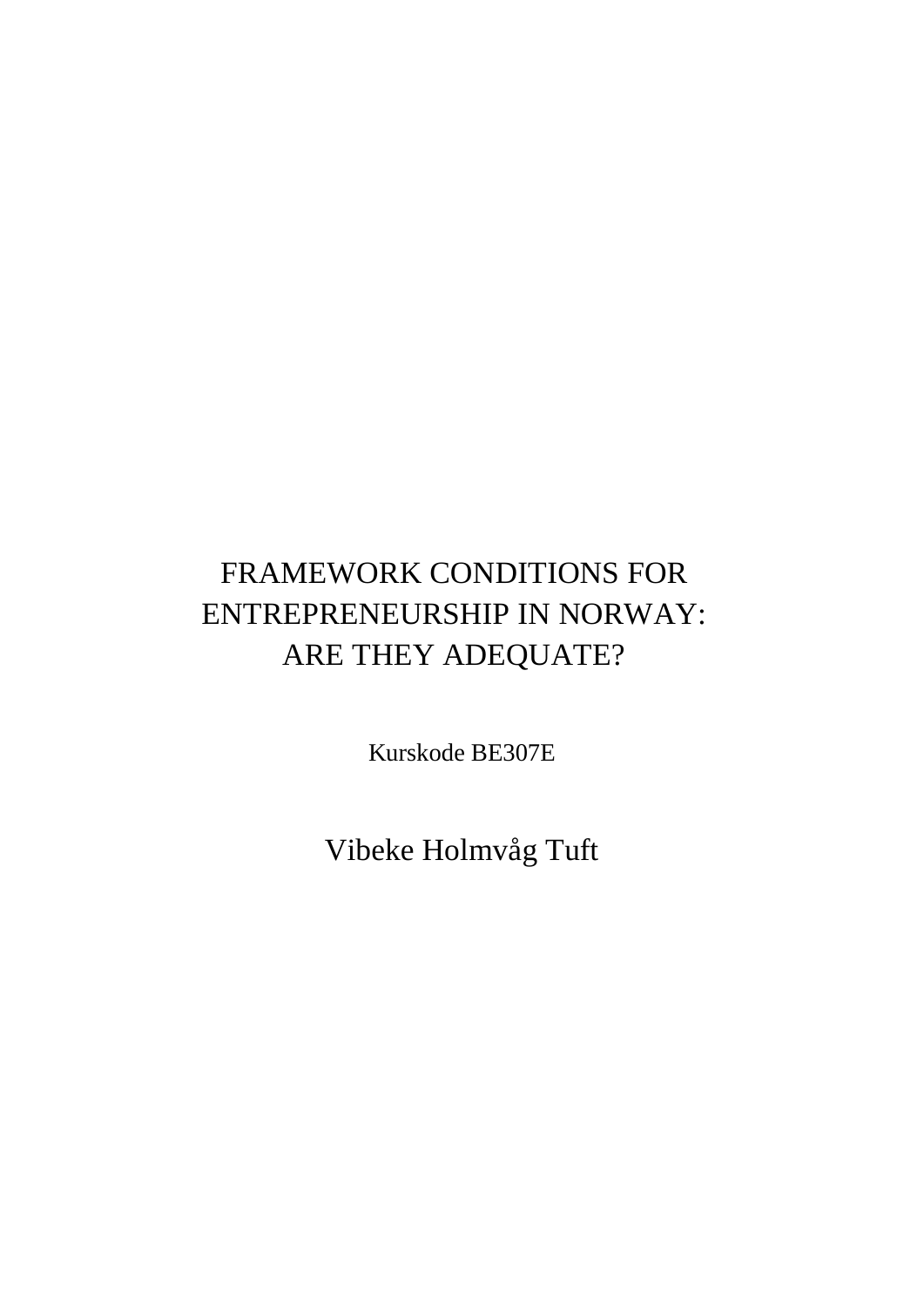# FRAMEWORK CONDITIONS FOR ENTREPRENEURSHIP IN NORWAY: ARE THEY ADEQUATE?

Kurskode BE307E

Vibeke Holmvåg Tuft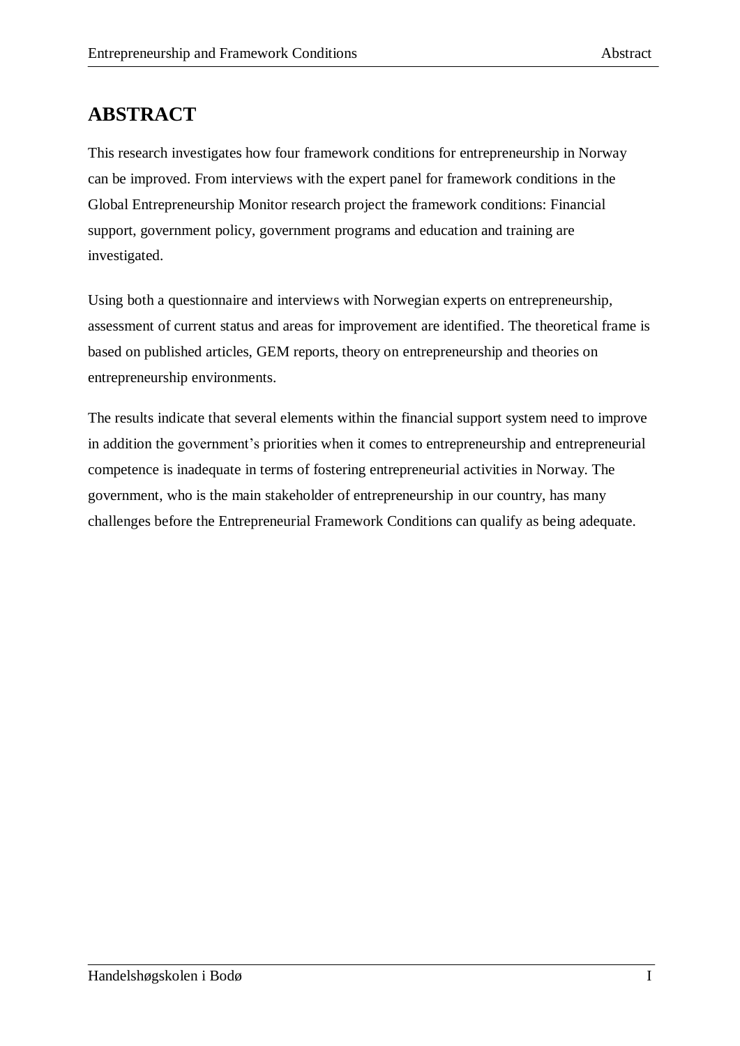# ABSTRACT

This research investigates how four framework conditions for entrepreneurship in Norway can be improved. From interviews with the expert panel for framework conditions in the Global Entrepreneurship Monitor research project the framework conditions: Financial support, government policy, government programs and education and training are investigated.

Using both a questionnaire and interviews with Norwegian experts on entrepreneurship, assessment of current status and areas for improvement are identified. The theoretical frame is based on published articles, GEM reports, theory on entrepreneurship and theories on entrepreneurship environments.

The results indicate that several elements within the financial support system need to improve in addition the government's priorities when it comes to entrepreneurship and entrepreneurial competence is inadequate in terms of fostering entrepreneurial activities in Norway. The government, who is the main stakeholder of entrepreneurship in our country, has many challenges before the Entrepreneurial Framework Conditions can qualify as being adequate.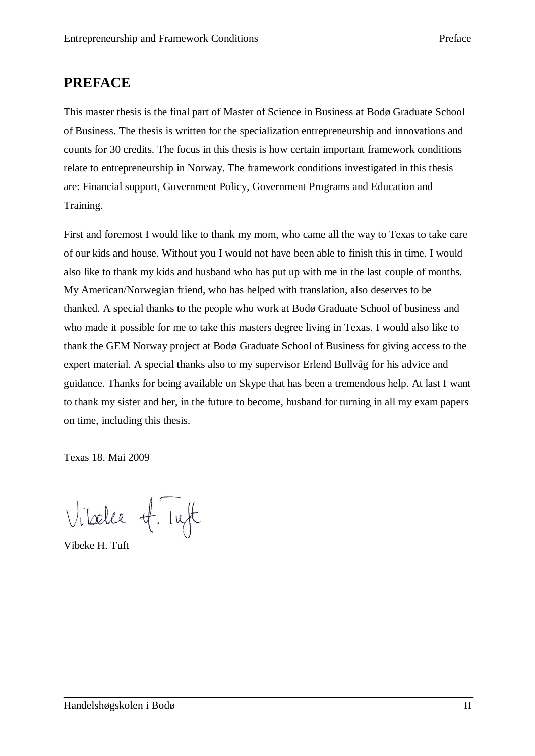# PREFACE

This master thesis is the final part of Master of Science in Business at Bodø Graduate School of Business. The thesis is written for the specialization entrepreneurship and innovations and counts for 30 credits. The focus in this thesis is how certain important framework conditions relate to entrepreneurship in Norway. The framework conditions investigated in this thesis are: Financial support, Government Policy, Government Programs and Education and Training.

First and foremost I would like to thank my mom, who came all the way to Texas to take care of our kids and house. Without you I would not have been able to finish this in time. I would also like to thank my kids and husband who has put up with me in the last couple of months. My American/Norwegian friend, who has helped with translation, also deserves to be thanked. A special thanks to the people who work at Bodø Graduate School of business and who made it possible for me to take this masters degree living in Texas. I would also like to thank the GEM Norway project at Bodø Graduate School of Business for giving access to the expert material. A special thanks also to my supervisor Erlend Bullvåg for his advice and guidance. Thanks for being available on Skype that has been a tremendous help. At last I want to thank my sister and her, in the future to become, husband for turning in all my exam papers on time, including this thesis.

Texas 18. Mai 2009

Vibeke H. Tuft

Vibeke H. Tuft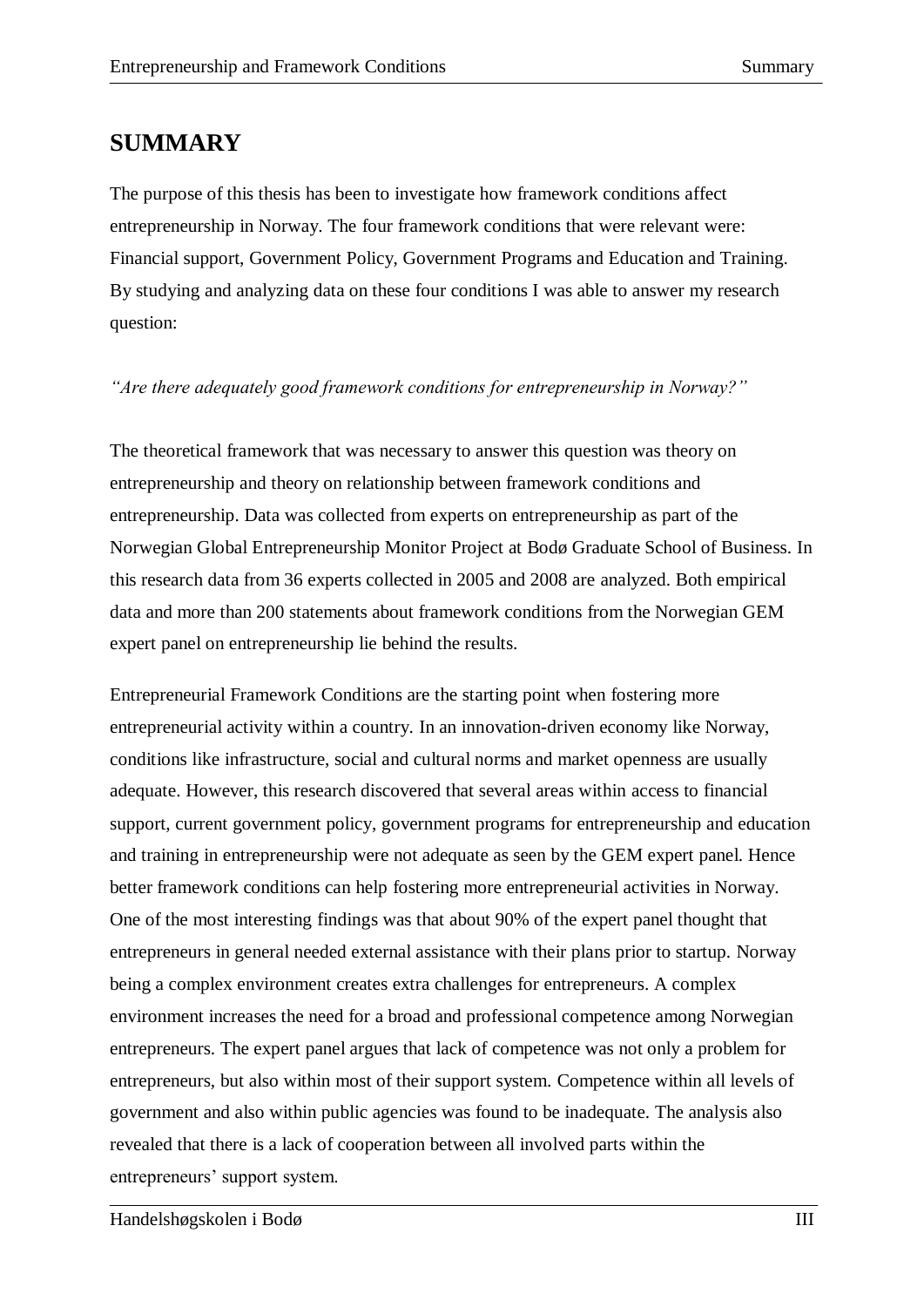# SUMMARY

The purpose of this thesis has been to investigate how framework conditions affect entrepreneurship in Norway. The four framework conditions that were relevant were: Financial support, Government Policy, Government Programs and Education and Training. By studying and analyzing data on these four conditions I was able to answer my research question:

*"Are there adequately good framework conditions for entrepreneurship in Norway?"*

The theoretical framework that was necessary to answer this question was theory on entrepreneurship and theory on relationship between framework conditions and entrepreneurship. Data was collected from experts on entrepreneurship as part of the Norwegian Global Entrepreneurship Monitor Project at Bodø Graduate School of Business. In this research data from 36 experts collected in 2005 and 2008 are analyzed. Both empirical data and more than 200 statements about framework conditions from the Norwegian GEM expert panel on entrepreneurship lie behind the results.

Entrepreneurial Framework Conditions are the starting point when fostering more entrepreneurial activity within a country. In an innovation-driven economy like Norway, conditions like infrastructure, social and cultural norms and market openness are usually adequate. However, this research discovered that several areas within access to financial support, current government policy, government programs for entrepreneurship and education and training in entrepreneurship were not adequate as seen by the GEM expert panel. Hence better framework conditions can help fostering more entrepreneurial activities in Norway. One of the most interesting findings was that about 90% of the expert panel thought that entrepreneurs in general needed external assistance with their plans prior to startup. Norway being a complex environment creates extra challenges for entrepreneurs. A complex environment increases the need for a broad and professional competence among Norwegian entrepreneurs. The expert panel argues that lack of competence was not only a problem for entrepreneurs, but also within most of their support system. Competence within all levels of government and also within public agencies was found to be inadequate. The analysis also revealed that there is a lack of cooperation between all involved parts within the entrepreneurs' support system.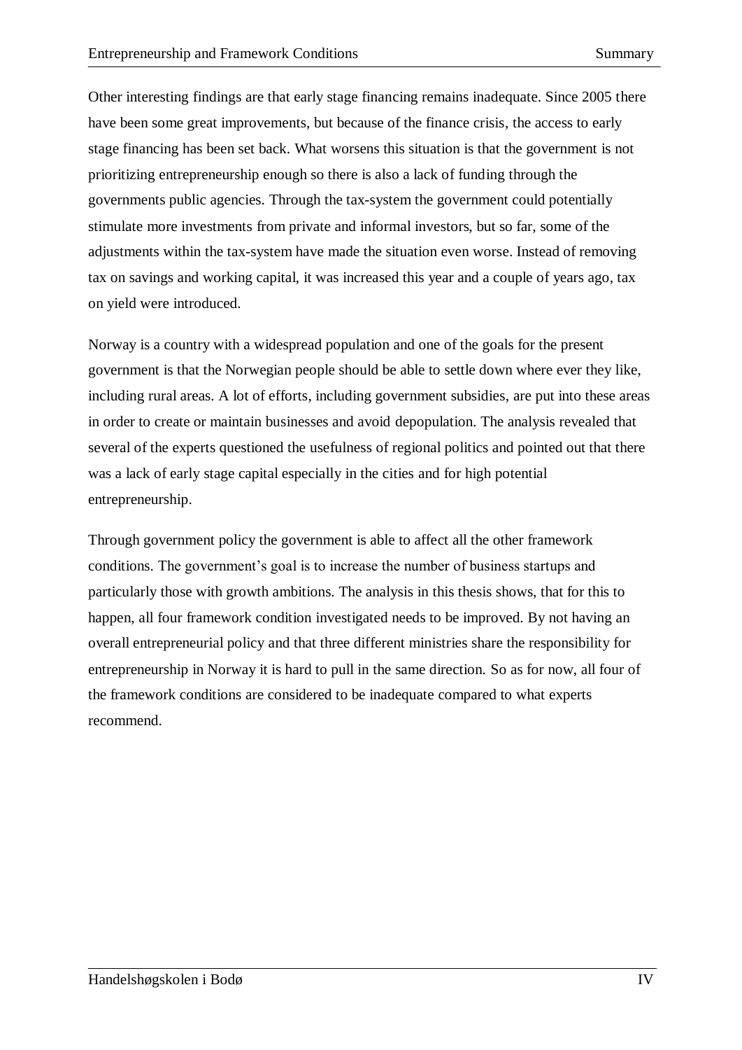Other interesting findings are that early stage financing remains inadequate. Since 2005 there have been some great improvements, but because of the finance crisis, the access to early stage financing has been set back. What worsens this situation is that the government is not prioritizing entrepreneurship enough so there is also a lack of funding through the governments public agencies. Through the tax-system the government could potentially stimulate more investments from private and informal investors, but so far, some of the adjustments within the tax-system have made the situation even worse. Instead of removing tax on savings and working capital, it was increased this year and a couple of years ago, tax on yield were introduced.

Norway is a country with a widespread population and one of the goals for the present government is that the Norwegian people should be able to settle down where ever they like, including rural areas. A lot of efforts, including government subsidies, are put into these areas in order to create or maintain businesses and avoid depopulation. The analysis revealed that several of the experts questioned the usefulness of regional politics and pointed out that there was a lack of early stage capital especially in the cities and for high potential entrepreneurship.

Through government policy the government is able to affect all the other framework conditions. The government's goal is to increase the number of business startups and particularly those with growth ambitions. The analysis in this thesis shows, that for this to happen, all four framework condition investigated needs to be improved. By not having an overall entrepreneurial policy and that three different ministries share the responsibility for entrepreneurship in Norway it is hard to pull in the same direction. So as for now, all four of the framework conditions are considered to be inadequate compared to what experts recommend.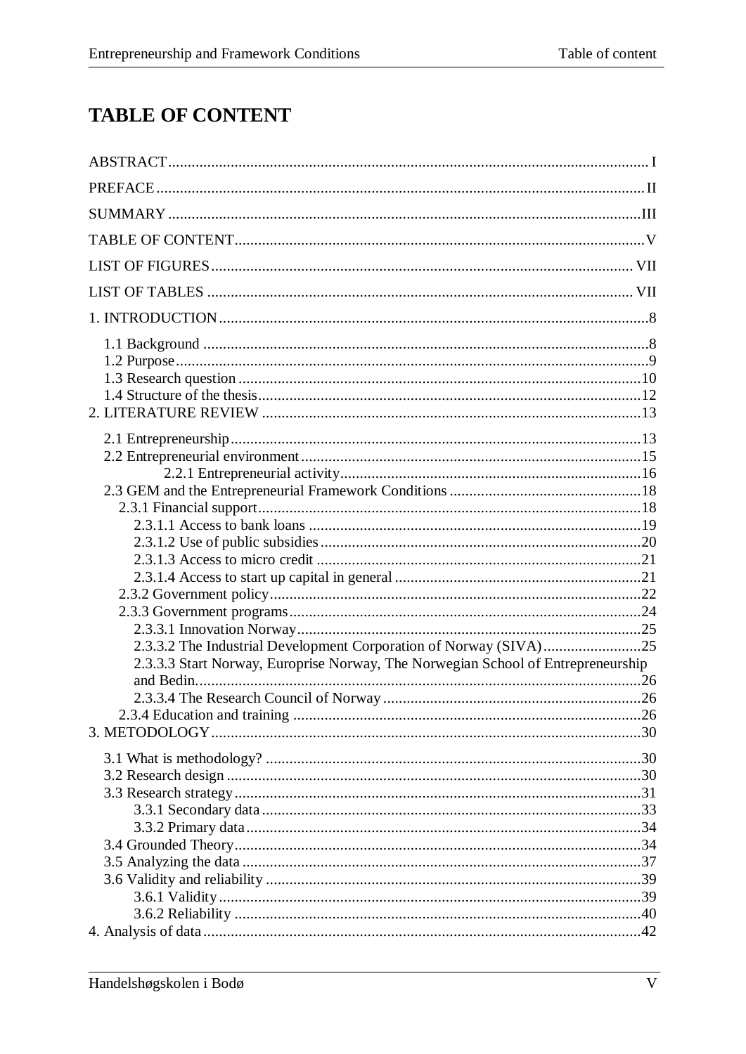# TABLE OF CONTENT

ABSTRACT ..... I

PREFACE ..... II

SUMMARY ..... III

TABLE OF CONTENT ..... V

LIST OF FIGURES ..... VII

LIST OF TABLES ..... VII

1. INTRODUCTION ..... 8
   - 1.1 Background ..... 8
   - 1.2 Purpose ..... 9
   - 1.3 Research question ..... 10
   - 1.4 Structure of the thesis ..... 12

2. LITERATURE REVIEW ..... 13
   - 2.1 Entrepreneurship ..... 13
   - 2.2 Entrepreneurial environment ..... 15
     - 2.2.1 Entrepreneurial activity ..... 16
   - 2.3 GEM and the Entrepreneurial Framework Conditions ..... 18
     - 2.3.1 Financial support ..... 18
       - 2.3.1.1 Access to bank loans ..... 19
       - 2.3.1.2 Use of public subsidies ..... 20
       - 2.3.1.3 Access to micro credit ..... 21
       - 2.3.1.4 Access to start up capital in general ..... 21
     - 2.3.2 Government policy ..... 22
     - 2.3.3 Government programs ..... 24
       - 2.3.3.1 Innovation Norway ..... 25
       - 2.3.3.2 The Industrial Development Corporation of Norway (SIVA) ..... 25
       - 2.3.3.3 Start Norway, Europrise Norway, The Norwegian School of Entrepreneurship and Bedin. ..... 26
       - 2.3.3.4 The Research Council of Norway ..... 26
     - 2.3.4 Education and training ..... 26

3. METODOLOGY ..... 30
   - 3.1 What is methodology? ..... 30
   - 3.2 Research design ..... 30
   - 3.3 Research strategy ..... 31
     - 3.3.1 Secondary data ..... 33
     - 3.3.2 Primary data ..... 34
   - 3.4 Grounded Theory ..... 34
   - 3.5 Analyzing the data ..... 37
   - 3.6 Validity and reliability ..... 39
     - 3.6.1 Validity ..... 39
     - 3.6.2 Reliability ..... 40

4. Analysis of data ..... 42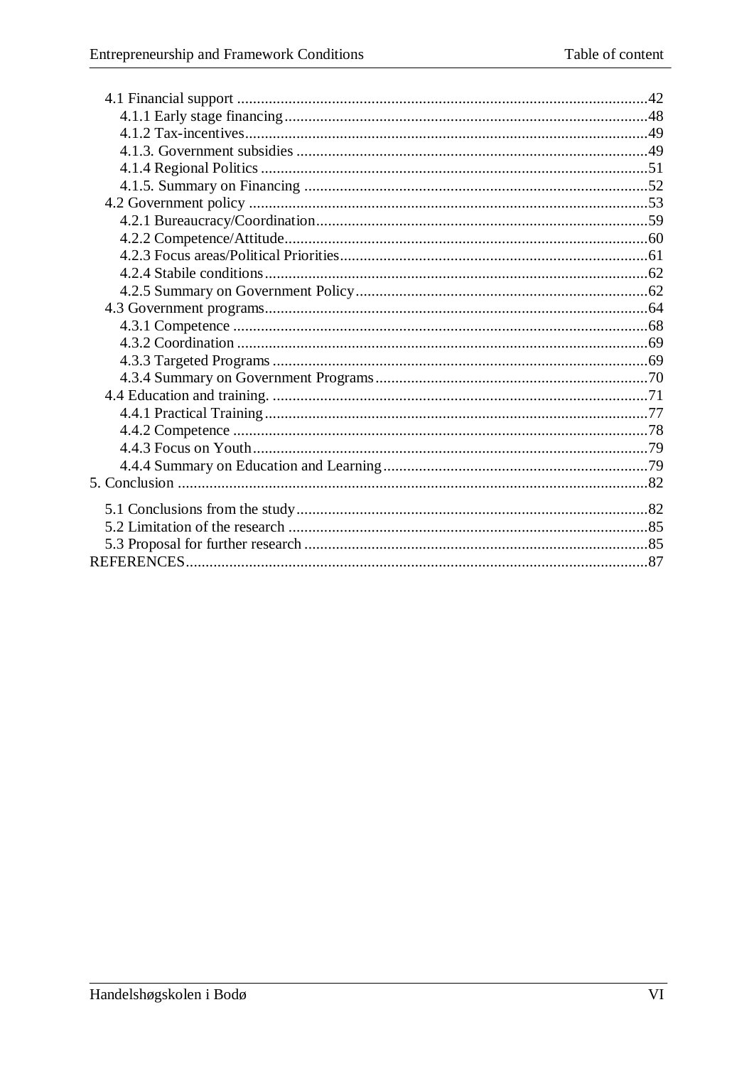4.1 Financial support ........................................................................................................42
4.1.1 Early stage financing...........................................................................................48
4.1.2 Tax-incentives......................................................................................................49
4.1.3. Government subsidies .........................................................................................49
4.1.4 Regional Politics ..................................................................................................51
4.1.5. Summary on Financing .......................................................................................52
4.2 Government policy .....................................................................................................53
4.2.1 Bureaucracy/Coordination...................................................................................59
4.2.2 Competence/Attitude............................................................................................60
4.2.3 Focus areas/Political Priorities.............................................................................61
4.2.4 Stabile conditions.................................................................................................62
4.2.5 Summary on Government Policy.........................................................................62
4.3 Government programs................................................................................................64
4.3.1 Competence .........................................................................................................68
4.3.2 Coordination ........................................................................................................69
4.3.3 Targeted Programs ...............................................................................................69
4.3.4 Summary on Government Programs....................................................................70
4.4 Education and training. ...............................................................................................71
4.4.1 Practical Training.................................................................................................77
4.4.2 Competence .........................................................................................................78
4.4.3 Focus on Youth....................................................................................................79
4.4.4 Summary on Education and Learning..................................................................79
5. Conclusion ......................................................................................................................82
5.1 Conclusions from the study........................................................................................82
5.2 Limitation of the research ..........................................................................................85
5.3 Proposal for further research ......................................................................................85
REFERENCES...................................................................................................................87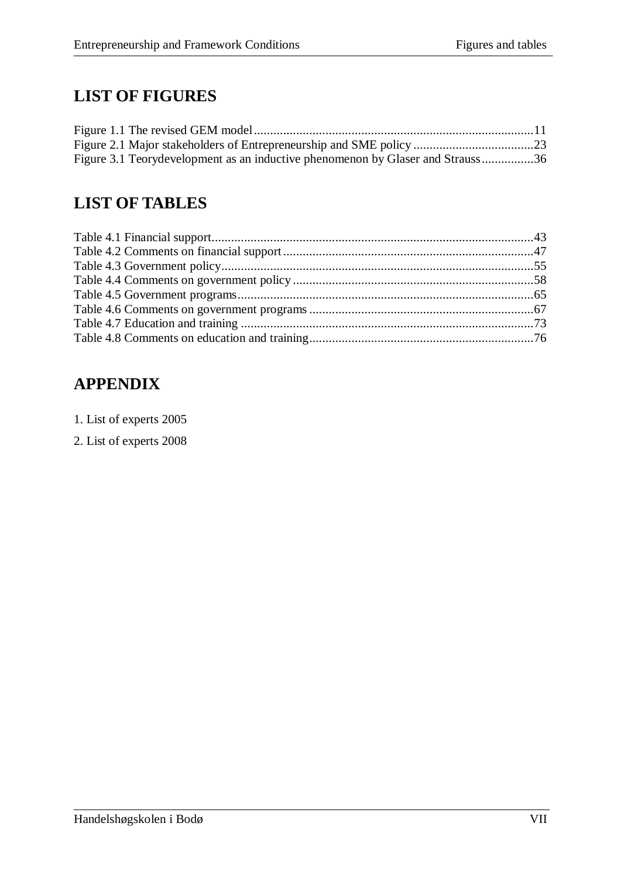# LIST OF FIGURES

Figure 1.1 The revised GEM model....................................................................................11
Figure 2.1 Major stakeholders of Entrepreneurship and SME policy .....................................23
Figure 3.1 Teorydevelopment as an inductive phenomenon by Glaser and Strauss................36

# LIST OF TABLES

Table 4.1 Financial support..................................................................................................43
Table 4.2 Comments on financial support............................................................................47
Table 4.3 Government policy................................................................................................55
Table 4.4 Comments on government policy.........................................................................58
Table 4.5 Government programs..........................................................................................65
Table 4.6 Comments on government programs....................................................................67
Table 4.7 Education and training..........................................................................................73
Table 4.8 Comments on education and training....................................................................76

# APPENDIX

1. List of experts 2005
2. List of experts 2008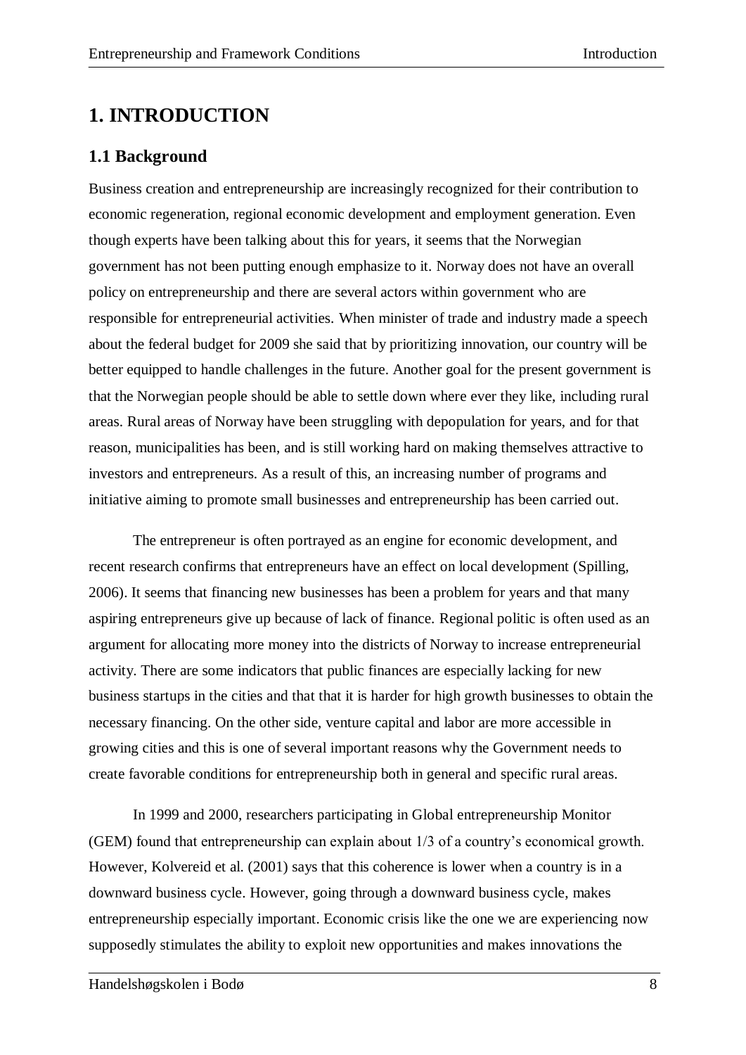# 1. INTRODUCTION

## 1.1 Background

Business creation and entrepreneurship are increasingly recognized for their contribution to economic regeneration, regional economic development and employment generation. Even though experts have been talking about this for years, it seems that the Norwegian government has not been putting enough emphasize to it. Norway does not have an overall policy on entrepreneurship and there are several actors within government who are responsible for entrepreneurial activities. When minister of trade and industry made a speech about the federal budget for 2009 she said that by prioritizing innovation, our country will be better equipped to handle challenges in the future. Another goal for the present government is that the Norwegian people should be able to settle down where ever they like, including rural areas. Rural areas of Norway have been struggling with depopulation for years, and for that reason, municipalities has been, and is still working hard on making themselves attractive to investors and entrepreneurs. As a result of this, an increasing number of programs and initiative aiming to promote small businesses and entrepreneurship has been carried out.

The entrepreneur is often portrayed as an engine for economic development, and recent research confirms that entrepreneurs have an effect on local development (Spilling, 2006). It seems that financing new businesses has been a problem for years and that many aspiring entrepreneurs give up because of lack of finance. Regional politic is often used as an argument for allocating more money into the districts of Norway to increase entrepreneurial activity. There are some indicators that public finances are especially lacking for new business startups in the cities and that that it is harder for high growth businesses to obtain the necessary financing. On the other side, venture capital and labor are more accessible in growing cities and this is one of several important reasons why the Government needs to create favorable conditions for entrepreneurship both in general and specific rural areas.

In 1999 and 2000, researchers participating in Global entrepreneurship Monitor (GEM) found that entrepreneurship can explain about 1/3 of a country's economical growth. However, Kolvereid et al. (2001) says that this coherence is lower when a country is in a downward business cycle. However, going through a downward business cycle, makes entrepreneurship especially important. Economic crisis like the one we are experiencing now supposedly stimulates the ability to exploit new opportunities and makes innovations the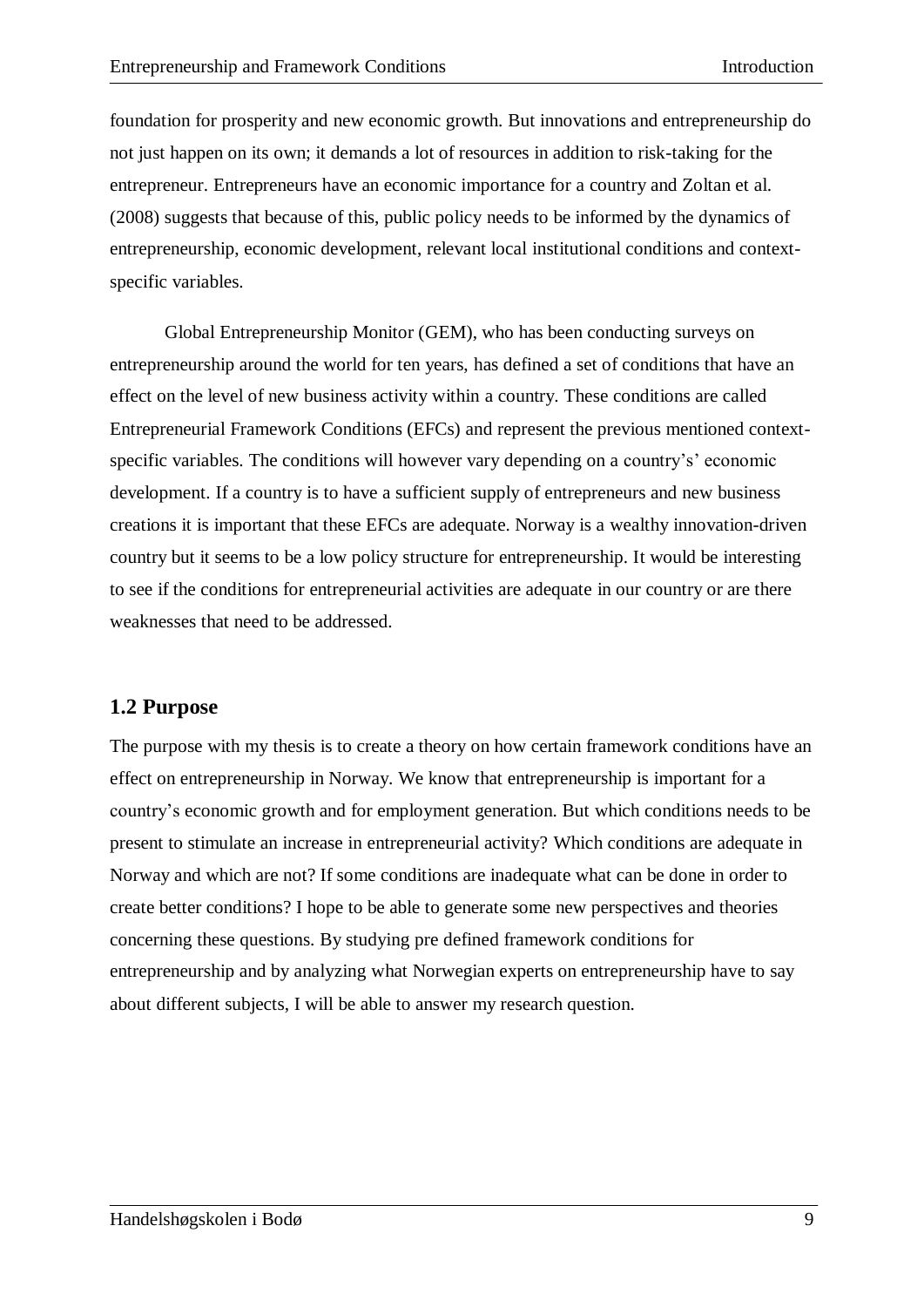foundation for prosperity and new economic growth. But innovations and entrepreneurship do not just happen on its own; it demands a lot of resources in addition to risk-taking for the entrepreneur. Entrepreneurs have an economic importance for a country and Zoltan et al. (2008) suggests that because of this, public policy needs to be informed by the dynamics of entrepreneurship, economic development, relevant local institutional conditions and context-specific variables.

Global Entrepreneurship Monitor (GEM), who has been conducting surveys on entrepreneurship around the world for ten years, has defined a set of conditions that have an effect on the level of new business activity within a country. These conditions are called Entrepreneurial Framework Conditions (EFCs) and represent the previous mentioned context-specific variables. The conditions will however vary depending on a country's' economic development. If a country is to have a sufficient supply of entrepreneurs and new business creations it is important that these EFCs are adequate. Norway is a wealthy innovation-driven country but it seems to be a low policy structure for entrepreneurship. It would be interesting to see if the conditions for entrepreneurial activities are adequate in our country or are there weaknesses that need to be addressed.

## 1.2 Purpose

The purpose with my thesis is to create a theory on how certain framework conditions have an effect on entrepreneurship in Norway. We know that entrepreneurship is important for a country's economic growth and for employment generation. But which conditions needs to be present to stimulate an increase in entrepreneurial activity? Which conditions are adequate in Norway and which are not? If some conditions are inadequate what can be done in order to create better conditions? I hope to be able to generate some new perspectives and theories concerning these questions. By studying pre defined framework conditions for entrepreneurship and by analyzing what Norwegian experts on entrepreneurship have to say about different subjects, I will be able to answer my research question.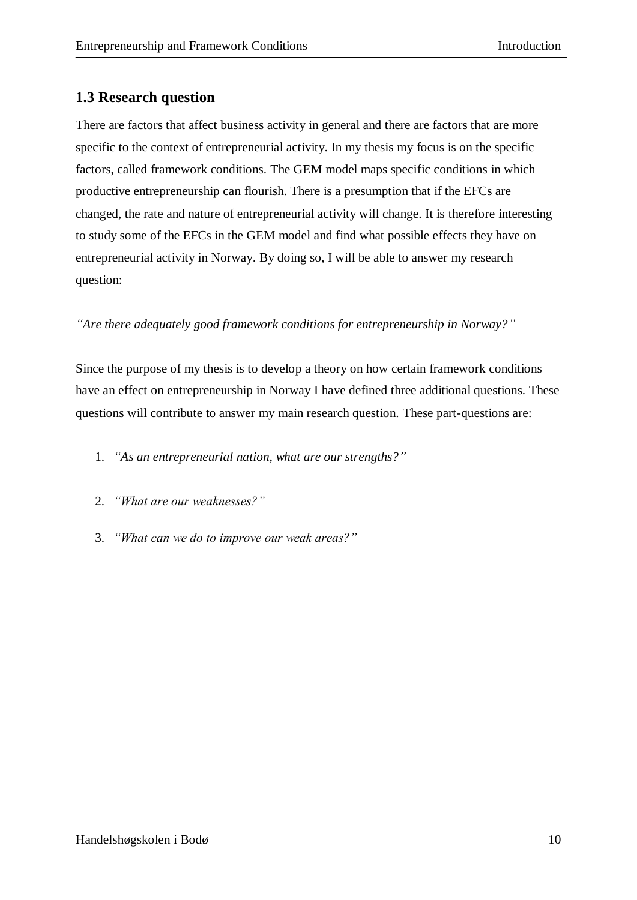## 1.3 Research question

There are factors that affect business activity in general and there are factors that are more specific to the context of entrepreneurial activity. In my thesis my focus is on the specific factors, called framework conditions. The GEM model maps specific conditions in which productive entrepreneurship can flourish. There is a presumption that if the EFCs are changed, the rate and nature of entrepreneurial activity will change. It is therefore interesting to study some of the EFCs in the GEM model and find what possible effects they have on entrepreneurial activity in Norway. By doing so, I will be able to answer my research question:

*"Are there adequately good framework conditions for entrepreneurship in Norway?"*

Since the purpose of my thesis is to develop a theory on how certain framework conditions have an effect on entrepreneurship in Norway I have defined three additional questions. These questions will contribute to answer my main research question. These part-questions are:

1. *"As an entrepreneurial nation, what are our strengths?"*
2. *"What are our weaknesses?"*
3. *"What can we do to improve our weak areas?"*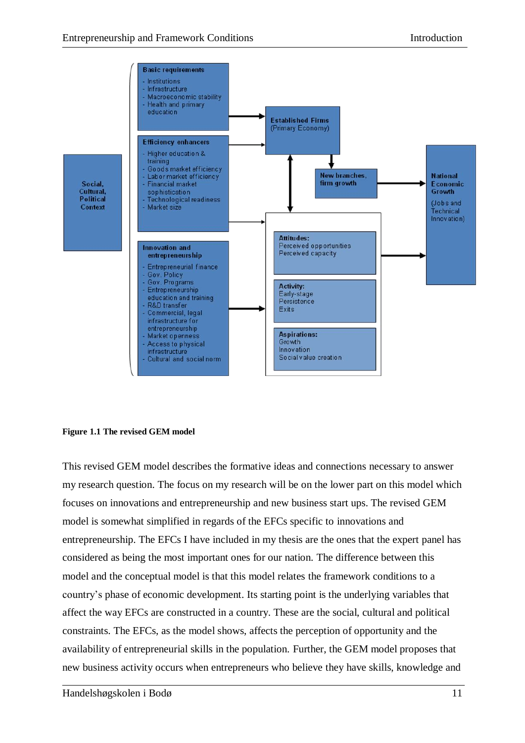Social, Cultural, Political Context

Basic requirements
- Institutions
- Infrastructure
- Macroeconomic stability
- Health and primary education

Efficiency enhancers
- Higher education & training
- Goods market efficiency
- Labor market efficiency
- Financial market sophistication
- Technological readiness
- Market size

Innovation and entrepreneurship
- Entrepreneurial finance
- Gov. Policy
- Gov. Programs
- Entrepreneurship education and training
- R&D transfer
- Commercial, legal infrastructure for entrepreneurship
- Market openness
- Access to physical infrastructure
- Cultural and social norm

Established Firms (Primary Economy)

New branches, firm growth

Attitudes: Perceived opportunities Perceived capacity

Activity: Early-stage Persistence Exits

Aspirations: Growth Innovation Social value creation

National Economic Growth (Jobs and Technical Innovation)

**Figure 1.1 The revised GEM model**

This revised GEM model describes the formative ideas and connections necessary to answer my research question. The focus on my research will be on the lower part on this model which focuses on innovations and entrepreneurship and new business start ups. The revised GEM model is somewhat simplified in regards of the EFCs specific to innovations and entrepreneurship. The EFCs I have included in my thesis are the ones that the expert panel has considered as being the most important ones for our nation. The difference between this model and the conceptual model is that this model relates the framework conditions to a country's phase of economic development. Its starting point is the underlying variables that affect the way EFCs are constructed in a country. These are the social, cultural and political constraints. The EFCs, as the model shows, affects the perception of opportunity and the availability of entrepreneurial skills in the population. Further, the GEM model proposes that new business activity occurs when entrepreneurs who believe they have skills, knowledge and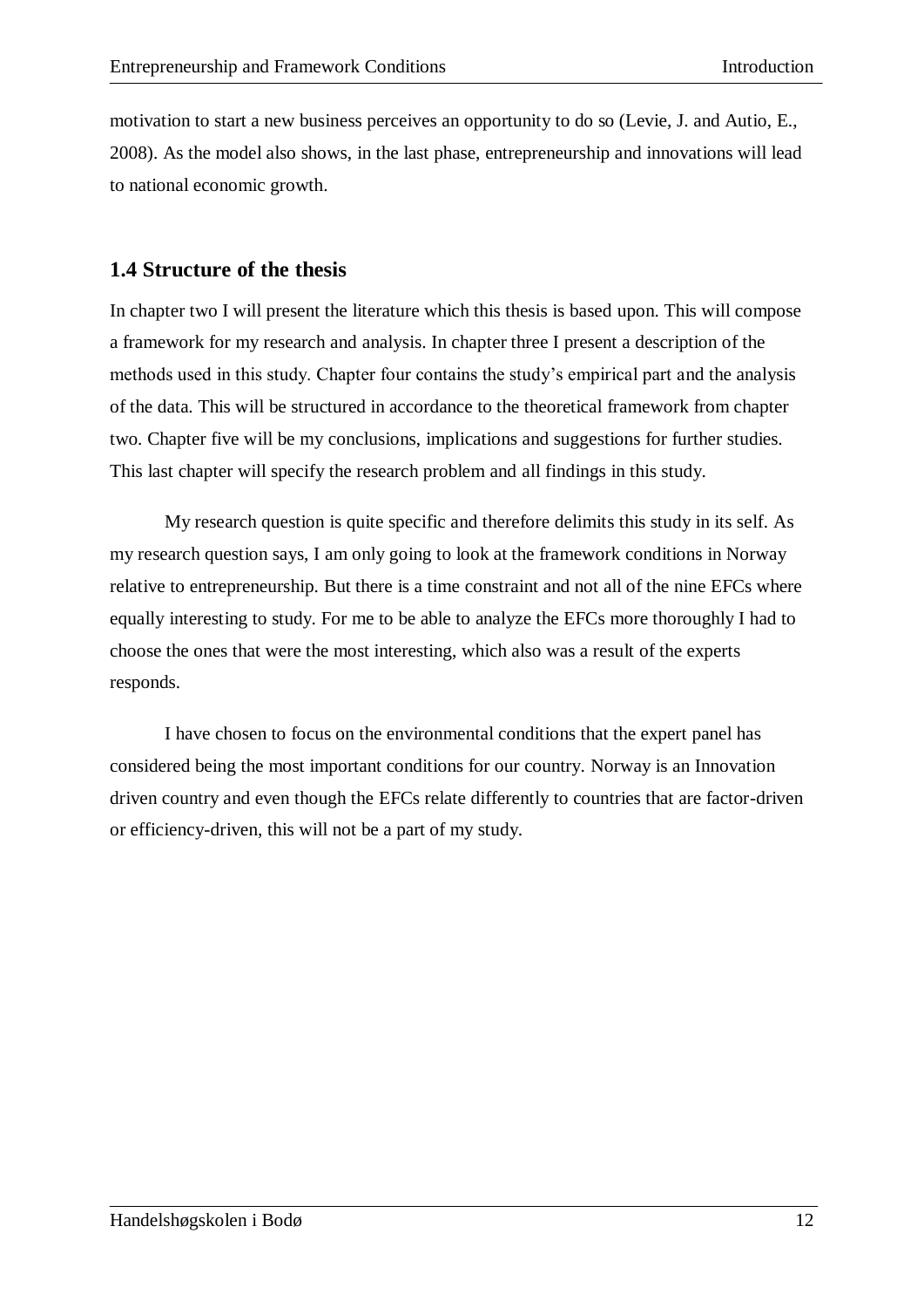motivation to start a new business perceives an opportunity to do so (Levie, J. and Autio, E., 2008). As the model also shows, in the last phase, entrepreneurship and innovations will lead to national economic growth.

## 1.4 Structure of the thesis

In chapter two I will present the literature which this thesis is based upon. This will compose a framework for my research and analysis. In chapter three I present a description of the methods used in this study. Chapter four contains the study's empirical part and the analysis of the data. This will be structured in accordance to the theoretical framework from chapter two. Chapter five will be my conclusions, implications and suggestions for further studies. This last chapter will specify the research problem and all findings in this study.

My research question is quite specific and therefore delimits this study in its self. As my research question says, I am only going to look at the framework conditions in Norway relative to entrepreneurship. But there is a time constraint and not all of the nine EFCs where equally interesting to study. For me to be able to analyze the EFCs more thoroughly I had to choose the ones that were the most interesting, which also was a result of the experts responds.

I have chosen to focus on the environmental conditions that the expert panel has considered being the most important conditions for our country. Norway is an Innovation driven country and even though the EFCs relate differently to countries that are factor-driven or efficiency-driven, this will not be a part of my study.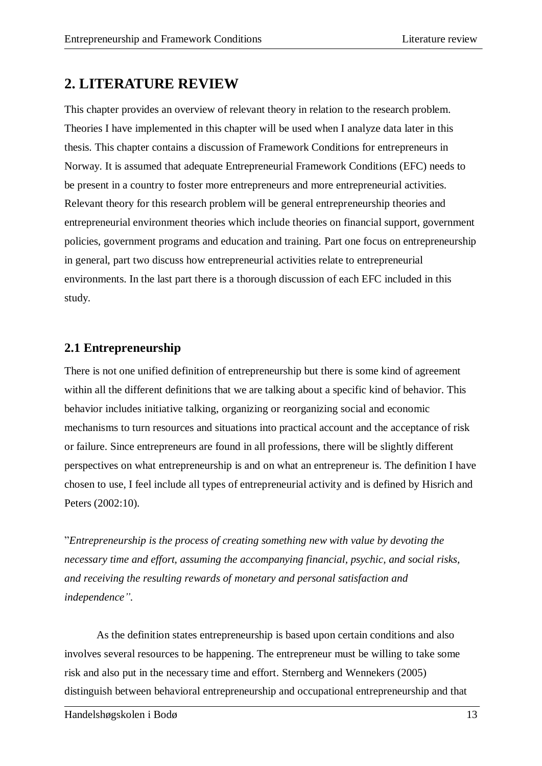# 2. LITERATURE REVIEW

This chapter provides an overview of relevant theory in relation to the research problem. Theories I have implemented in this chapter will be used when I analyze data later in this thesis. This chapter contains a discussion of Framework Conditions for entrepreneurs in Norway. It is assumed that adequate Entrepreneurial Framework Conditions (EFC) needs to be present in a country to foster more entrepreneurs and more entrepreneurial activities. Relevant theory for this research problem will be general entrepreneurship theories and entrepreneurial environment theories which include theories on financial support, government policies, government programs and education and training. Part one focus on entrepreneurship in general, part two discuss how entrepreneurial activities relate to entrepreneurial environments. In the last part there is a thorough discussion of each EFC included in this study.

## 2.1 Entrepreneurship

There is not one unified definition of entrepreneurship but there is some kind of agreement within all the different definitions that we are talking about a specific kind of behavior. This behavior includes initiative talking, organizing or reorganizing social and economic mechanisms to turn resources and situations into practical account and the acceptance of risk or failure. Since entrepreneurs are found in all professions, there will be slightly different perspectives on what entrepreneurship is and on what an entrepreneur is. The definition I have chosen to use, I feel include all types of entrepreneurial activity and is defined by Hisrich and Peters (2002:10).

"*Entrepreneurship is the process of creating something new with value by devoting the necessary time and effort, assuming the accompanying financial, psychic, and social risks, and receiving the resulting rewards of monetary and personal satisfaction and independence".*

As the definition states entrepreneurship is based upon certain conditions and also involves several resources to be happening. The entrepreneur must be willing to take some risk and also put in the necessary time and effort. Sternberg and Wennekers (2005) distinguish between behavioral entrepreneurship and occupational entrepreneurship and that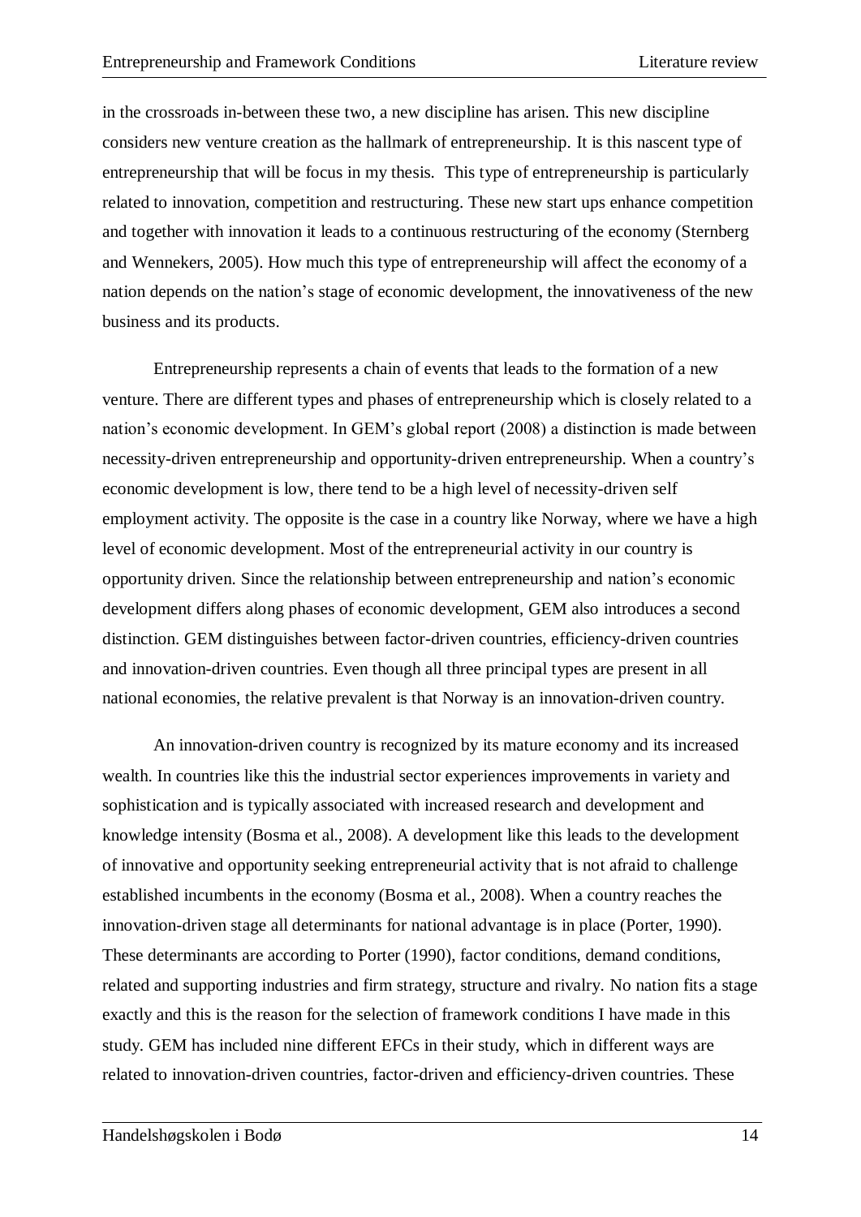in the crossroads in-between these two, a new discipline has arisen. This new discipline considers new venture creation as the hallmark of entrepreneurship. It is this nascent type of entrepreneurship that will be focus in my thesis. This type of entrepreneurship is particularly related to innovation, competition and restructuring. These new start ups enhance competition and together with innovation it leads to a continuous restructuring of the economy (Sternberg and Wennekers, 2005). How much this type of entrepreneurship will affect the economy of a nation depends on the nation's stage of economic development, the innovativeness of the new business and its products.

Entrepreneurship represents a chain of events that leads to the formation of a new venture. There are different types and phases of entrepreneurship which is closely related to a nation's economic development. In GEM's global report (2008) a distinction is made between necessity-driven entrepreneurship and opportunity-driven entrepreneurship. When a country's economic development is low, there tend to be a high level of necessity-driven self employment activity. The opposite is the case in a country like Norway, where we have a high level of economic development. Most of the entrepreneurial activity in our country is opportunity driven. Since the relationship between entrepreneurship and nation's economic development differs along phases of economic development, GEM also introduces a second distinction. GEM distinguishes between factor-driven countries, efficiency-driven countries and innovation-driven countries. Even though all three principal types are present in all national economies, the relative prevalent is that Norway is an innovation-driven country.

An innovation-driven country is recognized by its mature economy and its increased wealth. In countries like this the industrial sector experiences improvements in variety and sophistication and is typically associated with increased research and development and knowledge intensity (Bosma et al., 2008). A development like this leads to the development of innovative and opportunity seeking entrepreneurial activity that is not afraid to challenge established incumbents in the economy (Bosma et al., 2008). When a country reaches the innovation-driven stage all determinants for national advantage is in place (Porter, 1990). These determinants are according to Porter (1990), factor conditions, demand conditions, related and supporting industries and firm strategy, structure and rivalry. No nation fits a stage exactly and this is the reason for the selection of framework conditions I have made in this study. GEM has included nine different EFCs in their study, which in different ways are related to innovation-driven countries, factor-driven and efficiency-driven countries. These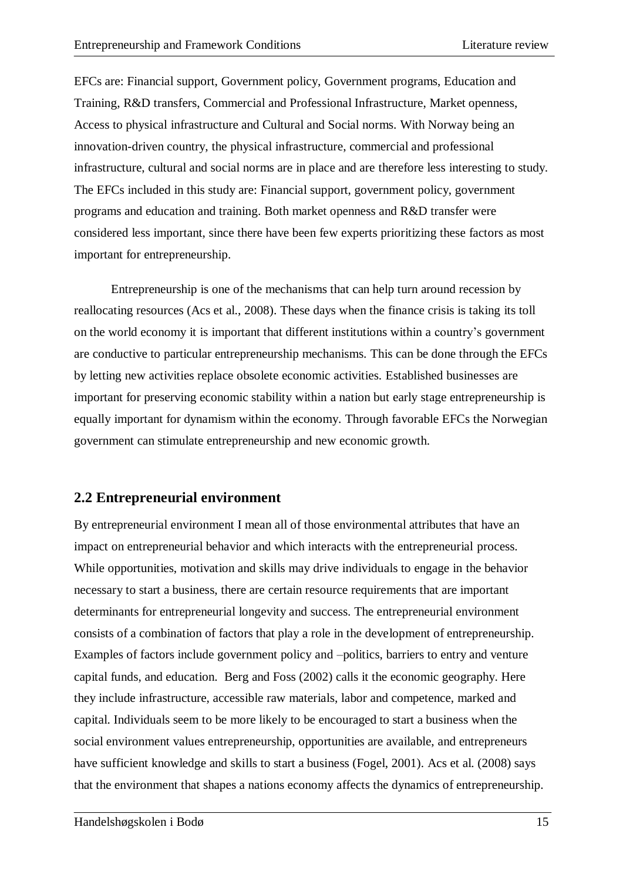EFCs are: Financial support, Government policy, Government programs, Education and Training, R&D transfers, Commercial and Professional Infrastructure, Market openness, Access to physical infrastructure and Cultural and Social norms. With Norway being an innovation-driven country, the physical infrastructure, commercial and professional infrastructure, cultural and social norms are in place and are therefore less interesting to study. The EFCs included in this study are: Financial support, government policy, government programs and education and training. Both market openness and R&D transfer were considered less important, since there have been few experts prioritizing these factors as most important for entrepreneurship.

Entrepreneurship is one of the mechanisms that can help turn around recession by reallocating resources (Acs et al., 2008). These days when the finance crisis is taking its toll on the world economy it is important that different institutions within a country's government are conductive to particular entrepreneurship mechanisms. This can be done through the EFCs by letting new activities replace obsolete economic activities. Established businesses are important for preserving economic stability within a nation but early stage entrepreneurship is equally important for dynamism within the economy. Through favorable EFCs the Norwegian government can stimulate entrepreneurship and new economic growth.

## 2.2 Entrepreneurial environment

By entrepreneurial environment I mean all of those environmental attributes that have an impact on entrepreneurial behavior and which interacts with the entrepreneurial process. While opportunities, motivation and skills may drive individuals to engage in the behavior necessary to start a business, there are certain resource requirements that are important determinants for entrepreneurial longevity and success. The entrepreneurial environment consists of a combination of factors that play a role in the development of entrepreneurship. Examples of factors include government policy and –politics, barriers to entry and venture capital funds, and education. Berg and Foss (2002) calls it the economic geography. Here they include infrastructure, accessible raw materials, labor and competence, marked and capital. Individuals seem to be more likely to be encouraged to start a business when the social environment values entrepreneurship, opportunities are available, and entrepreneurs have sufficient knowledge and skills to start a business (Fogel, 2001). Acs et al. (2008) says that the environment that shapes a nations economy affects the dynamics of entrepreneurship.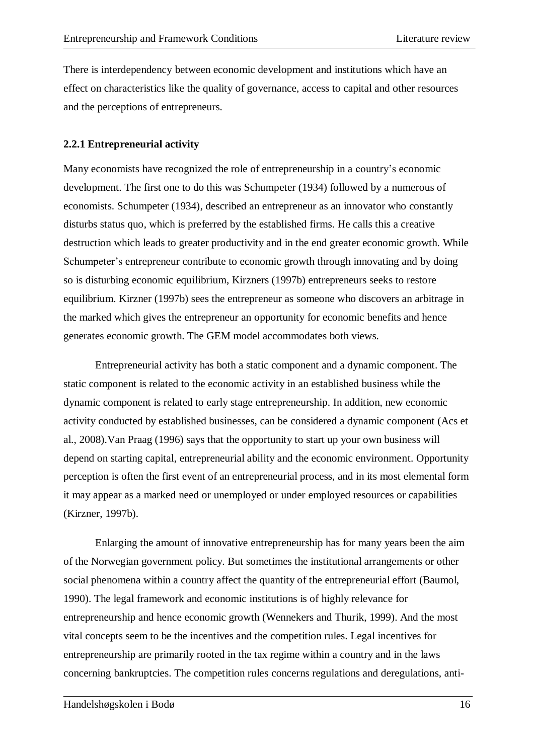There is interdependency between economic development and institutions which have an effect on characteristics like the quality of governance, access to capital and other resources and the perceptions of entrepreneurs.

### 2.2.1 Entrepreneurial activity

Many economists have recognized the role of entrepreneurship in a country's economic development. The first one to do this was Schumpeter (1934) followed by a numerous of economists. Schumpeter (1934), described an entrepreneur as an innovator who constantly disturbs status quo, which is preferred by the established firms. He calls this a creative destruction which leads to greater productivity and in the end greater economic growth. While Schumpeter's entrepreneur contribute to economic growth through innovating and by doing so is disturbing economic equilibrium, Kirzners (1997b) entrepreneurs seeks to restore equilibrium. Kirzner (1997b) sees the entrepreneur as someone who discovers an arbitrage in the marked which gives the entrepreneur an opportunity for economic benefits and hence generates economic growth. The GEM model accommodates both views.

Entrepreneurial activity has both a static component and a dynamic component. The static component is related to the economic activity in an established business while the dynamic component is related to early stage entrepreneurship. In addition, new economic activity conducted by established businesses, can be considered a dynamic component (Acs et al., 2008).Van Praag (1996) says that the opportunity to start up your own business will depend on starting capital, entrepreneurial ability and the economic environment. Opportunity perception is often the first event of an entrepreneurial process, and in its most elemental form it may appear as a marked need or unemployed or under employed resources or capabilities (Kirzner, 1997b).

Enlarging the amount of innovative entrepreneurship has for many years been the aim of the Norwegian government policy. But sometimes the institutional arrangements or other social phenomena within a country affect the quantity of the entrepreneurial effort (Baumol, 1990). The legal framework and economic institutions is of highly relevance for entrepreneurship and hence economic growth (Wennekers and Thurik, 1999). And the most vital concepts seem to be the incentives and the competition rules. Legal incentives for entrepreneurship are primarily rooted in the tax regime within a country and in the laws concerning bankruptcies. The competition rules concerns regulations and deregulations, anti-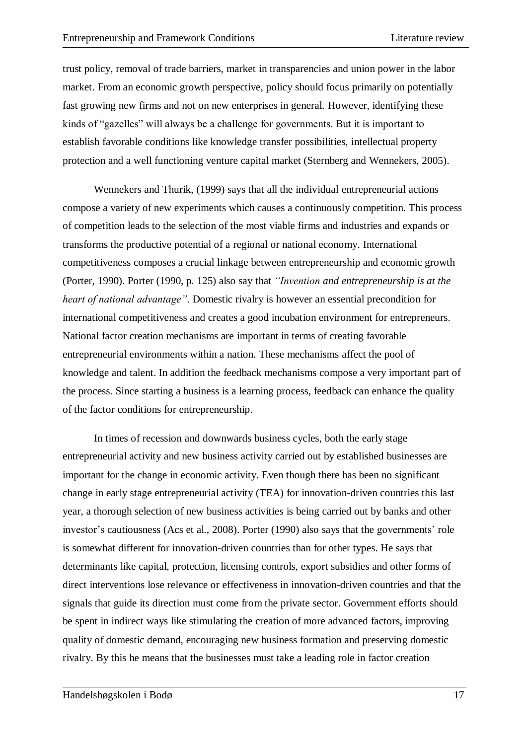trust policy, removal of trade barriers, market in transparencies and union power in the labor market. From an economic growth perspective, policy should focus primarily on potentially fast growing new firms and not on new enterprises in general. However, identifying these kinds of "gazelles" will always be a challenge for governments. But it is important to establish favorable conditions like knowledge transfer possibilities, intellectual property protection and a well functioning venture capital market (Sternberg and Wennekers, 2005).

Wennekers and Thurik, (1999) says that all the individual entrepreneurial actions compose a variety of new experiments which causes a continuously competition. This process of competition leads to the selection of the most viable firms and industries and expands or transforms the productive potential of a regional or national economy. International competitiveness composes a crucial linkage between entrepreneurship and economic growth (Porter, 1990). Porter (1990, p. 125) also say that *"Invention and entrepreneurship is at the heart of national advantage"*. Domestic rivalry is however an essential precondition for international competitiveness and creates a good incubation environment for entrepreneurs. National factor creation mechanisms are important in terms of creating favorable entrepreneurial environments within a nation. These mechanisms affect the pool of knowledge and talent. In addition the feedback mechanisms compose a very important part of the process. Since starting a business is a learning process, feedback can enhance the quality of the factor conditions for entrepreneurship.

In times of recession and downwards business cycles, both the early stage entrepreneurial activity and new business activity carried out by established businesses are important for the change in economic activity. Even though there has been no significant change in early stage entrepreneurial activity (TEA) for innovation-driven countries this last year, a thorough selection of new business activities is being carried out by banks and other investor's cautiousness (Acs et al., 2008). Porter (1990) also says that the governments' role is somewhat different for innovation-driven countries than for other types. He says that determinants like capital, protection, licensing controls, export subsidies and other forms of direct interventions lose relevance or effectiveness in innovation-driven countries and that the signals that guide its direction must come from the private sector. Government efforts should be spent in indirect ways like stimulating the creation of more advanced factors, improving quality of domestic demand, encouraging new business formation and preserving domestic rivalry. By this he means that the businesses must take a leading role in factor creation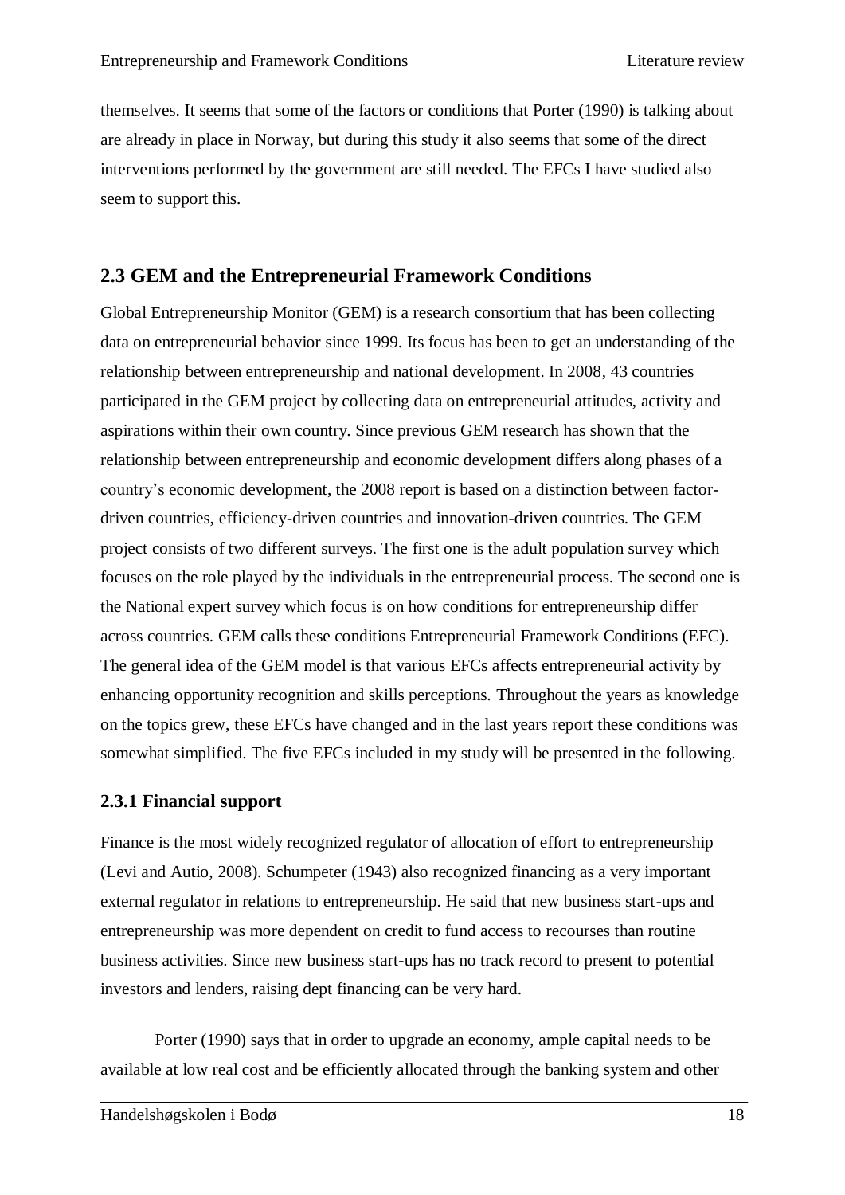themselves. It seems that some of the factors or conditions that Porter (1990) is talking about are already in place in Norway, but during this study it also seems that some of the direct interventions performed by the government are still needed. The EFCs I have studied also seem to support this.

## 2.3 GEM and the Entrepreneurial Framework Conditions

Global Entrepreneurship Monitor (GEM) is a research consortium that has been collecting data on entrepreneurial behavior since 1999. Its focus has been to get an understanding of the relationship between entrepreneurship and national development. In 2008, 43 countries participated in the GEM project by collecting data on entrepreneurial attitudes, activity and aspirations within their own country. Since previous GEM research has shown that the relationship between entrepreneurship and economic development differs along phases of a country's economic development, the 2008 report is based on a distinction between factor-driven countries, efficiency-driven countries and innovation-driven countries. The GEM project consists of two different surveys. The first one is the adult population survey which focuses on the role played by the individuals in the entrepreneurial process. The second one is the National expert survey which focus is on how conditions for entrepreneurship differ across countries. GEM calls these conditions Entrepreneurial Framework Conditions (EFC). The general idea of the GEM model is that various EFCs affects entrepreneurial activity by enhancing opportunity recognition and skills perceptions. Throughout the years as knowledge on the topics grew, these EFCs have changed and in the last years report these conditions was somewhat simplified. The five EFCs included in my study will be presented in the following.

### 2.3.1 Financial support

Finance is the most widely recognized regulator of allocation of effort to entrepreneurship (Levi and Autio, 2008). Schumpeter (1943) also recognized financing as a very important external regulator in relations to entrepreneurship. He said that new business start-ups and entrepreneurship was more dependent on credit to fund access to recourses than routine business activities. Since new business start-ups has no track record to present to potential investors and lenders, raising dept financing can be very hard.

Porter (1990) says that in order to upgrade an economy, ample capital needs to be available at low real cost and be efficiently allocated through the banking system and other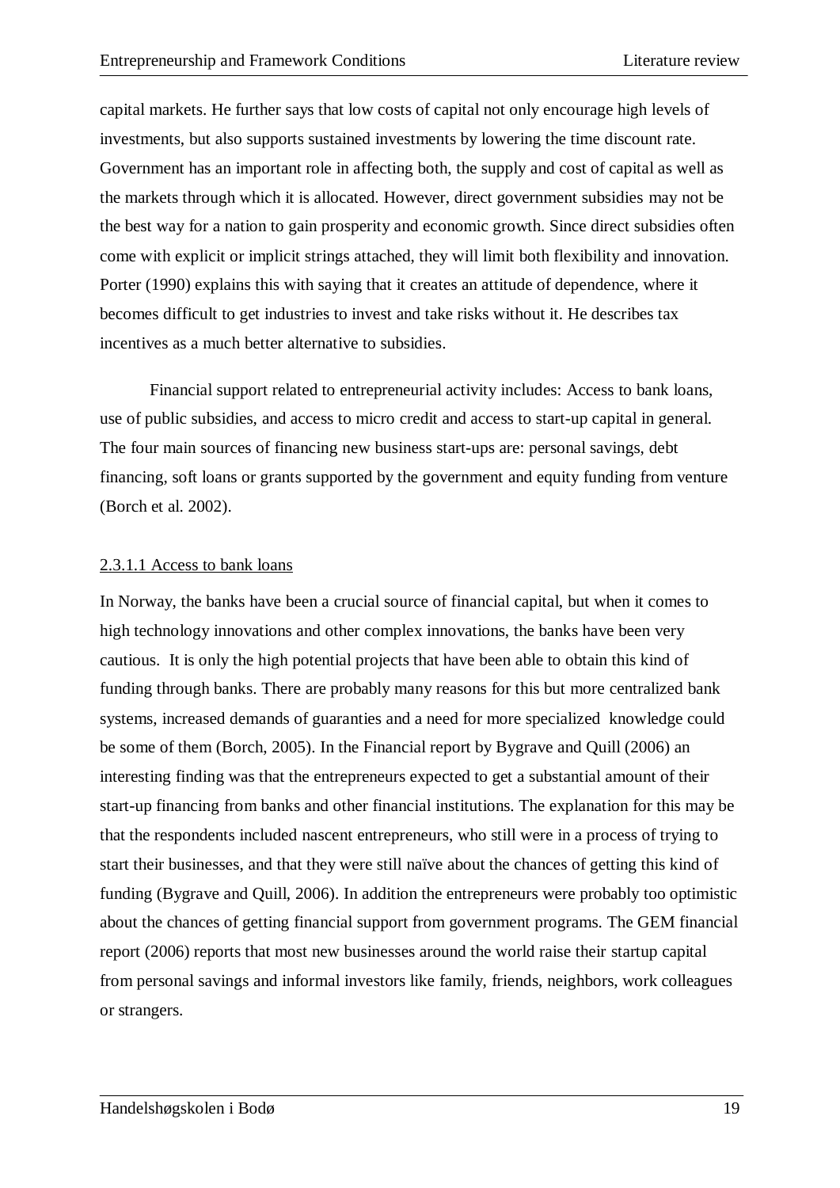capital markets. He further says that low costs of capital not only encourage high levels of investments, but also supports sustained investments by lowering the time discount rate. Government has an important role in affecting both, the supply and cost of capital as well as the markets through which it is allocated. However, direct government subsidies may not be the best way for a nation to gain prosperity and economic growth. Since direct subsidies often come with explicit or implicit strings attached, they will limit both flexibility and innovation. Porter (1990) explains this with saying that it creates an attitude of dependence, where it becomes difficult to get industries to invest and take risks without it. He describes tax incentives as a much better alternative to subsidies.

Financial support related to entrepreneurial activity includes: Access to bank loans, use of public subsidies, and access to micro credit and access to start-up capital in general. The four main sources of financing new business start-ups are: personal savings, debt financing, soft loans or grants supported by the government and equity funding from venture (Borch et al. 2002).

#### 2.3.1.1 Access to bank loans

In Norway, the banks have been a crucial source of financial capital, but when it comes to high technology innovations and other complex innovations, the banks have been very cautious. It is only the high potential projects that have been able to obtain this kind of funding through banks. There are probably many reasons for this but more centralized bank systems, increased demands of guaranties and a need for more specialized knowledge could be some of them (Borch, 2005). In the Financial report by Bygrave and Quill (2006) an interesting finding was that the entrepreneurs expected to get a substantial amount of their start-up financing from banks and other financial institutions. The explanation for this may be that the respondents included nascent entrepreneurs, who still were in a process of trying to start their businesses, and that they were still naïve about the chances of getting this kind of funding (Bygrave and Quill, 2006). In addition the entrepreneurs were probably too optimistic about the chances of getting financial support from government programs. The GEM financial report (2006) reports that most new businesses around the world raise their startup capital from personal savings and informal investors like family, friends, neighbors, work colleagues or strangers.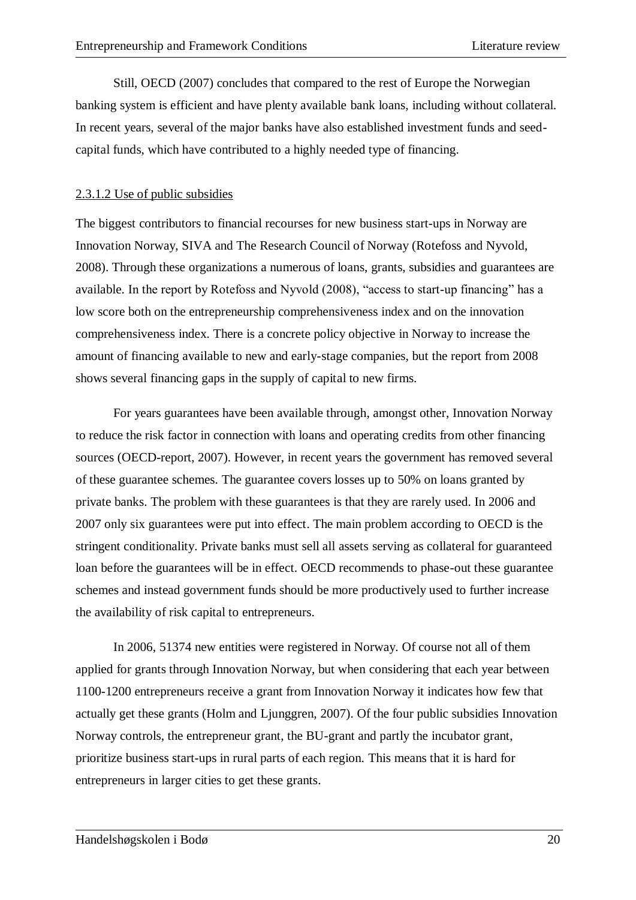Still, OECD (2007) concludes that compared to the rest of Europe the Norwegian banking system is efficient and have plenty available bank loans, including without collateral. In recent years, several of the major banks have also established investment funds and seed-capital funds, which have contributed to a highly needed type of financing.

#### 2.3.1.2 Use of public subsidies

The biggest contributors to financial recourses for new business start-ups in Norway are Innovation Norway, SIVA and The Research Council of Norway (Rotefoss and Nyvold, 2008). Through these organizations a numerous of loans, grants, subsidies and guarantees are available. In the report by Rotefoss and Nyvold (2008), "access to start-up financing" has a low score both on the entrepreneurship comprehensiveness index and on the innovation comprehensiveness index. There is a concrete policy objective in Norway to increase the amount of financing available to new and early-stage companies, but the report from 2008 shows several financing gaps in the supply of capital to new firms.

For years guarantees have been available through, amongst other, Innovation Norway to reduce the risk factor in connection with loans and operating credits from other financing sources (OECD-report, 2007). However, in recent years the government has removed several of these guarantee schemes. The guarantee covers losses up to 50% on loans granted by private banks. The problem with these guarantees is that they are rarely used. In 2006 and 2007 only six guarantees were put into effect. The main problem according to OECD is the stringent conditionality. Private banks must sell all assets serving as collateral for guaranteed loan before the guarantees will be in effect. OECD recommends to phase-out these guarantee schemes and instead government funds should be more productively used to further increase the availability of risk capital to entrepreneurs.

In 2006, 51374 new entities were registered in Norway. Of course not all of them applied for grants through Innovation Norway, but when considering that each year between 1100-1200 entrepreneurs receive a grant from Innovation Norway it indicates how few that actually get these grants (Holm and Ljunggren, 2007). Of the four public subsidies Innovation Norway controls, the entrepreneur grant, the BU-grant and partly the incubator grant, prioritize business start-ups in rural parts of each region. This means that it is hard for entrepreneurs in larger cities to get these grants.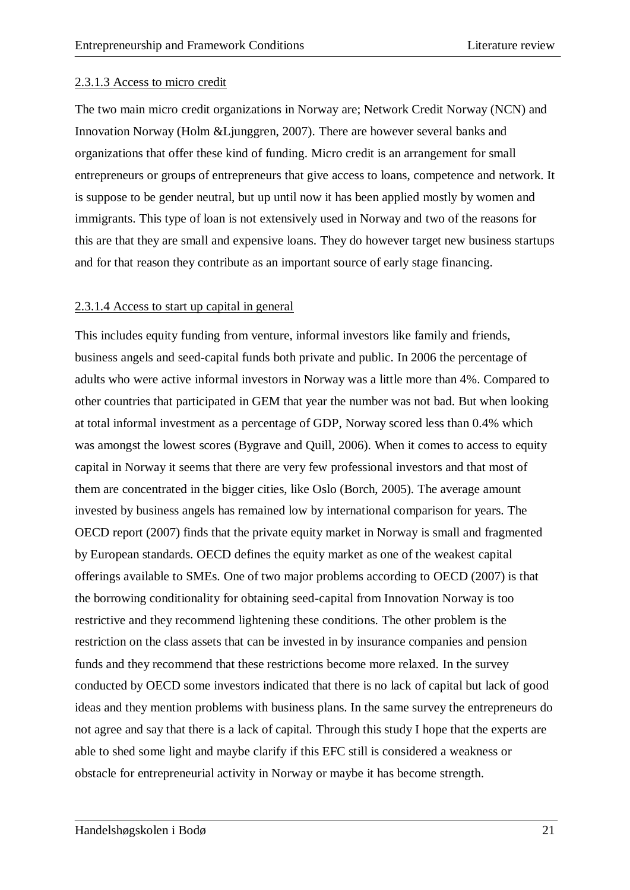#### 2.3.1.3 Access to micro credit

The two main micro credit organizations in Norway are; Network Credit Norway (NCN) and Innovation Norway (Holm &Ljunggren, 2007). There are however several banks and organizations that offer these kind of funding. Micro credit is an arrangement for small entrepreneurs or groups of entrepreneurs that give access to loans, competence and network. It is suppose to be gender neutral, but up until now it has been applied mostly by women and immigrants. This type of loan is not extensively used in Norway and two of the reasons for this are that they are small and expensive loans. They do however target new business startups and for that reason they contribute as an important source of early stage financing.

#### 2.3.1.4 Access to start up capital in general

This includes equity funding from venture, informal investors like family and friends, business angels and seed-capital funds both private and public. In 2006 the percentage of adults who were active informal investors in Norway was a little more than 4%. Compared to other countries that participated in GEM that year the number was not bad. But when looking at total informal investment as a percentage of GDP, Norway scored less than 0.4% which was amongst the lowest scores (Bygrave and Quill, 2006). When it comes to access to equity capital in Norway it seems that there are very few professional investors and that most of them are concentrated in the bigger cities, like Oslo (Borch, 2005). The average amount invested by business angels has remained low by international comparison for years. The OECD report (2007) finds that the private equity market in Norway is small and fragmented by European standards. OECD defines the equity market as one of the weakest capital offerings available to SMEs. One of two major problems according to OECD (2007) is that the borrowing conditionality for obtaining seed-capital from Innovation Norway is too restrictive and they recommend lightening these conditions. The other problem is the restriction on the class assets that can be invested in by insurance companies and pension funds and they recommend that these restrictions become more relaxed. In the survey conducted by OECD some investors indicated that there is no lack of capital but lack of good ideas and they mention problems with business plans. In the same survey the entrepreneurs do not agree and say that there is a lack of capital. Through this study I hope that the experts are able to shed some light and maybe clarify if this EFC still is considered a weakness or obstacle for entrepreneurial activity in Norway or maybe it has become strength.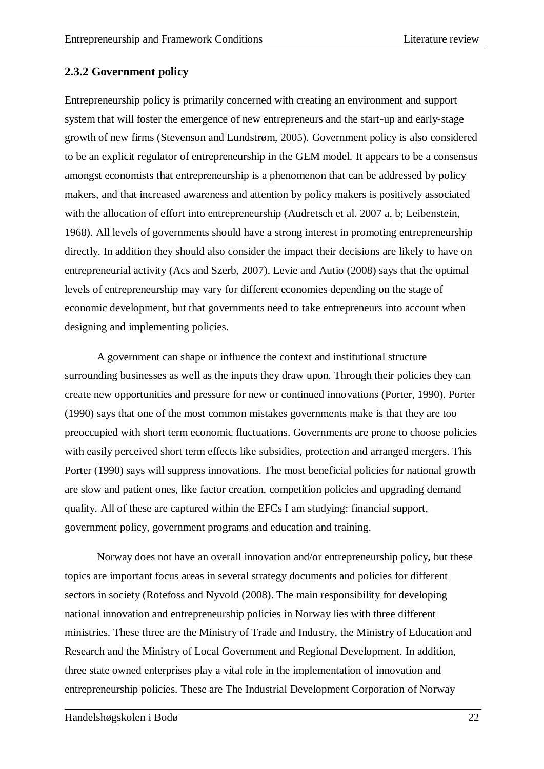### 2.3.2 Government policy

Entrepreneurship policy is primarily concerned with creating an environment and support system that will foster the emergence of new entrepreneurs and the start-up and early-stage growth of new firms (Stevenson and Lundstrøm, 2005). Government policy is also considered to be an explicit regulator of entrepreneurship in the GEM model. It appears to be a consensus amongst economists that entrepreneurship is a phenomenon that can be addressed by policy makers, and that increased awareness and attention by policy makers is positively associated with the allocation of effort into entrepreneurship (Audretsch et al. 2007 a, b; Leibenstein, 1968). All levels of governments should have a strong interest in promoting entrepreneurship directly. In addition they should also consider the impact their decisions are likely to have on entrepreneurial activity (Acs and Szerb, 2007). Levie and Autio (2008) says that the optimal levels of entrepreneurship may vary for different economies depending on the stage of economic development, but that governments need to take entrepreneurs into account when designing and implementing policies.

A government can shape or influence the context and institutional structure surrounding businesses as well as the inputs they draw upon. Through their policies they can create new opportunities and pressure for new or continued innovations (Porter, 1990). Porter (1990) says that one of the most common mistakes governments make is that they are too preoccupied with short term economic fluctuations. Governments are prone to choose policies with easily perceived short term effects like subsidies, protection and arranged mergers. This Porter (1990) says will suppress innovations. The most beneficial policies for national growth are slow and patient ones, like factor creation, competition policies and upgrading demand quality. All of these are captured within the EFCs I am studying: financial support, government policy, government programs and education and training.

Norway does not have an overall innovation and/or entrepreneurship policy, but these topics are important focus areas in several strategy documents and policies for different sectors in society (Rotefoss and Nyvold (2008). The main responsibility for developing national innovation and entrepreneurship policies in Norway lies with three different ministries. These three are the Ministry of Trade and Industry, the Ministry of Education and Research and the Ministry of Local Government and Regional Development. In addition, three state owned enterprises play a vital role in the implementation of innovation and entrepreneurship policies. These are The Industrial Development Corporation of Norway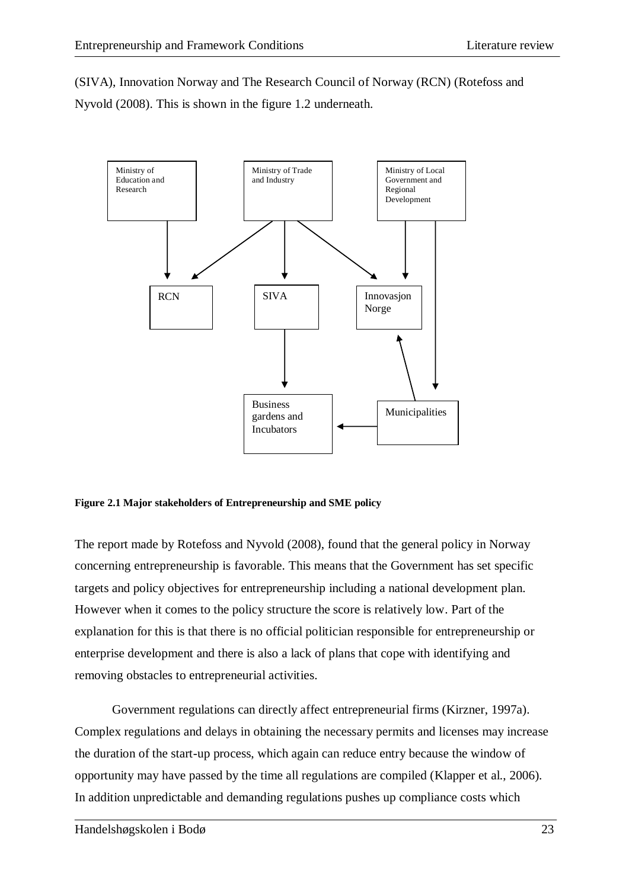(SIVA), Innovation Norway and The Research Council of Norway (RCN) (Rotefoss and Nyvold (2008). This is shown in the figure 1.2 underneath.

Ministry of Education and Research

Ministry of Trade and Industry

Ministry of Local Government and Regional Development

RCN

SIVA

Innovasjon Norge

Business gardens and Incubators

Municipalities

**Figure 2.1 Major stakeholders of Entrepreneurship and SME policy**

The report made by Rotefoss and Nyvold (2008), found that the general policy in Norway concerning entrepreneurship is favorable. This means that the Government has set specific targets and policy objectives for entrepreneurship including a national development plan. However when it comes to the policy structure the score is relatively low. Part of the explanation for this is that there is no official politician responsible for entrepreneurship or enterprise development and there is also a lack of plans that cope with identifying and removing obstacles to entrepreneurial activities.

Government regulations can directly affect entrepreneurial firms (Kirzner, 1997a). Complex regulations and delays in obtaining the necessary permits and licenses may increase the duration of the start-up process, which again can reduce entry because the window of opportunity may have passed by the time all regulations are compiled (Klapper et al., 2006). In addition unpredictable and demanding regulations pushes up compliance costs which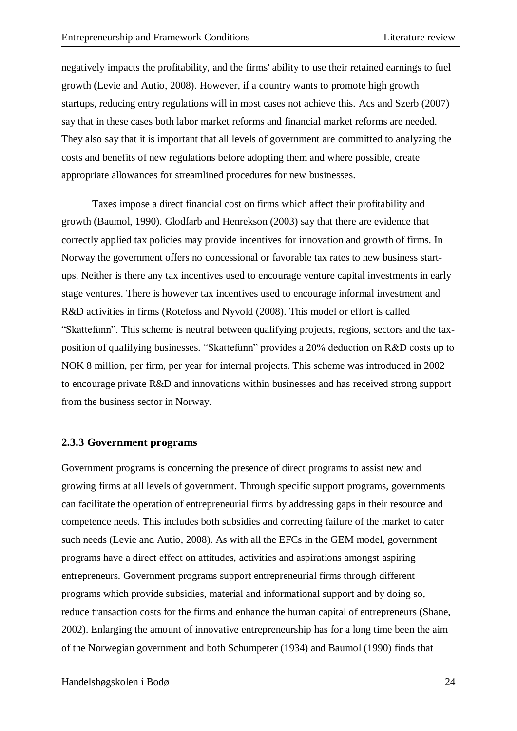negatively impacts the profitability, and the firms' ability to use their retained earnings to fuel growth (Levie and Autio, 2008). However, if a country wants to promote high growth startups, reducing entry regulations will in most cases not achieve this. Acs and Szerb (2007) say that in these cases both labor market reforms and financial market reforms are needed. They also say that it is important that all levels of government are committed to analyzing the costs and benefits of new regulations before adopting them and where possible, create appropriate allowances for streamlined procedures for new businesses.

Taxes impose a direct financial cost on firms which affect their profitability and growth (Baumol, 1990). Glodfarb and Henrekson (2003) say that there are evidence that correctly applied tax policies may provide incentives for innovation and growth of firms. In Norway the government offers no concessional or favorable tax rates to new business start-ups. Neither is there any tax incentives used to encourage venture capital investments in early stage ventures. There is however tax incentives used to encourage informal investment and R&D activities in firms (Rotefoss and Nyvold (2008). This model or effort is called "Skattefunn". This scheme is neutral between qualifying projects, regions, sectors and the tax-position of qualifying businesses. "Skattefunn" provides a 20% deduction on R&D costs up to NOK 8 million, per firm, per year for internal projects. This scheme was introduced in 2002 to encourage private R&D and innovations within businesses and has received strong support from the business sector in Norway.

### 2.3.3 Government programs

Government programs is concerning the presence of direct programs to assist new and growing firms at all levels of government. Through specific support programs, governments can facilitate the operation of entrepreneurial firms by addressing gaps in their resource and competence needs. This includes both subsidies and correcting failure of the market to cater such needs (Levie and Autio, 2008). As with all the EFCs in the GEM model, government programs have a direct effect on attitudes, activities and aspirations amongst aspiring entrepreneurs. Government programs support entrepreneurial firms through different programs which provide subsidies, material and informational support and by doing so, reduce transaction costs for the firms and enhance the human capital of entrepreneurs (Shane, 2002). Enlarging the amount of innovative entrepreneurship has for a long time been the aim of the Norwegian government and both Schumpeter (1934) and Baumol (1990) finds that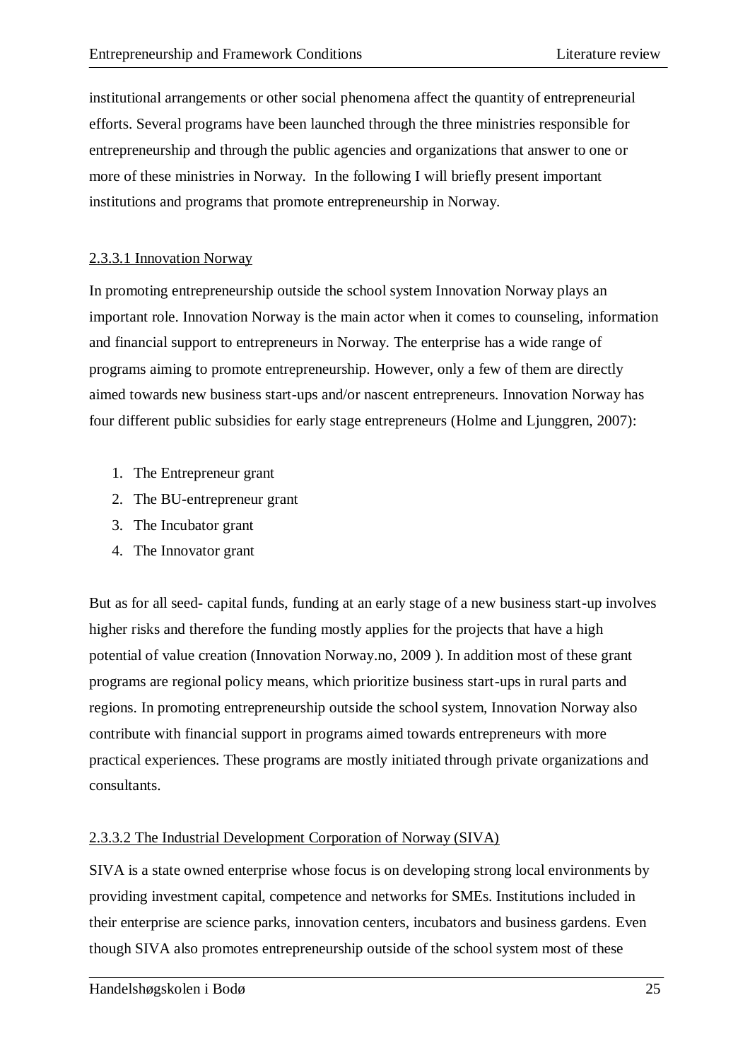institutional arrangements or other social phenomena affect the quantity of entrepreneurial efforts. Several programs have been launched through the three ministries responsible for entrepreneurship and through the public agencies and organizations that answer to one or more of these ministries in Norway. In the following I will briefly present important institutions and programs that promote entrepreneurship in Norway.

#### 2.3.3.1 Innovation Norway

In promoting entrepreneurship outside the school system Innovation Norway plays an important role. Innovation Norway is the main actor when it comes to counseling, information and financial support to entrepreneurs in Norway. The enterprise has a wide range of programs aiming to promote entrepreneurship. However, only a few of them are directly aimed towards new business start-ups and/or nascent entrepreneurs. Innovation Norway has four different public subsidies for early stage entrepreneurs (Holme and Ljunggren, 2007):

1. The Entrepreneur grant
2. The BU-entrepreneur grant
3. The Incubator grant
4. The Innovator grant

But as for all seed- capital funds, funding at an early stage of a new business start-up involves higher risks and therefore the funding mostly applies for the projects that have a high potential of value creation (Innovation Norway.no, 2009 ). In addition most of these grant programs are regional policy means, which prioritize business start-ups in rural parts and regions. In promoting entrepreneurship outside the school system, Innovation Norway also contribute with financial support in programs aimed towards entrepreneurs with more practical experiences. These programs are mostly initiated through private organizations and consultants.

#### 2.3.3.2 The Industrial Development Corporation of Norway (SIVA)

SIVA is a state owned enterprise whose focus is on developing strong local environments by providing investment capital, competence and networks for SMEs. Institutions included in their enterprise are science parks, innovation centers, incubators and business gardens. Even though SIVA also promotes entrepreneurship outside of the school system most of these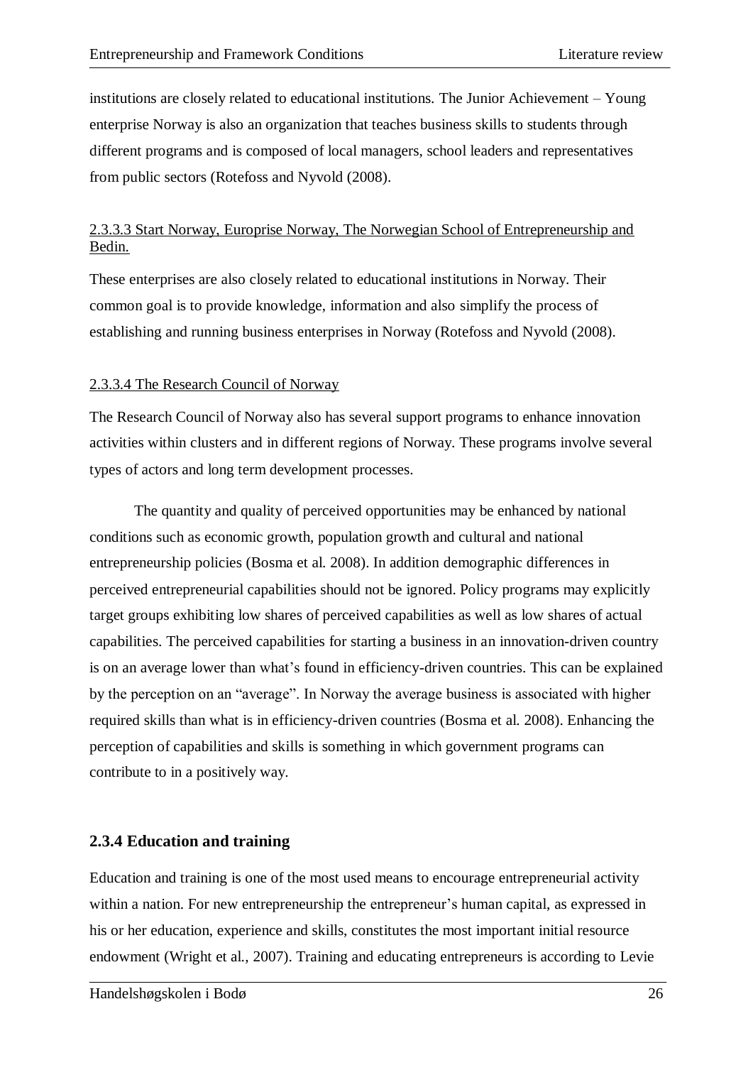institutions are closely related to educational institutions. The Junior Achievement – Young enterprise Norway is also an organization that teaches business skills to students through different programs and is composed of local managers, school leaders and representatives from public sectors (Rotefoss and Nyvold (2008).

#### 2.3.3.3 Start Norway, Europrise Norway, The Norwegian School of Entrepreneurship and Bedin.

These enterprises are also closely related to educational institutions in Norway. Their common goal is to provide knowledge, information and also simplify the process of establishing and running business enterprises in Norway (Rotefoss and Nyvold (2008).

#### 2.3.3.4 The Research Council of Norway

The Research Council of Norway also has several support programs to enhance innovation activities within clusters and in different regions of Norway. These programs involve several types of actors and long term development processes.

The quantity and quality of perceived opportunities may be enhanced by national conditions such as economic growth, population growth and cultural and national entrepreneurship policies (Bosma et al. 2008). In addition demographic differences in perceived entrepreneurial capabilities should not be ignored. Policy programs may explicitly target groups exhibiting low shares of perceived capabilities as well as low shares of actual capabilities. The perceived capabilities for starting a business in an innovation-driven country is on an average lower than what's found in efficiency-driven countries. This can be explained by the perception on an "average". In Norway the average business is associated with higher required skills than what is in efficiency-driven countries (Bosma et al. 2008). Enhancing the perception of capabilities and skills is something in which government programs can contribute to in a positively way.

### 2.3.4 Education and training

Education and training is one of the most used means to encourage entrepreneurial activity within a nation. For new entrepreneurship the entrepreneur's human capital, as expressed in his or her education, experience and skills, constitutes the most important initial resource endowment (Wright et al., 2007). Training and educating entrepreneurs is according to Levie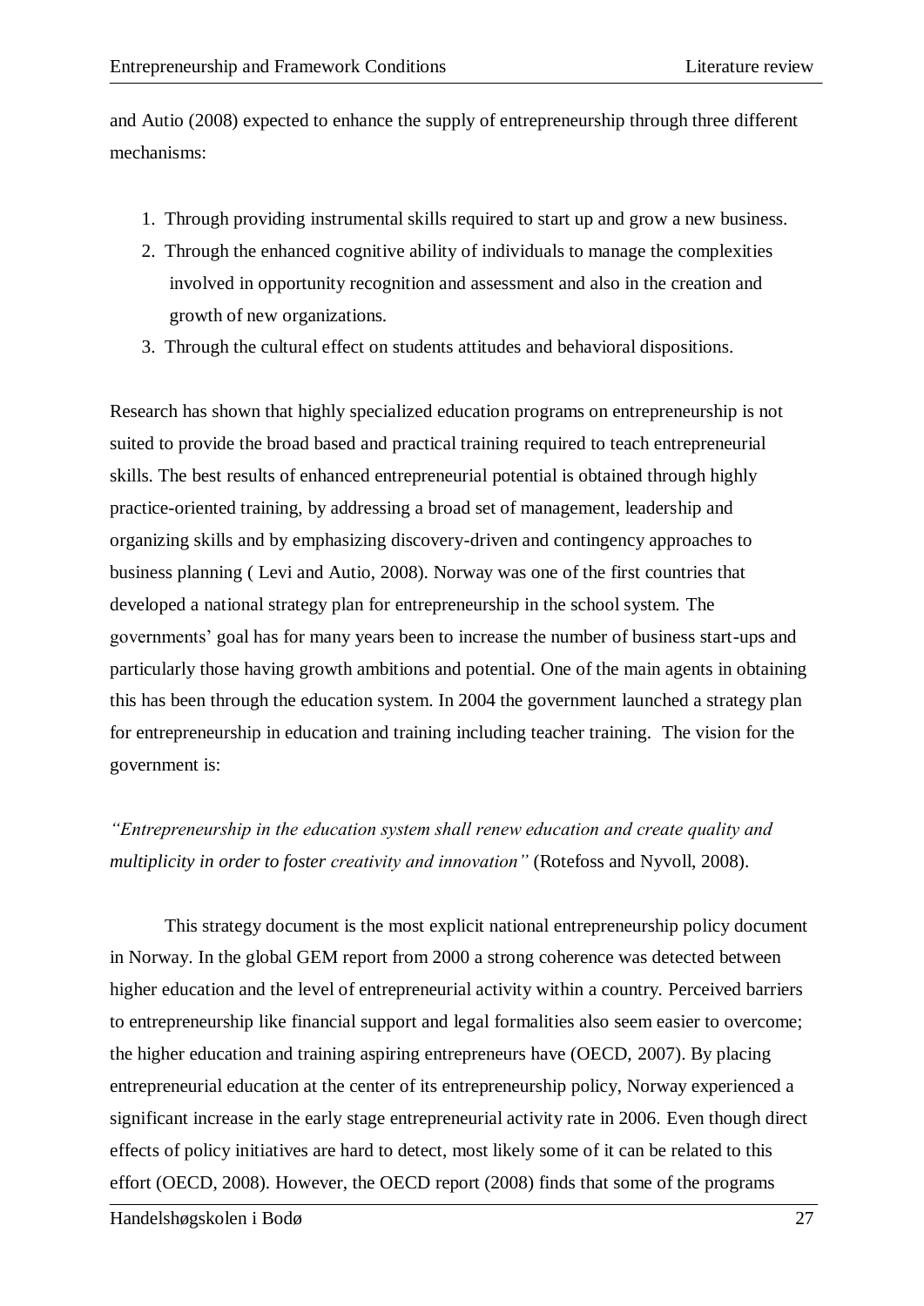and Autio (2008) expected to enhance the supply of entrepreneurship through three different mechanisms:

1. Through providing instrumental skills required to start up and grow a new business.
2. Through the enhanced cognitive ability of individuals to manage the complexities involved in opportunity recognition and assessment and also in the creation and growth of new organizations.
3. Through the cultural effect on students attitudes and behavioral dispositions.

Research has shown that highly specialized education programs on entrepreneurship is not suited to provide the broad based and practical training required to teach entrepreneurial skills. The best results of enhanced entrepreneurial potential is obtained through highly practice-oriented training, by addressing a broad set of management, leadership and organizing skills and by emphasizing discovery-driven and contingency approaches to business planning ( Levi and Autio, 2008). Norway was one of the first countries that developed a national strategy plan for entrepreneurship in the school system. The governments' goal has for many years been to increase the number of business start-ups and particularly those having growth ambitions and potential. One of the main agents in obtaining this has been through the education system. In 2004 the government launched a strategy plan for entrepreneurship in education and training including teacher training. The vision for the government is:

*"Entrepreneurship in the education system shall renew education and create quality and multiplicity in order to foster creativity and innovation"* (Rotefoss and Nyvoll, 2008).

This strategy document is the most explicit national entrepreneurship policy document in Norway. In the global GEM report from 2000 a strong coherence was detected between higher education and the level of entrepreneurial activity within a country. Perceived barriers to entrepreneurship like financial support and legal formalities also seem easier to overcome; the higher education and training aspiring entrepreneurs have (OECD, 2007). By placing entrepreneurial education at the center of its entrepreneurship policy, Norway experienced a significant increase in the early stage entrepreneurial activity rate in 2006. Even though direct effects of policy initiatives are hard to detect, most likely some of it can be related to this effort (OECD, 2008). However, the OECD report (2008) finds that some of the programs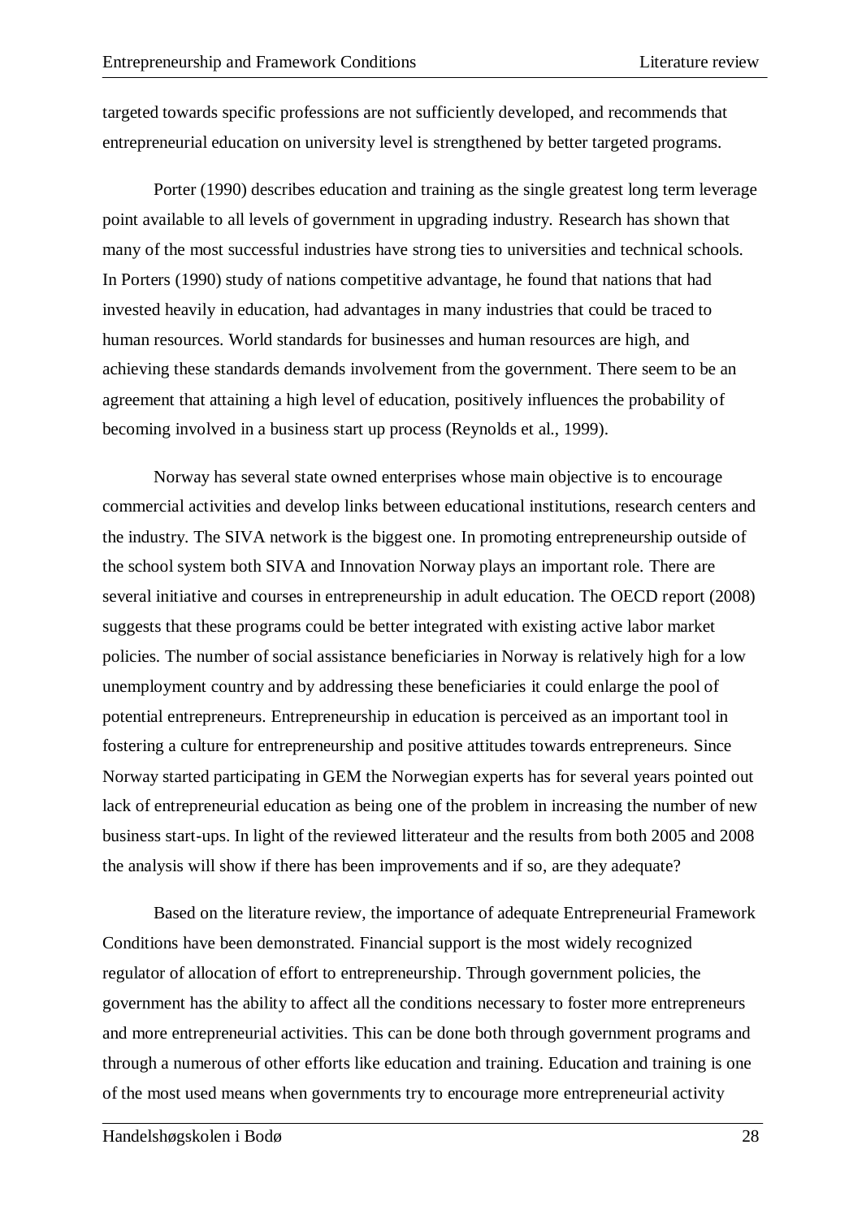targeted towards specific professions are not sufficiently developed, and recommends that entrepreneurial education on university level is strengthened by better targeted programs.

Porter (1990) describes education and training as the single greatest long term leverage point available to all levels of government in upgrading industry. Research has shown that many of the most successful industries have strong ties to universities and technical schools. In Porters (1990) study of nations competitive advantage, he found that nations that had invested heavily in education, had advantages in many industries that could be traced to human resources. World standards for businesses and human resources are high, and achieving these standards demands involvement from the government. There seem to be an agreement that attaining a high level of education, positively influences the probability of becoming involved in a business start up process (Reynolds et al., 1999).

Norway has several state owned enterprises whose main objective is to encourage commercial activities and develop links between educational institutions, research centers and the industry. The SIVA network is the biggest one. In promoting entrepreneurship outside of the school system both SIVA and Innovation Norway plays an important role. There are several initiative and courses in entrepreneurship in adult education. The OECD report (2008) suggests that these programs could be better integrated with existing active labor market policies. The number of social assistance beneficiaries in Norway is relatively high for a low unemployment country and by addressing these beneficiaries it could enlarge the pool of potential entrepreneurs. Entrepreneurship in education is perceived as an important tool in fostering a culture for entrepreneurship and positive attitudes towards entrepreneurs. Since Norway started participating in GEM the Norwegian experts has for several years pointed out lack of entrepreneurial education as being one of the problem in increasing the number of new business start-ups. In light of the reviewed litteriteur and the results from both 2005 and 2008 the analysis will show if there has been improvements and if so, are they adequate?

Based on the literature review, the importance of adequate Entrepreneurial Framework Conditions have been demonstrated. Financial support is the most widely recognized regulator of allocation of effort to entrepreneurship. Through government policies, the government has the ability to affect all the conditions necessary to foster more entrepreneurs and more entrepreneurial activities. This can be done both through government programs and through a numerous of other efforts like education and training. Education and training is one of the most used means when governments try to encourage more entrepreneurial activity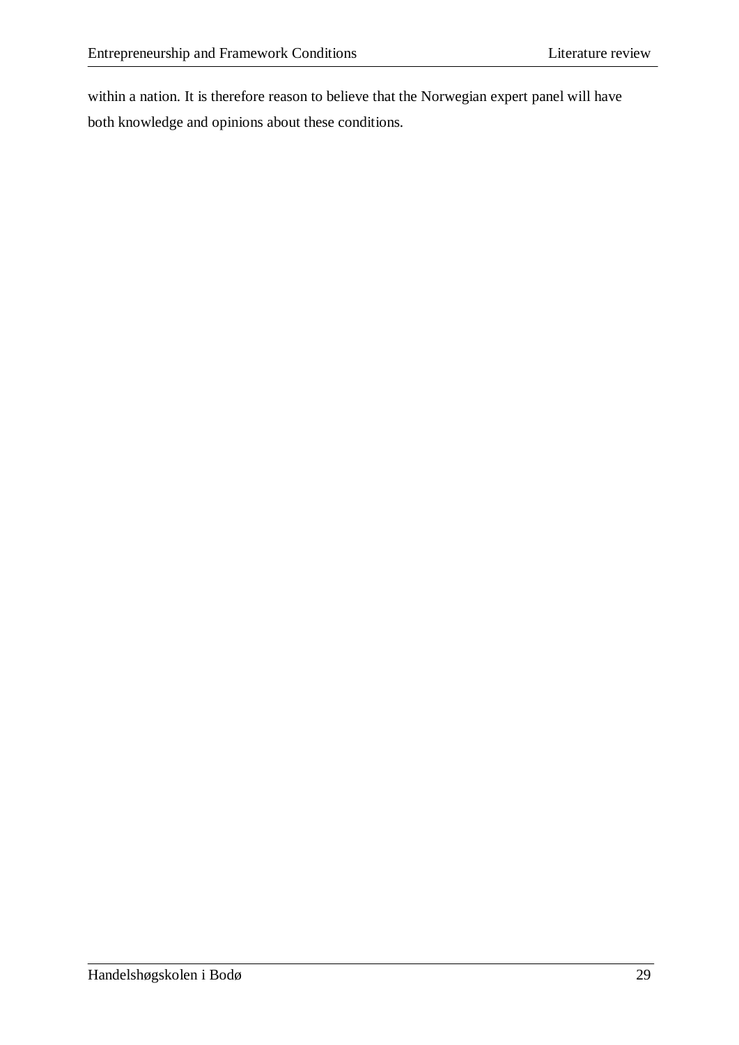within a nation. It is therefore reason to believe that the Norwegian expert panel will have both knowledge and opinions about these conditions.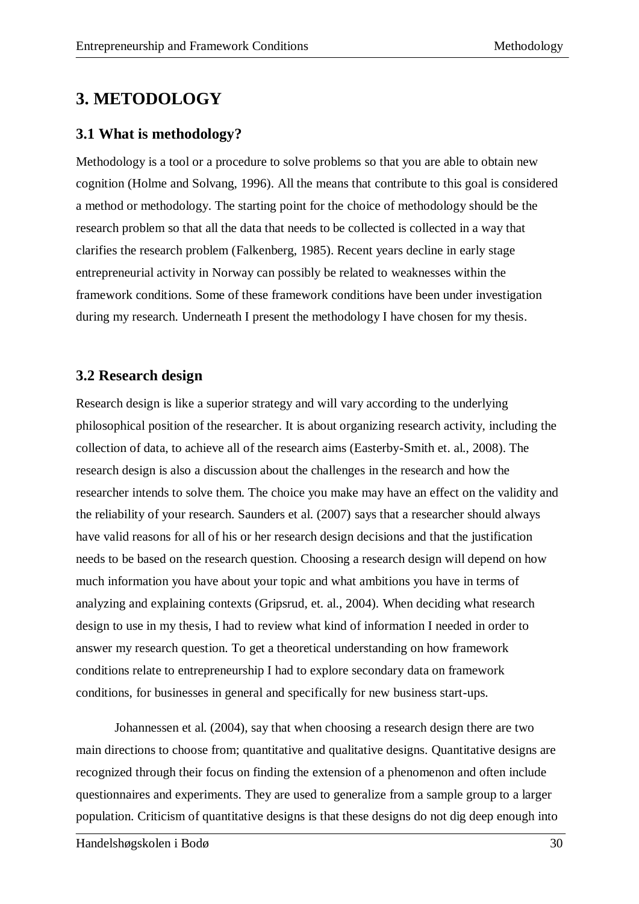# 3. METODOLOGY

## 3.1 What is methodology?

Methodology is a tool or a procedure to solve problems so that you are able to obtain new cognition (Holme and Solvang, 1996). All the means that contribute to this goal is considered a method or methodology. The starting point for the choice of methodology should be the research problem so that all the data that needs to be collected is collected in a way that clarifies the research problem (Falkenberg, 1985). Recent years decline in early stage entrepreneurial activity in Norway can possibly be related to weaknesses within the framework conditions. Some of these framework conditions have been under investigation during my research. Underneath I present the methodology I have chosen for my thesis.

## 3.2 Research design

Research design is like a superior strategy and will vary according to the underlying philosophical position of the researcher. It is about organizing research activity, including the collection of data, to achieve all of the research aims (Easterby-Smith et. al., 2008). The research design is also a discussion about the challenges in the research and how the researcher intends to solve them. The choice you make may have an effect on the validity and the reliability of your research. Saunders et al. (2007) says that a researcher should always have valid reasons for all of his or her research design decisions and that the justification needs to be based on the research question. Choosing a research design will depend on how much information you have about your topic and what ambitions you have in terms of analyzing and explaining contexts (Gripsrud, et. al., 2004). When deciding what research design to use in my thesis, I had to review what kind of information I needed in order to answer my research question. To get a theoretical understanding on how framework conditions relate to entrepreneurship I had to explore secondary data on framework conditions, for businesses in general and specifically for new business start-ups.

Johannessen et al. (2004), say that when choosing a research design there are two main directions to choose from; quantitative and qualitative designs. Quantitative designs are recognized through their focus on finding the extension of a phenomenon and often include questionnaires and experiments. They are used to generalize from a sample group to a larger population. Criticism of quantitative designs is that these designs do not dig deep enough into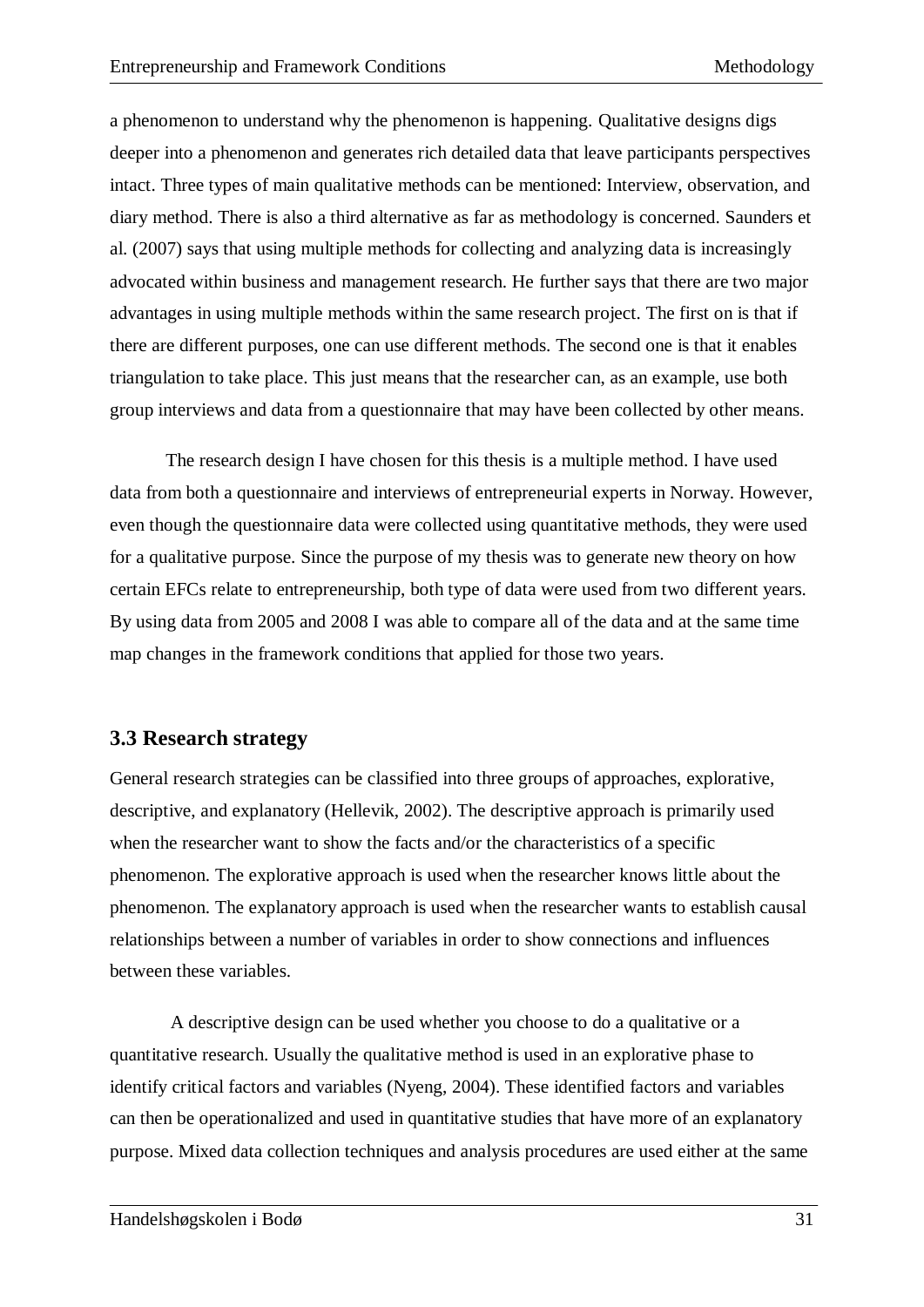a phenomenon to understand why the phenomenon is happening. Qualitative designs digs deeper into a phenomenon and generates rich detailed data that leave participants perspectives intact. Three types of main qualitative methods can be mentioned: Interview, observation, and diary method. There is also a third alternative as far as methodology is concerned. Saunders et al. (2007) says that using multiple methods for collecting and analyzing data is increasingly advocated within business and management research. He further says that there are two major advantages in using multiple methods within the same research project. The first on is that if there are different purposes, one can use different methods. The second one is that it enables triangulation to take place. This just means that the researcher can, as an example, use both group interviews and data from a questionnaire that may have been collected by other means.

The research design I have chosen for this thesis is a multiple method. I have used data from both a questionnaire and interviews of entrepreneurial experts in Norway. However, even though the questionnaire data were collected using quantitative methods, they were used for a qualitative purpose. Since the purpose of my thesis was to generate new theory on how certain EFCs relate to entrepreneurship, both type of data were used from two different years. By using data from 2005 and 2008 I was able to compare all of the data and at the same time map changes in the framework conditions that applied for those two years.

## 3.3 Research strategy

General research strategies can be classified into three groups of approaches, explorative, descriptive, and explanatory (Hellevik, 2002). The descriptive approach is primarily used when the researcher want to show the facts and/or the characteristics of a specific phenomenon. The explorative approach is used when the researcher knows little about the phenomenon. The explanatory approach is used when the researcher wants to establish causal relationships between a number of variables in order to show connections and influences between these variables.

A descriptive design can be used whether you choose to do a qualitative or a quantitative research. Usually the qualitative method is used in an explorative phase to identify critical factors and variables (Nyeng, 2004). These identified factors and variables can then be operationalized and used in quantitative studies that have more of an explanatory purpose. Mixed data collection techniques and analysis procedures are used either at the same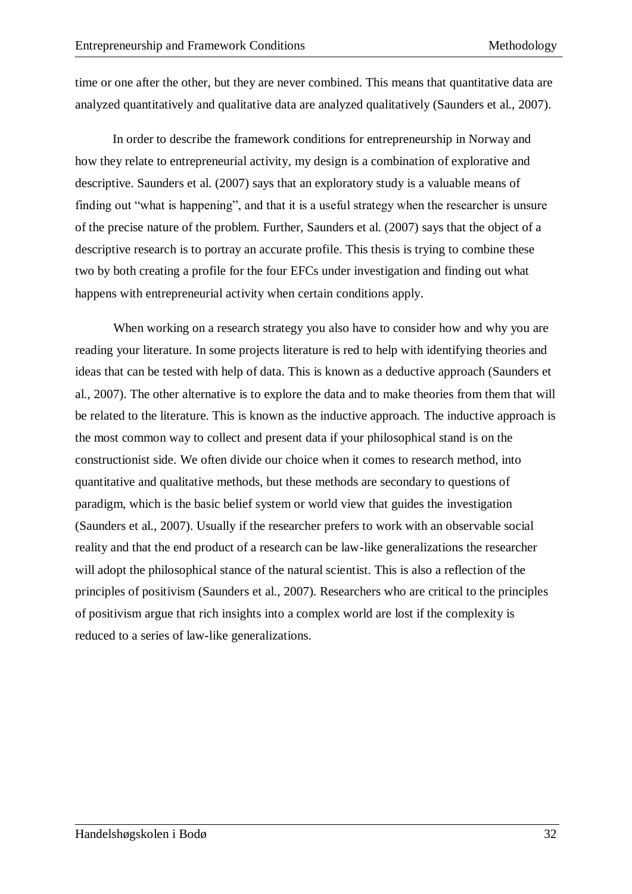time or one after the other, but they are never combined. This means that quantitative data are analyzed quantitatively and qualitative data are analyzed qualitatively (Saunders et al., 2007).

In order to describe the framework conditions for entrepreneurship in Norway and how they relate to entrepreneurial activity, my design is a combination of explorative and descriptive. Saunders et al. (2007) says that an exploratory study is a valuable means of finding out “what is happening”, and that it is a useful strategy when the researcher is unsure of the precise nature of the problem. Further, Saunders et al. (2007) says that the object of a descriptive research is to portray an accurate profile. This thesis is trying to combine these two by both creating a profile for the four EFCs under investigation and finding out what happens with entrepreneurial activity when certain conditions apply.

When working on a research strategy you also have to consider how and why you are reading your literature. In some projects literature is red to help with identifying theories and ideas that can be tested with help of data. This is known as a deductive approach (Saunders et al., 2007). The other alternative is to explore the data and to make theories from them that will be related to the literature. This is known as the inductive approach. The inductive approach is the most common way to collect and present data if your philosophical stand is on the constructionist side. We often divide our choice when it comes to research method, into quantitative and qualitative methods, but these methods are secondary to questions of paradigm, which is the basic belief system or world view that guides the investigation (Saunders et al., 2007). Usually if the researcher prefers to work with an observable social reality and that the end product of a research can be law-like generalizations the researcher will adopt the philosophical stance of the natural scientist. This is also a reflection of the principles of positivism (Saunders et al., 2007). Researchers who are critical to the principles of positivism argue that rich insights into a complex world are lost if the complexity is reduced to a series of law-like generalizations.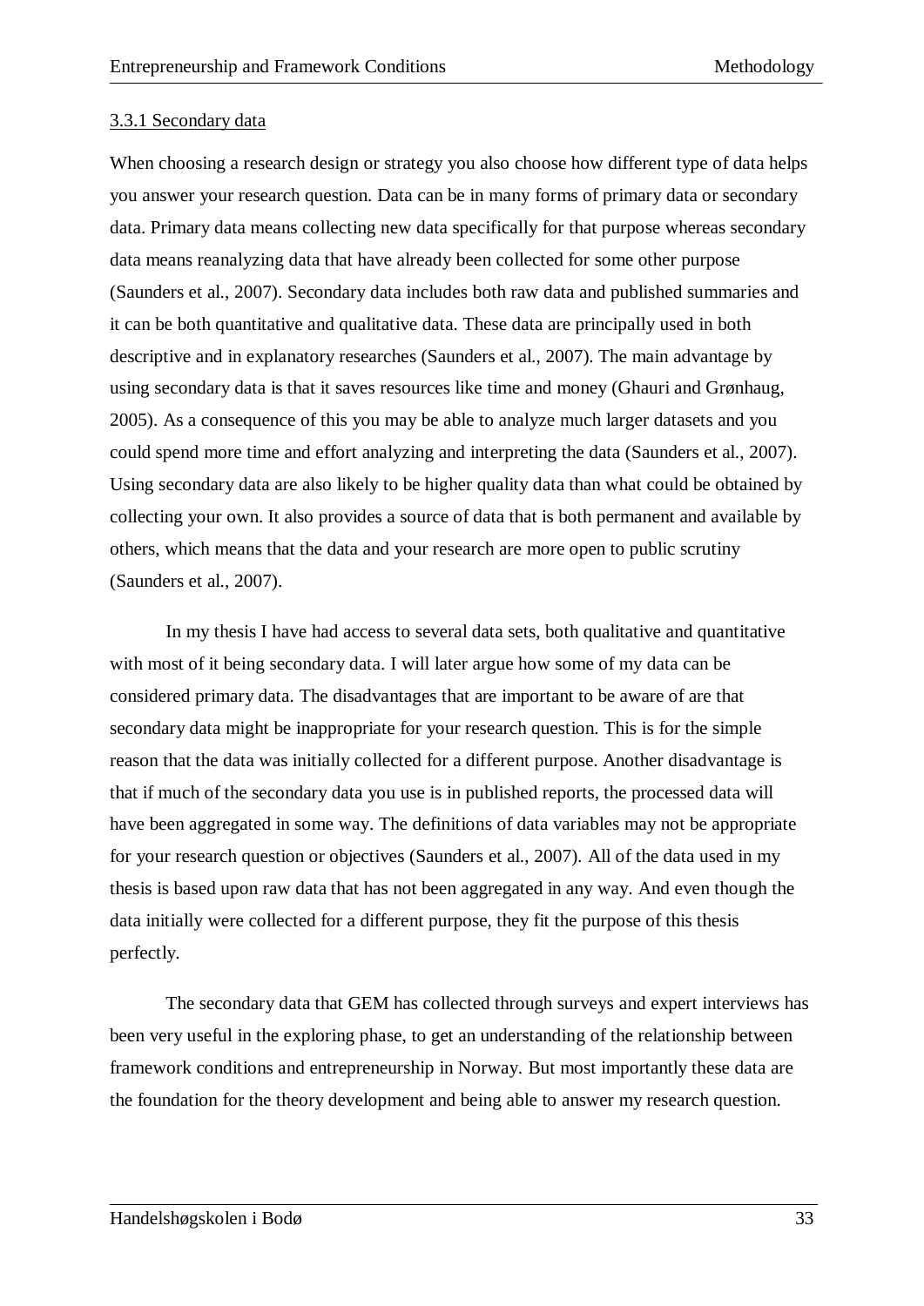### 3.3.1 Secondary data

When choosing a research design or strategy you also choose how different type of data helps you answer your research question. Data can be in many forms of primary data or secondary data. Primary data means collecting new data specifically for that purpose whereas secondary data means reanalyzing data that have already been collected for some other purpose (Saunders et al., 2007). Secondary data includes both raw data and published summaries and it can be both quantitative and qualitative data. These data are principally used in both descriptive and in explanatory researches (Saunders et al., 2007). The main advantage by using secondary data is that it saves resources like time and money (Ghauri and Grønhaug, 2005). As a consequence of this you may be able to analyze much larger datasets and you could spend more time and effort analyzing and interpreting the data (Saunders et al., 2007). Using secondary data are also likely to be higher quality data than what could be obtained by collecting your own. It also provides a source of data that is both permanent and available by others, which means that the data and your research are more open to public scrutiny (Saunders et al., 2007).

In my thesis I have had access to several data sets, both qualitative and quantitative with most of it being secondary data. I will later argue how some of my data can be considered primary data. The disadvantages that are important to be aware of are that secondary data might be inappropriate for your research question. This is for the simple reason that the data was initially collected for a different purpose. Another disadvantage is that if much of the secondary data you use is in published reports, the processed data will have been aggregated in some way. The definitions of data variables may not be appropriate for your research question or objectives (Saunders et al., 2007). All of the data used in my thesis is based upon raw data that has not been aggregated in any way. And even though the data initially were collected for a different purpose, they fit the purpose of this thesis perfectly.

The secondary data that GEM has collected through surveys and expert interviews has been very useful in the exploring phase, to get an understanding of the relationship between framework conditions and entrepreneurship in Norway. But most importantly these data are the foundation for the theory development and being able to answer my research question.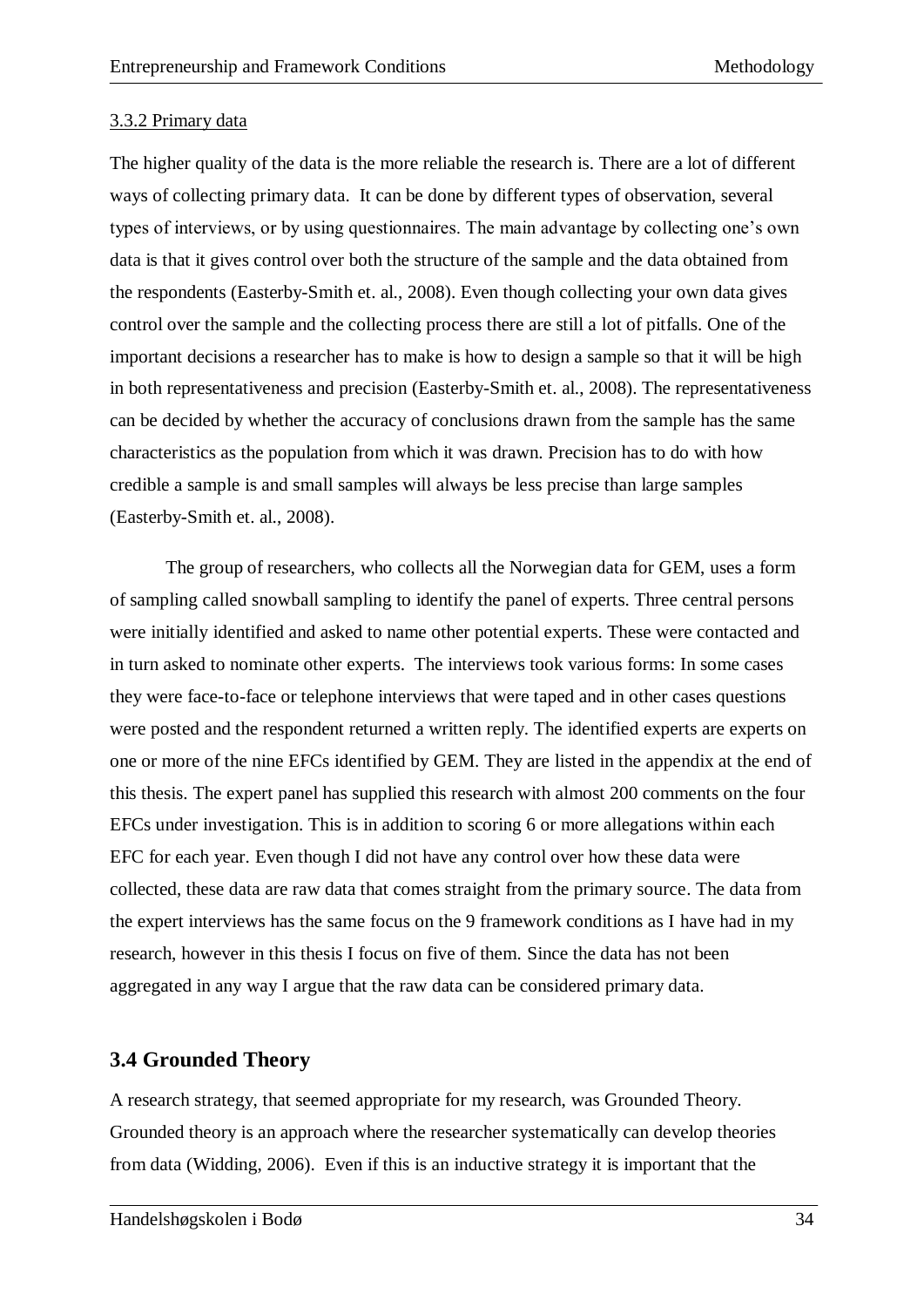3.3.2 Primary data

The higher quality of the data is the more reliable the research is. There are a lot of different ways of collecting primary data. It can be done by different types of observation, several types of interviews, or by using questionnaires. The main advantage by collecting one's own data is that it gives control over both the structure of the sample and the data obtained from the respondents (Easterby-Smith et. al., 2008). Even though collecting your own data gives control over the sample and the collecting process there are still a lot of pitfalls. One of the important decisions a researcher has to make is how to design a sample so that it will be high in both representativeness and precision (Easterby-Smith et. al., 2008). The representativeness can be decided by whether the accuracy of conclusions drawn from the sample has the same characteristics as the population from which it was drawn. Precision has to do with how credible a sample is and small samples will always be less precise than large samples (Easterby-Smith et. al., 2008).

The group of researchers, who collects all the Norwegian data for GEM, uses a form of sampling called snowball sampling to identify the panel of experts. Three central persons were initially identified and asked to name other potential experts. These were contacted and in turn asked to nominate other experts. The interviews took various forms: In some cases they were face-to-face or telephone interviews that were taped and in other cases questions were posted and the respondent returned a written reply. The identified experts are experts on one or more of the nine EFCs identified by GEM. They are listed in the appendix at the end of this thesis. The expert panel has supplied this research with almost 200 comments on the four EFCs under investigation. This is in addition to scoring 6 or more allegations within each EFC for each year. Even though I did not have any control over how these data were collected, these data are raw data that comes straight from the primary source. The data from the expert interviews has the same focus on the 9 framework conditions as I have had in my research, however in this thesis I focus on five of them. Since the data has not been aggregated in any way I argue that the raw data can be considered primary data.

## 3.4 Grounded Theory

A research strategy, that seemed appropriate for my research, was Grounded Theory. Grounded theory is an approach where the researcher systematically can develop theories from data (Widding, 2006). Even if this is an inductive strategy it is important that the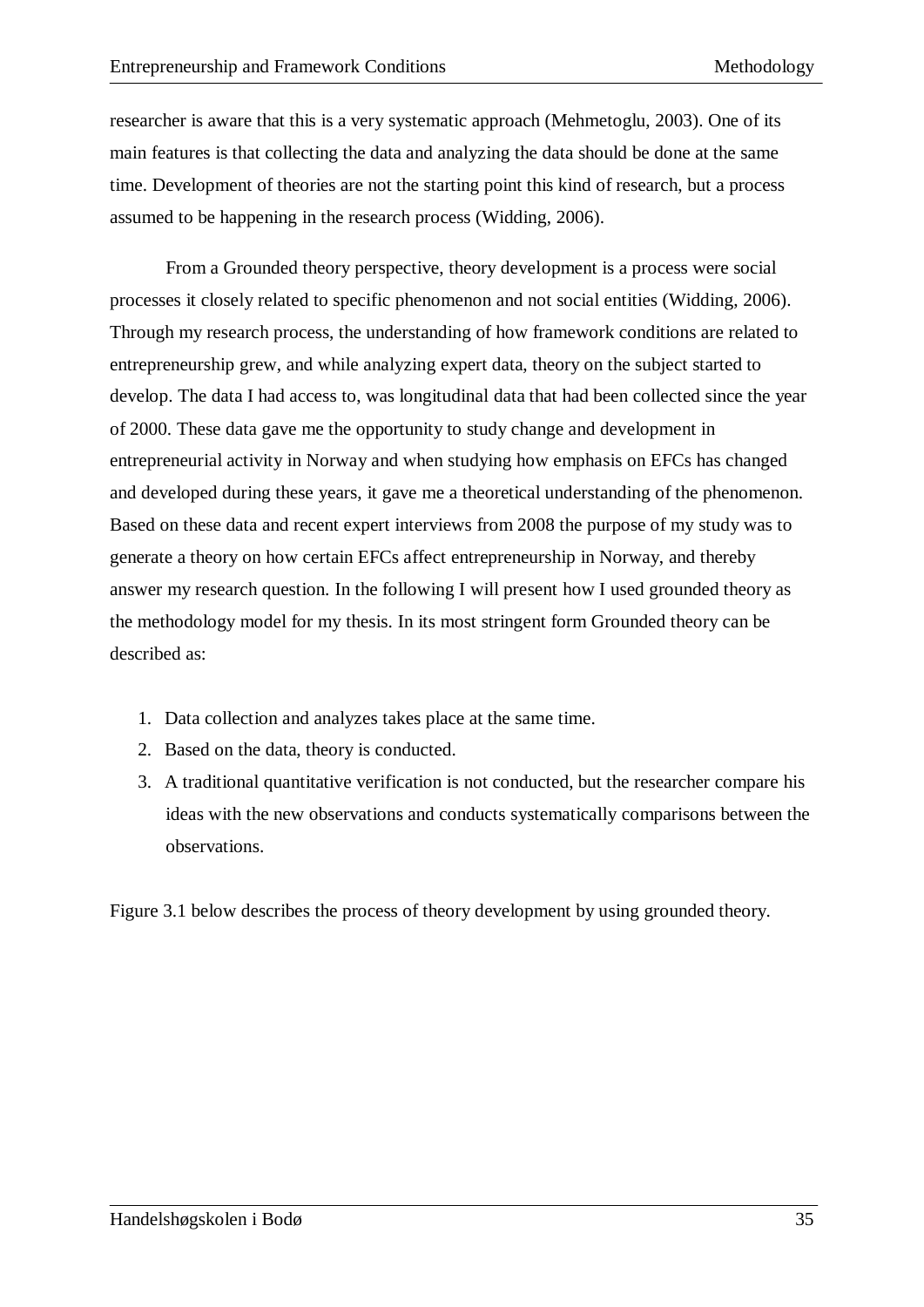researcher is aware that this is a very systematic approach (Mehmetoglu, 2003). One of its main features is that collecting the data and analyzing the data should be done at the same time. Development of theories are not the starting point this kind of research, but a process assumed to be happening in the research process (Widding, 2006).

From a Grounded theory perspective, theory development is a process were social processes it closely related to specific phenomenon and not social entities (Widding, 2006). Through my research process, the understanding of how framework conditions are related to entrepreneurship grew, and while analyzing expert data, theory on the subject started to develop. The data I had access to, was longitudinal data that had been collected since the year of 2000. These data gave me the opportunity to study change and development in entrepreneurial activity in Norway and when studying how emphasis on EFCs has changed and developed during these years, it gave me a theoretical understanding of the phenomenon. Based on these data and recent expert interviews from 2008 the purpose of my study was to generate a theory on how certain EFCs affect entrepreneurship in Norway, and thereby answer my research question. In the following I will present how I used grounded theory as the methodology model for my thesis. In its most stringent form Grounded theory can be described as:

1. Data collection and analyzes takes place at the same time.
2. Based on the data, theory is conducted.
3. A traditional quantitative verification is not conducted, but the researcher compare his ideas with the new observations and conducts systematically comparisons between the observations.

Figure 3.1 below describes the process of theory development by using grounded theory.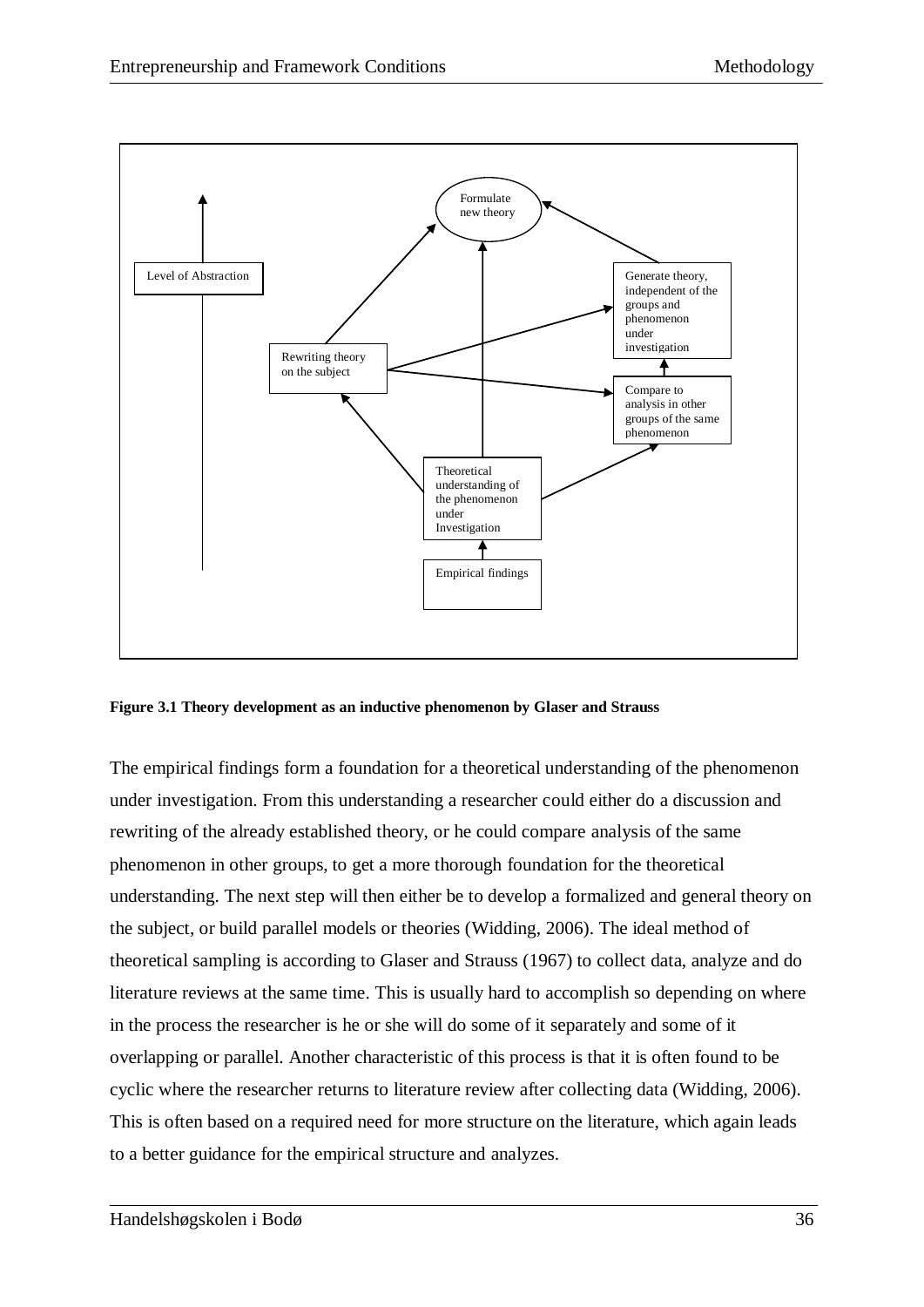Level of Abstraction

Formulate new theory

Generate theory, independent of the groups and phenomenon under investigation

Rewriting theory on the subject

Compare to analysis in other groups of the same phenomenon

Theoretical understanding of the phenomenon under Investigation

Empirical findings

**Figure 3.1 Theory development as an inductive phenomenon by Glaser and Strauss**

The empirical findings form a foundation for a theoretical understanding of the phenomenon under investigation. From this understanding a researcher could either do a discussion and rewriting of the already established theory, or he could compare analysis of the same phenomenon in other groups, to get a more thorough foundation for the theoretical understanding. The next step will then either be to develop a formalized and general theory on the subject, or build parallel models or theories (Widding, 2006). The ideal method of theoretical sampling is according to Glaser and Strauss (1967) to collect data, analyze and do literature reviews at the same time. This is usually hard to accomplish so depending on where in the process the researcher is he or she will do some of it separately and some of it overlapping or parallel. Another characteristic of this process is that it is often found to be cyclic where the researcher returns to literature review after collecting data (Widding, 2006). This is often based on a required need for more structure on the literature, which again leads to a better guidance for the empirical structure and analyzes.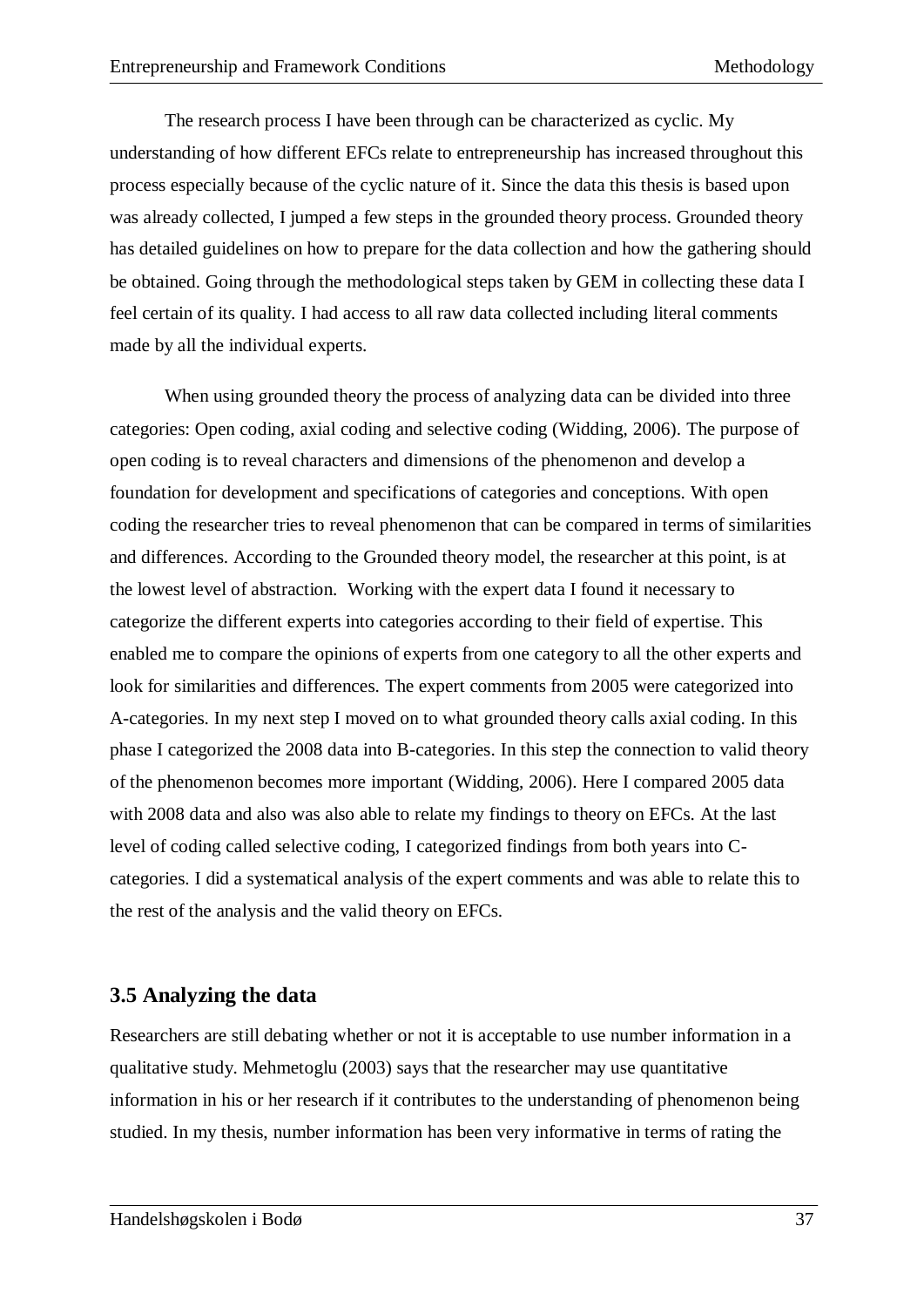The research process I have been through can be characterized as cyclic. My understanding of how different EFCs relate to entrepreneurship has increased throughout this process especially because of the cyclic nature of it. Since the data this thesis is based upon was already collected, I jumped a few steps in the grounded theory process. Grounded theory has detailed guidelines on how to prepare for the data collection and how the gathering should be obtained. Going through the methodological steps taken by GEM in collecting these data I feel certain of its quality. I had access to all raw data collected including literal comments made by all the individual experts.

When using grounded theory the process of analyzing data can be divided into three categories: Open coding, axial coding and selective coding (Widding, 2006). The purpose of open coding is to reveal characters and dimensions of the phenomenon and develop a foundation for development and specifications of categories and conceptions. With open coding the researcher tries to reveal phenomenon that can be compared in terms of similarities and differences. According to the Grounded theory model, the researcher at this point, is at the lowest level of abstraction. Working with the expert data I found it necessary to categorize the different experts into categories according to their field of expertise. This enabled me to compare the opinions of experts from one category to all the other experts and look for similarities and differences. The expert comments from 2005 were categorized into A-categories. In my next step I moved on to what grounded theory calls axial coding. In this phase I categorized the 2008 data into B-categories. In this step the connection to valid theory of the phenomenon becomes more important (Widding, 2006). Here I compared 2005 data with 2008 data and also was also able to relate my findings to theory on EFCs. At the last level of coding called selective coding, I categorized findings from both years into C-categories. I did a systematical analysis of the expert comments and was able to relate this to the rest of the analysis and the valid theory on EFCs.

## 3.5 Analyzing the data

Researchers are still debating whether or not it is acceptable to use number information in a qualitative study. Mehmetoglu (2003) says that the researcher may use quantitative information in his or her research if it contributes to the understanding of phenomenon being studied. In my thesis, number information has been very informative in terms of rating the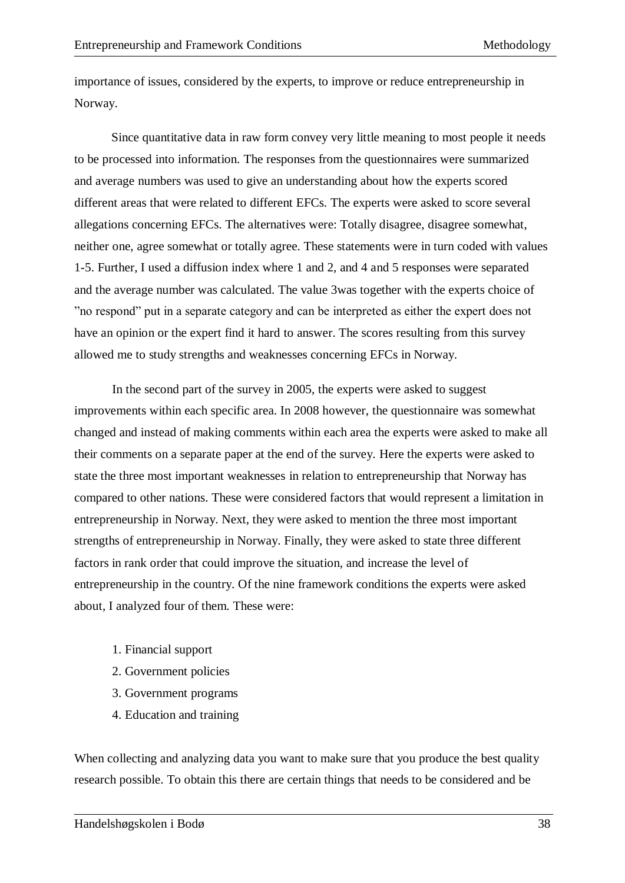importance of issues, considered by the experts, to improve or reduce entrepreneurship in Norway.

Since quantitative data in raw form convey very little meaning to most people it needs to be processed into information. The responses from the questionnaires were summarized and average numbers was used to give an understanding about how the experts scored different areas that were related to different EFCs. The experts were asked to score several allegations concerning EFCs. The alternatives were: Totally disagree, disagree somewhat, neither one, agree somewhat or totally agree. These statements were in turn coded with values 1-5. Further, I used a diffusion index where 1 and 2, and 4 and 5 responses were separated and the average number was calculated. The value 3was together with the experts choice of ”no respond” put in a separate category and can be interpreted as either the expert does not have an opinion or the expert find it hard to answer. The scores resulting from this survey allowed me to study strengths and weaknesses concerning EFCs in Norway.

In the second part of the survey in 2005, the experts were asked to suggest improvements within each specific area. In 2008 however, the questionnaire was somewhat changed and instead of making comments within each area the experts were asked to make all their comments on a separate paper at the end of the survey. Here the experts were asked to state the three most important weaknesses in relation to entrepreneurship that Norway has compared to other nations. These were considered factors that would represent a limitation in entrepreneurship in Norway. Next, they were asked to mention the three most important strengths of entrepreneurship in Norway. Finally, they were asked to state three different factors in rank order that could improve the situation, and increase the level of entrepreneurship in the country. Of the nine framework conditions the experts were asked about, I analyzed four of them. These were:

1. Financial support
2. Government policies
3. Government programs
4. Education and training

When collecting and analyzing data you want to make sure that you produce the best quality research possible. To obtain this there are certain things that needs to be considered and be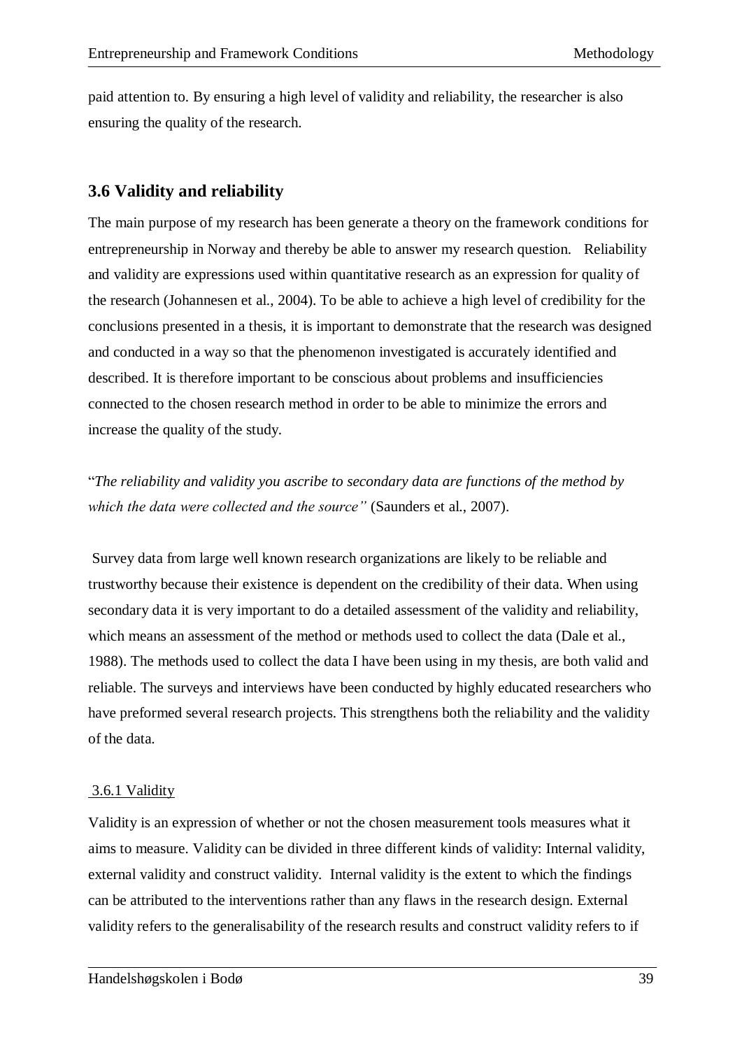paid attention to. By ensuring a high level of validity and reliability, the researcher is also ensuring the quality of the research.

## 3.6 Validity and reliability

The main purpose of my research has been generate a theory on the framework conditions for entrepreneurship in Norway and thereby be able to answer my research question. Reliability and validity are expressions used within quantitative research as an expression for quality of the research (Johannesen et al., 2004). To be able to achieve a high level of credibility for the conclusions presented in a thesis, it is important to demonstrate that the research was designed and conducted in a way so that the phenomenon investigated is accurately identified and described. It is therefore important to be conscious about problems and insufficiencies connected to the chosen research method in order to be able to minimize the errors and increase the quality of the study.

"*The reliability and validity you ascribe to secondary data are functions of the method by which the data were collected and the source"* (Saunders et al., 2007).

Survey data from large well known research organizations are likely to be reliable and trustworthy because their existence is dependent on the credibility of their data. When using secondary data it is very important to do a detailed assessment of the validity and reliability, which means an assessment of the method or methods used to collect the data (Dale et al., 1988). The methods used to collect the data I have been using in my thesis, are both valid and reliable. The surveys and interviews have been conducted by highly educated researchers who have preformed several research projects. This strengthens both the reliability and the validity of the data.

### 3.6.1 Validity

Validity is an expression of whether or not the chosen measurement tools measures what it aims to measure. Validity can be divided in three different kinds of validity: Internal validity, external validity and construct validity. Internal validity is the extent to which the findings can be attributed to the interventions rather than any flaws in the research design. External validity refers to the generalisability of the research results and construct validity refers to if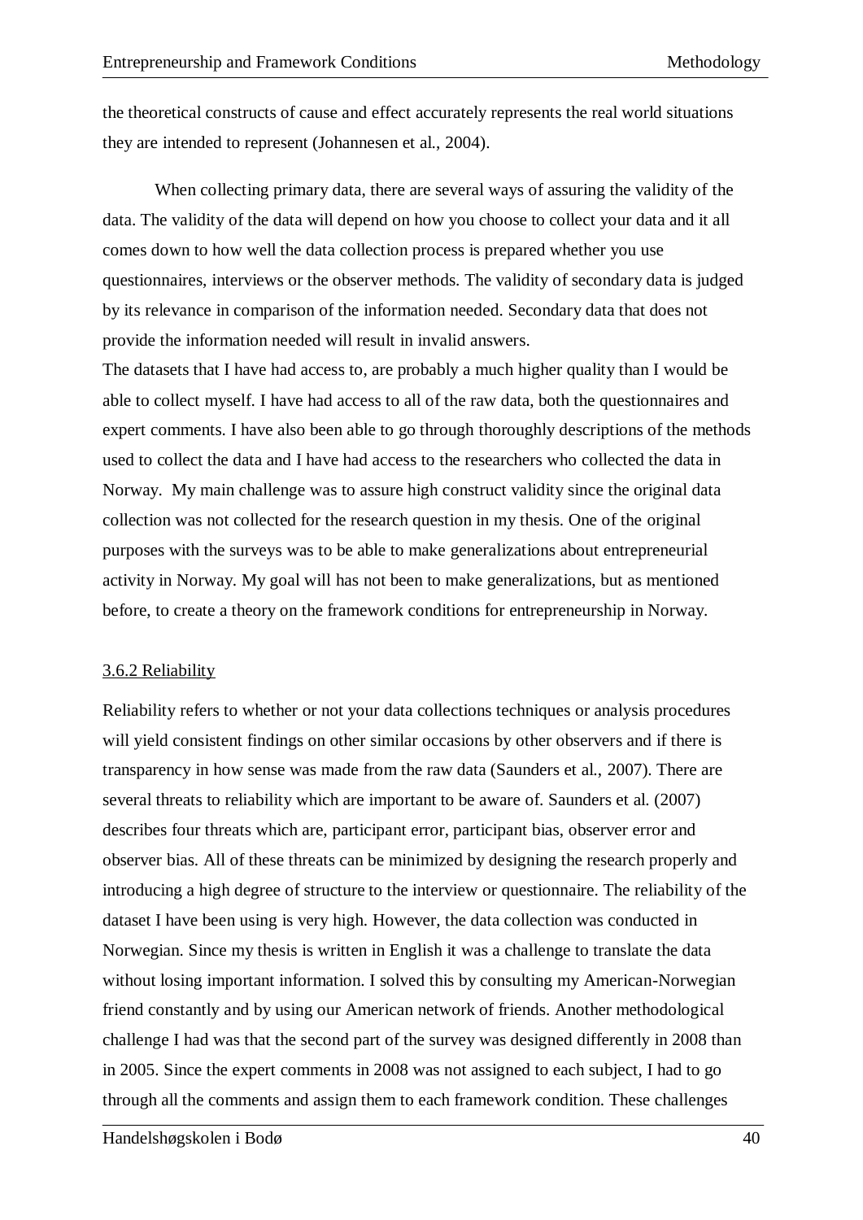the theoretical constructs of cause and effect accurately represents the real world situations they are intended to represent (Johannesen et al., 2004).

When collecting primary data, there are several ways of assuring the validity of the data. The validity of the data will depend on how you choose to collect your data and it all comes down to how well the data collection process is prepared whether you use questionnaires, interviews or the observer methods. The validity of secondary data is judged by its relevance in comparison of the information needed. Secondary data that does not provide the information needed will result in invalid answers.

The datasets that I have had access to, are probably a much higher quality than I would be able to collect myself. I have had access to all of the raw data, both the questionnaires and expert comments. I have also been able to go through thoroughly descriptions of the methods used to collect the data and I have had access to the researchers who collected the data in Norway. My main challenge was to assure high construct validity since the original data collection was not collected for the research question in my thesis. One of the original purposes with the surveys was to be able to make generalizations about entrepreneurial activity in Norway. My goal will has not been to make generalizations, but as mentioned before, to create a theory on the framework conditions for entrepreneurship in Norway.

#### 3.6.2 Reliability

Reliability refers to whether or not your data collections techniques or analysis procedures will yield consistent findings on other similar occasions by other observers and if there is transparency in how sense was made from the raw data (Saunders et al., 2007). There are several threats to reliability which are important to be aware of. Saunders et al. (2007) describes four threats which are, participant error, participant bias, observer error and observer bias. All of these threats can be minimized by designing the research properly and introducing a high degree of structure to the interview or questionnaire. The reliability of the dataset I have been using is very high. However, the data collection was conducted in Norwegian. Since my thesis is written in English it was a challenge to translate the data without losing important information. I solved this by consulting my American-Norwegian friend constantly and by using our American network of friends. Another methodological challenge I had was that the second part of the survey was designed differently in 2008 than in 2005. Since the expert comments in 2008 was not assigned to each subject, I had to go through all the comments and assign them to each framework condition. These challenges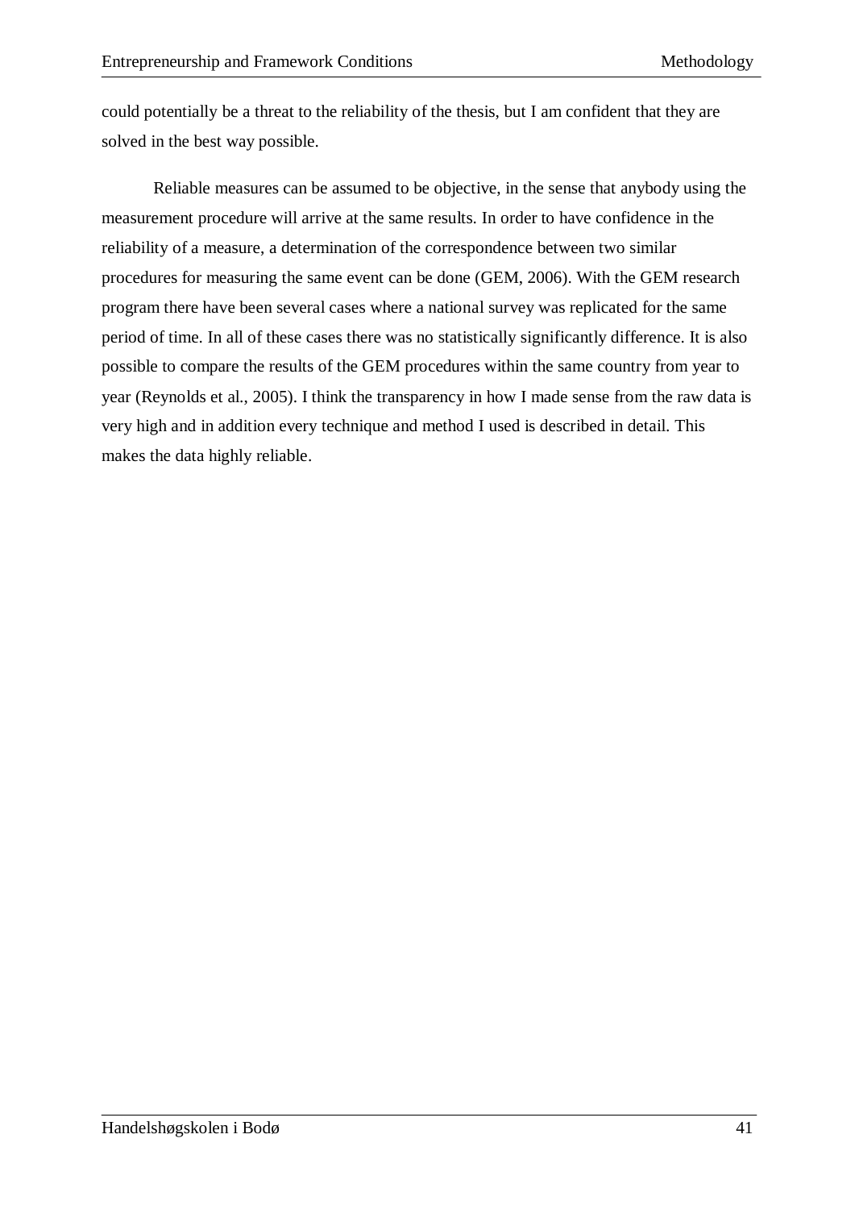could potentially be a threat to the reliability of the thesis, but I am confident that they are solved in the best way possible.

Reliable measures can be assumed to be objective, in the sense that anybody using the measurement procedure will arrive at the same results. In order to have confidence in the reliability of a measure, a determination of the correspondence between two similar procedures for measuring the same event can be done (GEM, 2006). With the GEM research program there have been several cases where a national survey was replicated for the same period of time. In all of these cases there was no statistically significantly difference. It is also possible to compare the results of the GEM procedures within the same country from year to year (Reynolds et al., 2005). I think the transparency in how I made sense from the raw data is very high and in addition every technique and method I used is described in detail. This makes the data highly reliable.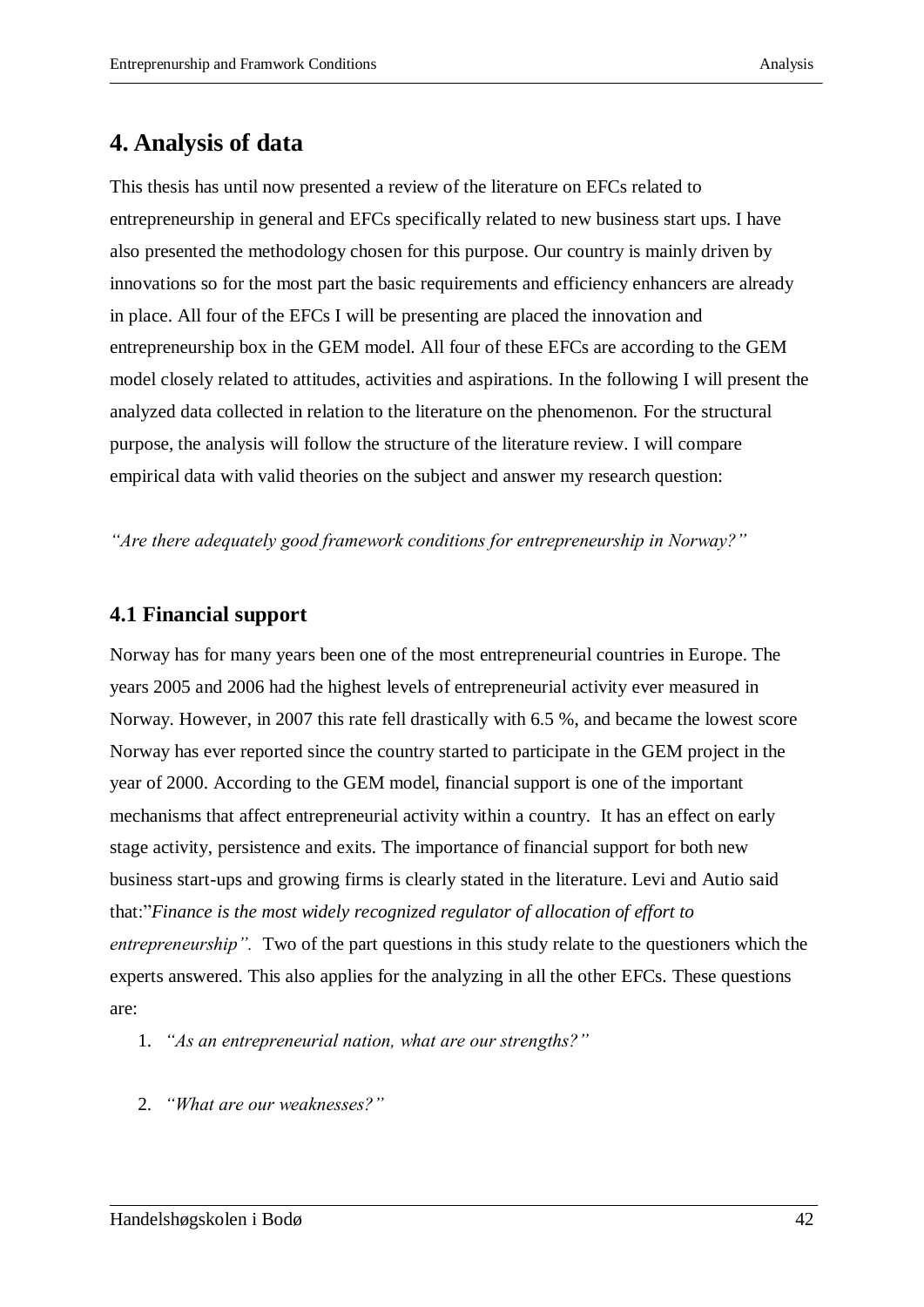# 4. Analysis of data

This thesis has until now presented a review of the literature on EFCs related to entrepreneurship in general and EFCs specifically related to new business start ups. I have also presented the methodology chosen for this purpose. Our country is mainly driven by innovations so for the most part the basic requirements and efficiency enhancers are already in place. All four of the EFCs I will be presenting are placed the innovation and entrepreneurship box in the GEM model. All four of these EFCs are according to the GEM model closely related to attitudes, activities and aspirations. In the following I will present the analyzed data collected in relation to the literature on the phenomenon. For the structural purpose, the analysis will follow the structure of the literature review. I will compare empirical data with valid theories on the subject and answer my research question:

*"Are there adequately good framework conditions for entrepreneurship in Norway?"*

## 4.1 Financial support

Norway has for many years been one of the most entrepreneurial countries in Europe. The years 2005 and 2006 had the highest levels of entrepreneurial activity ever measured in Norway. However, in 2007 this rate fell drastically with 6.5 %, and became the lowest score Norway has ever reported since the country started to participate in the GEM project in the year of 2000. According to the GEM model, financial support is one of the important mechanisms that affect entrepreneurial activity within a country. It has an effect on early stage activity, persistence and exits. The importance of financial support for both new business start-ups and growing firms is clearly stated in the literature. Levi and Autio said that:"*Finance is the most widely recognized regulator of allocation of effort to entrepreneurship".* Two of the part questions in this study relate to the questioners which the experts answered. This also applies for the analyzing in all the other EFCs. These questions are:

1. *"As an entrepreneurial nation, what are our strengths?"*
2. *"What are our weaknesses?"*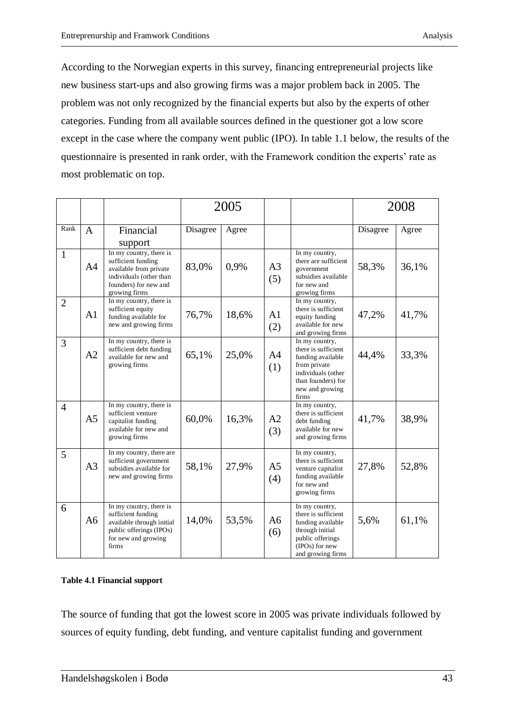According to the Norwegian experts in this survey, financing entrepreneurial projects like new business start-ups and also growing firms was a major problem back in 2005. The problem was not only recognized by the financial experts but also by the experts of other categories. Funding from all available sources defined in the questioner got a low score except in the case where the company went public (IPO). In table 1.1 below, the results of the questionnaire is presented in rank order, with the Framework condition the experts' rate as most problematic on top.

| | | | 2005 | | | | 2008 | |
|---|---|---|---|---|---|---|---|---|
| Rank | A | Financial support | Disagree | Agree | | | Disagree | Agree |
| 1 | A4 | In my country, there is sufficient funding available from private individuals (other than founders) for new and growing firms | 83,0% | 0,9% | A3 (5) | In my country, there are sufficient government subsidies available for new and growing firms | 58,3% | 36,1% |
| 2 | A1 | In my country, there is sufficient equity funding available for new and growing firms | 76,7% | 18,6% | A1 (2) | In my country, there is sufficient equity funding available for new and growing firms | 47,2% | 41,7% |
| 3 | A2 | In my country, there is sufficient debt funding available for new and growing firms | 65,1% | 25,0% | A4 (1) | In my country, there is sufficient funding available from private individuals (other than founders) for new and growing firms | 44,4% | 33,3% |
| 4 | A5 | In my country, there is sufficient venture capitalist funding available for new and growing firms | 60,0% | 16,3% | A2 (3) | In my country, there is sufficient debt funding available for new and growing firms | 41,7% | 38,9% |
| 5 | A3 | In my country, there are sufficient government subsidies available for new and growing firms | 58,1% | 27,9% | A5 (4) | In my country, there is sufficient venture capitalist funding available for new and growing firms | 27,8% | 52,8% |
| 6 | A6 | In my country, there is sufficient funding available through initial public offerings (IPOs) for new and growing firms | 14,0% | 53,5% | A6 (6) | In my country, there is sufficient funding available through initial public offerings (IPOs) for new and growing firms | 5,6% | 61,1% |

**Table 4.1 Financial support**

The source of funding that got the lowest score in 2005 was private individuals followed by sources of equity funding, debt funding, and venture capitalist funding and government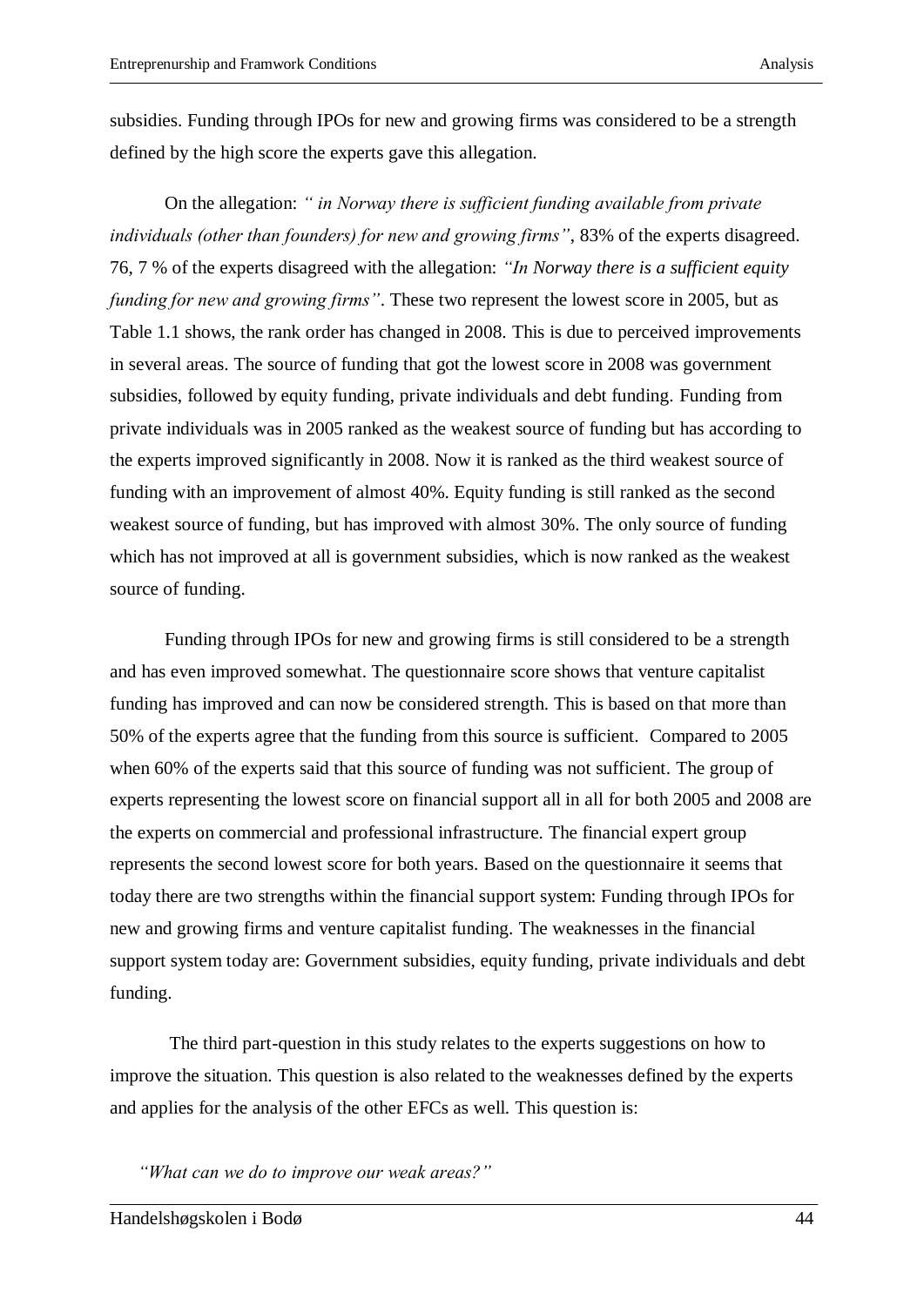subsidies. Funding through IPOs for new and growing firms was considered to be a strength defined by the high score the experts gave this allegation.

On the allegation: *" in Norway there is sufficient funding available from private individuals (other than founders) for new and growing firms"*, 83% of the experts disagreed. 76, 7 % of the experts disagreed with the allegation: *"In Norway there is a sufficient equity funding for new and growing firms"*. These two represent the lowest score in 2005, but as Table 1.1 shows, the rank order has changed in 2008. This is due to perceived improvements in several areas. The source of funding that got the lowest score in 2008 was government subsidies, followed by equity funding, private individuals and debt funding. Funding from private individuals was in 2005 ranked as the weakest source of funding but has according to the experts improved significantly in 2008. Now it is ranked as the third weakest source of funding with an improvement of almost 40%. Equity funding is still ranked as the second weakest source of funding, but has improved with almost 30%. The only source of funding which has not improved at all is government subsidies, which is now ranked as the weakest source of funding.

Funding through IPOs for new and growing firms is still considered to be a strength and has even improved somewhat. The questionnaire score shows that venture capitalist funding has improved and can now be considered strength. This is based on that more than 50% of the experts agree that the funding from this source is sufficient. Compared to 2005 when 60% of the experts said that this source of funding was not sufficient. The group of experts representing the lowest score on financial support all in all for both 2005 and 2008 are the experts on commercial and professional infrastructure. The financial expert group represents the second lowest score for both years. Based on the questionnaire it seems that today there are two strengths within the financial support system: Funding through IPOs for new and growing firms and venture capitalist funding. The weaknesses in the financial support system today are: Government subsidies, equity funding, private individuals and debt funding.

The third part-question in this study relates to the experts suggestions on how to improve the situation. This question is also related to the weaknesses defined by the experts and applies for the analysis of the other EFCs as well. This question is:

*"What can we do to improve our weak areas?"*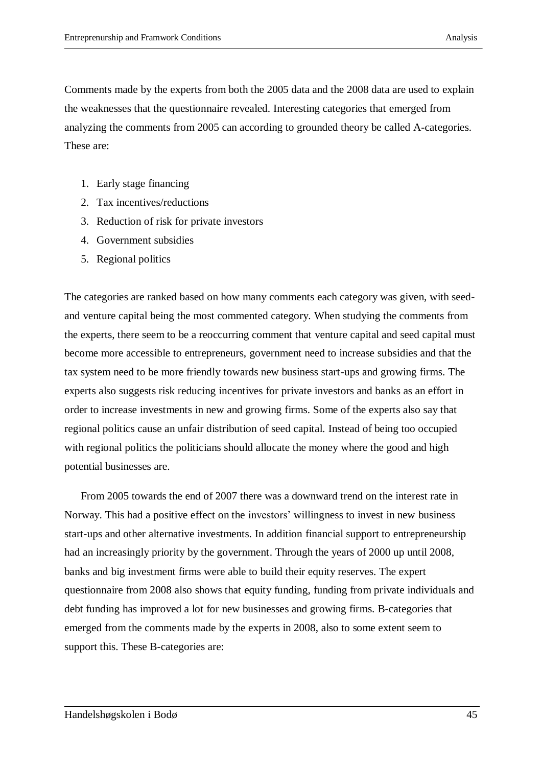Comments made by the experts from both the 2005 data and the 2008 data are used to explain the weaknesses that the questionnaire revealed. Interesting categories that emerged from analyzing the comments from 2005 can according to grounded theory be called A-categories. These are:

1. Early stage financing
2. Tax incentives/reductions
3. Reduction of risk for private investors
4. Government subsidies
5. Regional politics

The categories are ranked based on how many comments each category was given, with seed- and venture capital being the most commented category. When studying the comments from the experts, there seem to be a reoccurring comment that venture capital and seed capital must become more accessible to entrepreneurs, government need to increase subsidies and that the tax system need to be more friendly towards new business start-ups and growing firms. The experts also suggests risk reducing incentives for private investors and banks as an effort in order to increase investments in new and growing firms. Some of the experts also say that regional politics cause an unfair distribution of seed capital. Instead of being too occupied with regional politics the politicians should allocate the money where the good and high potential businesses are.

From 2005 towards the end of 2007 there was a downward trend on the interest rate in Norway. This had a positive effect on the investors' willingness to invest in new business start-ups and other alternative investments. In addition financial support to entrepreneurship had an increasingly priority by the government. Through the years of 2000 up until 2008, banks and big investment firms were able to build their equity reserves. The expert questionnaire from 2008 also shows that equity funding, funding from private individuals and debt funding has improved a lot for new businesses and growing firms. B-categories that emerged from the comments made by the experts in 2008, also to some extent seem to support this. These B-categories are: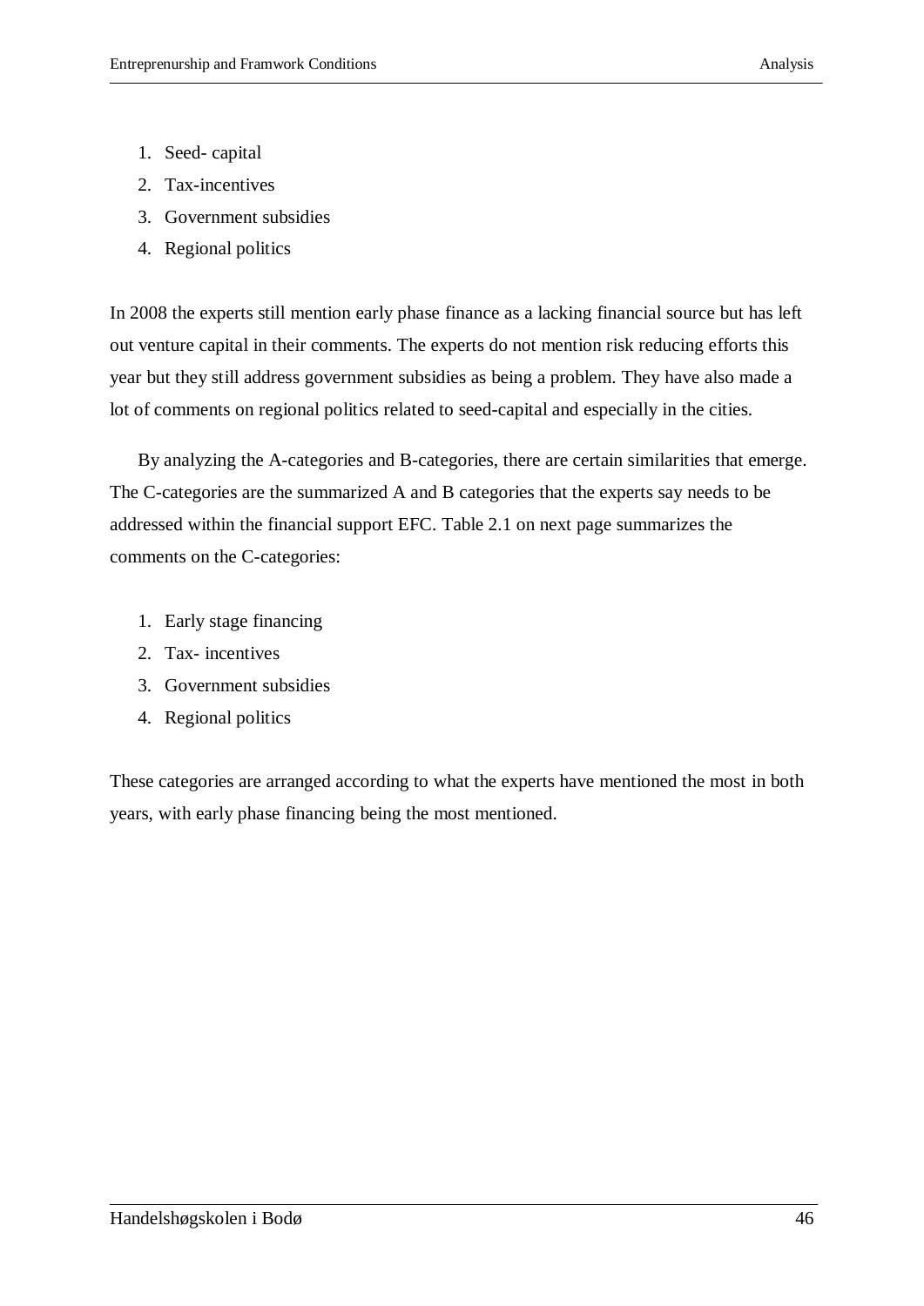1. Seed- capital
2. Tax-incentives
3. Government subsidies
4. Regional politics

In 2008 the experts still mention early phase finance as a lacking financial source but has left out venture capital in their comments. The experts do not mention risk reducing efforts this year but they still address government subsidies as being a problem. They have also made a lot of comments on regional politics related to seed-capital and especially in the cities.

By analyzing the A-categories and B-categories, there are certain similarities that emerge. The C-categories are the summarized A and B categories that the experts say needs to be addressed within the financial support EFC. Table 2.1 on next page summarizes the comments on the C-categories:

1. Early stage financing
2. Tax- incentives
3. Government subsidies
4. Regional politics

These categories are arranged according to what the experts have mentioned the most in both years, with early phase financing being the most mentioned.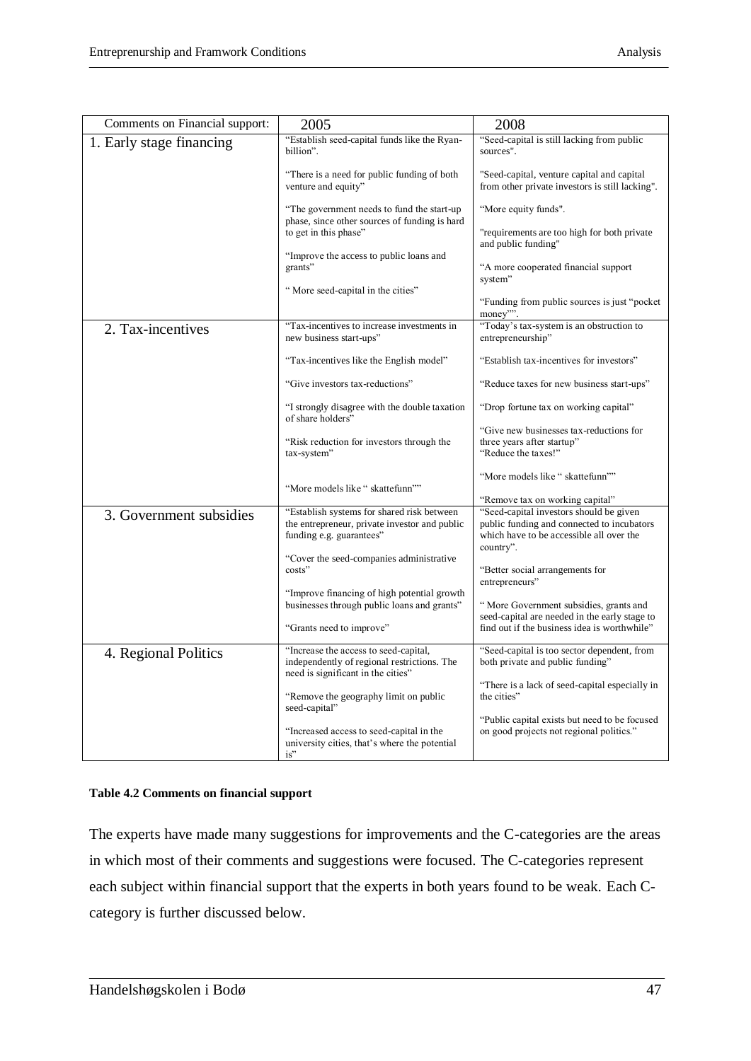| Comments on Financial support: | 2005 | 2008 |
|---|---|---|
| 1. Early stage financing | "Establish seed-capital funds like the Ryan-billion".<br><br>"There is a need for public funding of both venture and equity"<br><br>"The government needs to fund the start-up phase, since other sources of funding is hard to get in this phase"<br><br>"Improve the access to public loans and grants"<br><br>" More seed-capital in the cities" | "Seed-capital is still lacking from public sources".<br><br>"Seed-capital, venture capital and capital from other private investors is still lacking".<br><br>"More equity funds".<br><br>"requirements are too high for both private and public funding"<br><br>"A more cooperated financial support system"<br><br>"Funding from public sources is just "pocket money"". |
| 2. Tax-incentives | "Tax-incentives to increase investments in new business start-ups"<br><br>"Tax-incentives like the English model"<br><br>"Give investors tax-reductions"<br><br>"I strongly disagree with the double taxation of share holders"<br><br>"Risk reduction for investors through the tax-system"<br><br>"More models like " skattefunn"" | "Today's tax-system is an obstruction to entrepreneurship"<br><br>"Establish tax-incentives for investors"<br><br>"Reduce taxes for new business start-ups"<br><br>"Drop fortune tax on working capital"<br><br>"Give new businesses tax-reductions for three years after startup"<br>"Reduce the taxes!"<br><br>"More models like " skattefunn""<br><br>"Remove tax on working capital" |
| 3. Government subsidies | "Establish systems for shared risk between the entrepreneur, private investor and public funding e.g. guarantees"<br><br>"Cover the seed-companies administrative costs"<br><br>"Improve financing of high potential growth businesses through public loans and grants"<br><br>"Grants need to improve" | "Seed-capital investors should be given public funding and connected to incubators which have to be accessible all over the country".<br><br>"Better social arrangements for entrepreneurs"<br><br>" More Government subsidies, grants and seed-capital are needed in the early stage to find out if the business idea is worthwhile" |
| 4. Regional Politics | "Increase the access to seed-capital, independently of regional restrictions. The need is significant in the cities"<br><br>"Remove the geography limit on public seed-capital"<br><br>"Increased access to seed-capital in the university cities, that's where the potential is" | "Seed-capital is too sector dependent, from both private and public funding"<br><br>"There is a lack of seed-capital especially in the cities"<br><br>"Public capital exists but need to be focused on good projects not regional politics." |

**Table 4.2 Comments on financial support**

The experts have made many suggestions for improvements and the C-categories are the areas in which most of their comments and suggestions were focused. The C-categories represent each subject within financial support that the experts in both years found to be weak. Each C-category is further discussed below.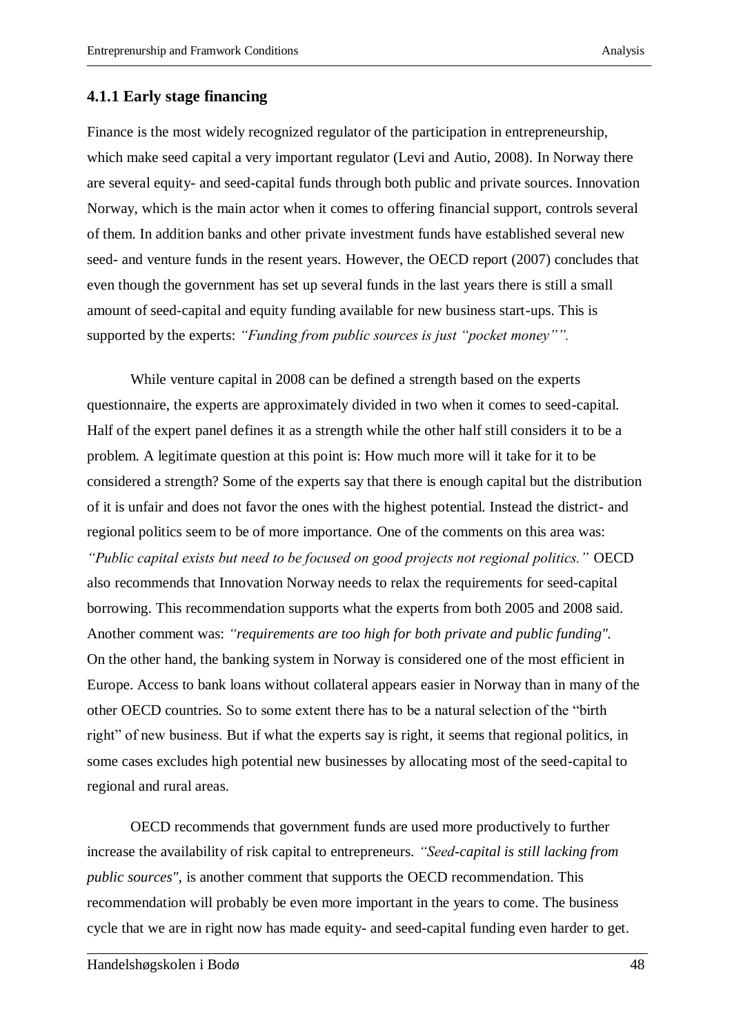### 4.1.1 Early stage financing

Finance is the most widely recognized regulator of the participation in entrepreneurship, which make seed capital a very important regulator (Levi and Autio, 2008). In Norway there are several equity- and seed-capital funds through both public and private sources. Innovation Norway, which is the main actor when it comes to offering financial support, controls several of them. In addition banks and other private investment funds have established several new seed- and venture funds in the resent years. However, the OECD report (2007) concludes that even though the government has set up several funds in the last years there is still a small amount of seed-capital and equity funding available for new business start-ups. This is supported by the experts: *"Funding from public sources is just "pocket money"".*

While venture capital in 2008 can be defined a strength based on the experts questionnaire, the experts are approximately divided in two when it comes to seed-capital. Half of the expert panel defines it as a strength while the other half still considers it to be a problem. A legitimate question at this point is: How much more will it take for it to be considered a strength? Some of the experts say that there is enough capital but the distribution of it is unfair and does not favor the ones with the highest potential. Instead the district- and regional politics seem to be of more importance. One of the comments on this area was: *"Public capital exists but need to be focused on good projects not regional politics."* OECD also recommends that Innovation Norway needs to relax the requirements for seed-capital borrowing. This recommendation supports what the experts from both 2005 and 2008 said. Another comment was: *"requirements are too high for both private and public funding".* On the other hand, the banking system in Norway is considered one of the most efficient in Europe. Access to bank loans without collateral appears easier in Norway than in many of the other OECD countries. So to some extent there has to be a natural selection of the "birth right" of new business. But if what the experts say is right, it seems that regional politics, in some cases excludes high potential new businesses by allocating most of the seed-capital to regional and rural areas.

OECD recommends that government funds are used more productively to further increase the availability of risk capital to entrepreneurs. *"Seed-capital is still lacking from public sources",* is another comment that supports the OECD recommendation. This recommendation will probably be even more important in the years to come. The business cycle that we are in right now has made equity- and seed-capital funding even harder to get.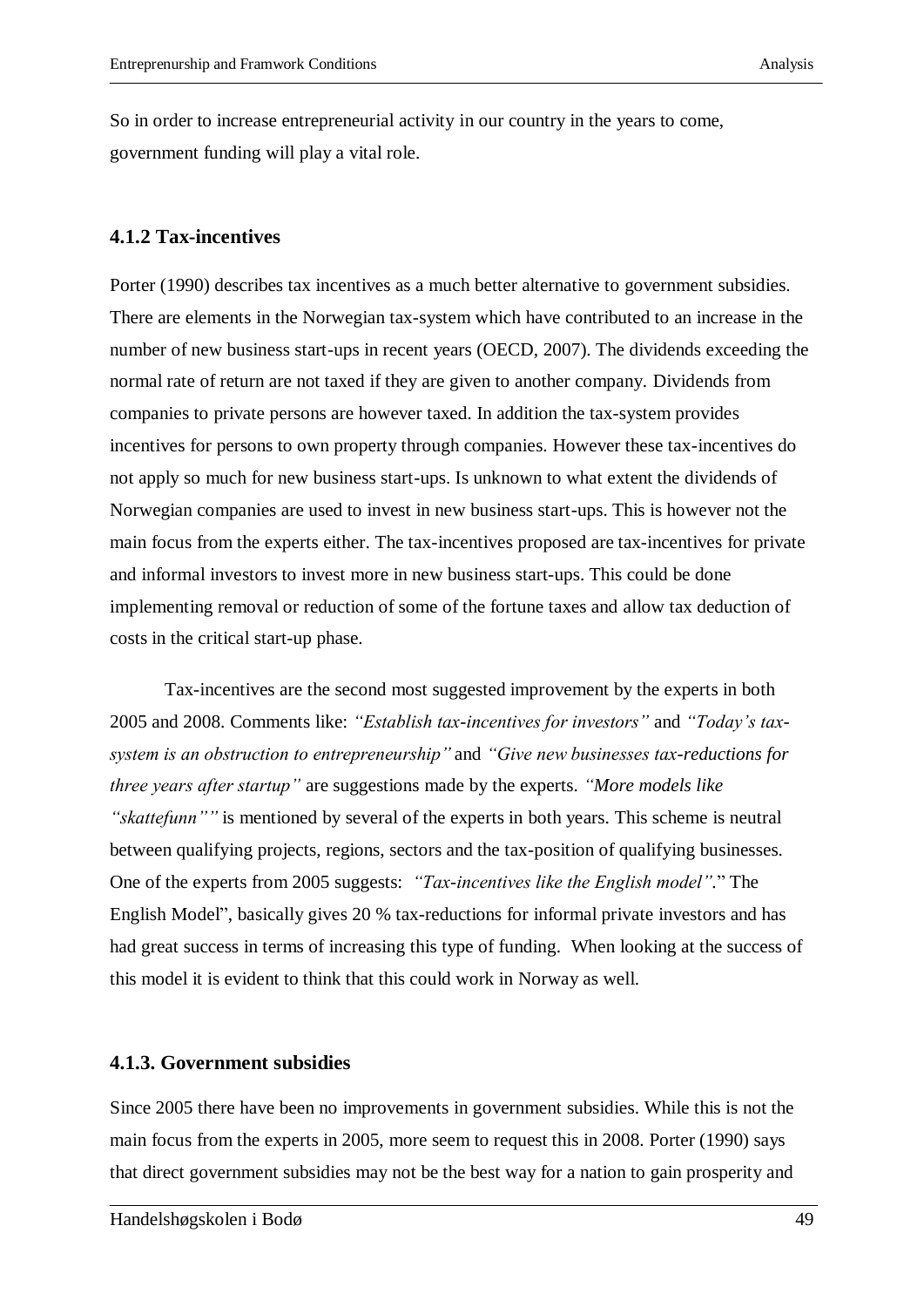So in order to increase entrepreneurial activity in our country in the years to come, government funding will play a vital role.

### 4.1.2 Tax-incentives

Porter (1990) describes tax incentives as a much better alternative to government subsidies. There are elements in the Norwegian tax-system which have contributed to an increase in the number of new business start-ups in recent years (OECD, 2007). The dividends exceeding the normal rate of return are not taxed if they are given to another company. Dividends from companies to private persons are however taxed. In addition the tax-system provides incentives for persons to own property through companies. However these tax-incentives do not apply so much for new business start-ups. Is unknown to what extent the dividends of Norwegian companies are used to invest in new business start-ups. This is however not the main focus from the experts either. The tax-incentives proposed are tax-incentives for private and informal investors to invest more in new business start-ups. This could be done implementing removal or reduction of some of the fortune taxes and allow tax deduction of costs in the critical start-up phase.

Tax-incentives are the second most suggested improvement by the experts in both 2005 and 2008. Comments like: *"Establish tax-incentives for investors"* and *"Today's tax-system is an obstruction to entrepreneurship"* and *"Give new businesses tax-reductions for three years after startup"* are suggestions made by the experts. *"More models like "skattefunn""* is mentioned by several of the experts in both years. This scheme is neutral between qualifying projects, regions, sectors and the tax-position of qualifying businesses. One of the experts from 2005 suggests: *"Tax-incentives like the English model"*." The English Model", basically gives 20 % tax-reductions for informal private investors and has had great success in terms of increasing this type of funding. When looking at the success of this model it is evident to think that this could work in Norway as well.

### 4.1.3. Government subsidies

Since 2005 there have been no improvements in government subsidies. While this is not the main focus from the experts in 2005, more seem to request this in 2008. Porter (1990) says that direct government subsidies may not be the best way for a nation to gain prosperity and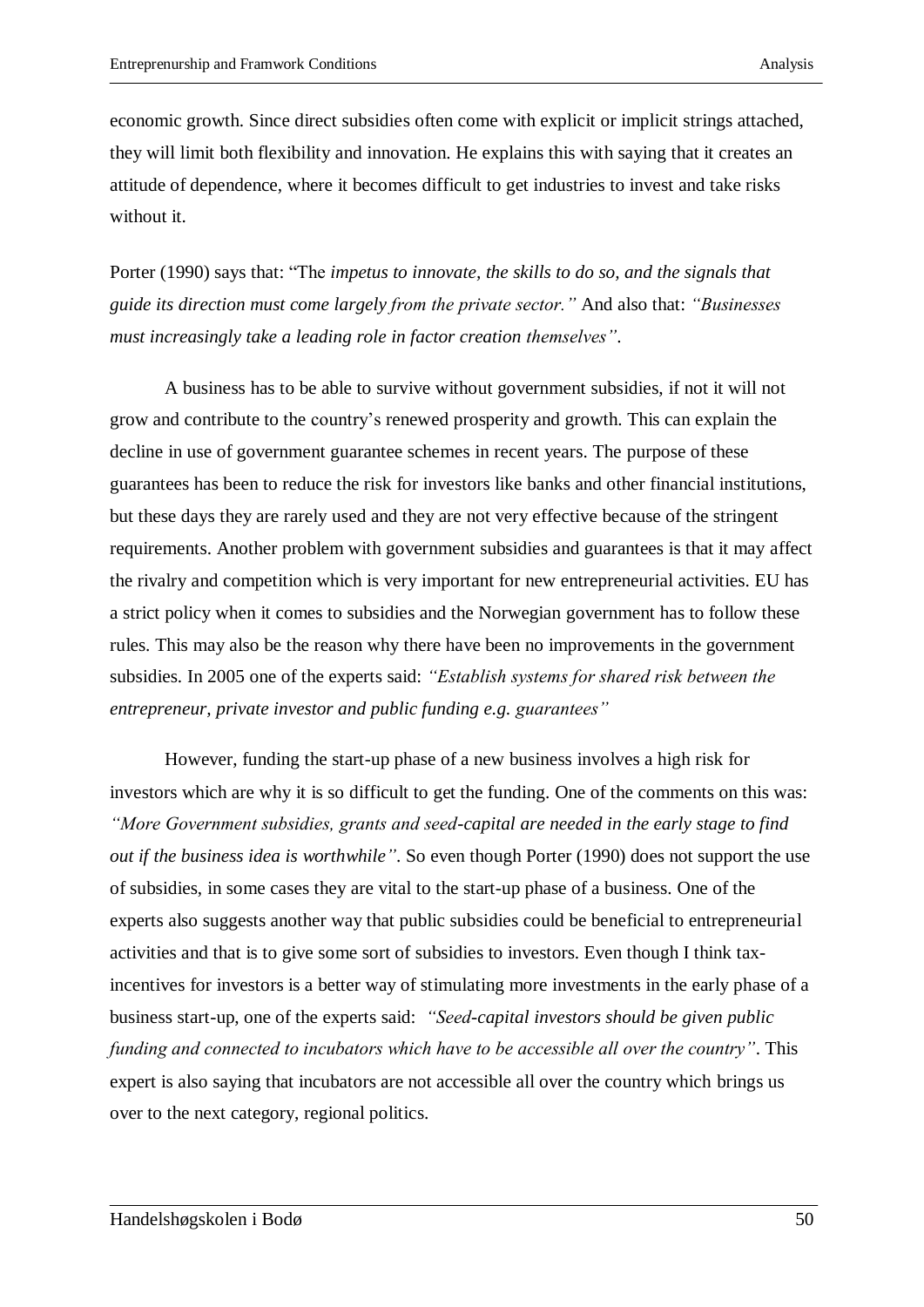economic growth. Since direct subsidies often come with explicit or implicit strings attached, they will limit both flexibility and innovation. He explains this with saying that it creates an attitude of dependence, where it becomes difficult to get industries to invest and take risks without it.

Porter (1990) says that: "The *impetus to innovate, the skills to do so, and the signals that guide its direction must come largely from the private sector."* And also that: *"Businesses must increasingly take a leading role in factor creation themselves"*.

A business has to be able to survive without government subsidies, if not it will not grow and contribute to the country's renewed prosperity and growth. This can explain the decline in use of government guarantee schemes in recent years. The purpose of these guarantees has been to reduce the risk for investors like banks and other financial institutions, but these days they are rarely used and they are not very effective because of the stringent requirements. Another problem with government subsidies and guarantees is that it may affect the rivalry and competition which is very important for new entrepreneurial activities. EU has a strict policy when it comes to subsidies and the Norwegian government has to follow these rules. This may also be the reason why there have been no improvements in the government subsidies. In 2005 one of the experts said: *"Establish systems for shared risk between the entrepreneur, private investor and public funding e.g. guarantees"*

However, funding the start-up phase of a new business involves a high risk for investors which are why it is so difficult to get the funding. One of the comments on this was: *"More Government subsidies, grants and seed-capital are needed in the early stage to find out if the business idea is worthwhile"*. So even though Porter (1990) does not support the use of subsidies, in some cases they are vital to the start-up phase of a business. One of the experts also suggests another way that public subsidies could be beneficial to entrepreneurial activities and that is to give some sort of subsidies to investors. Even though I think tax-incentives for investors is a better way of stimulating more investments in the early phase of a business start-up, one of the experts said: *"Seed-capital investors should be given public funding and connected to incubators which have to be accessible all over the country"*. This expert is also saying that incubators are not accessible all over the country which brings us over to the next category, regional politics.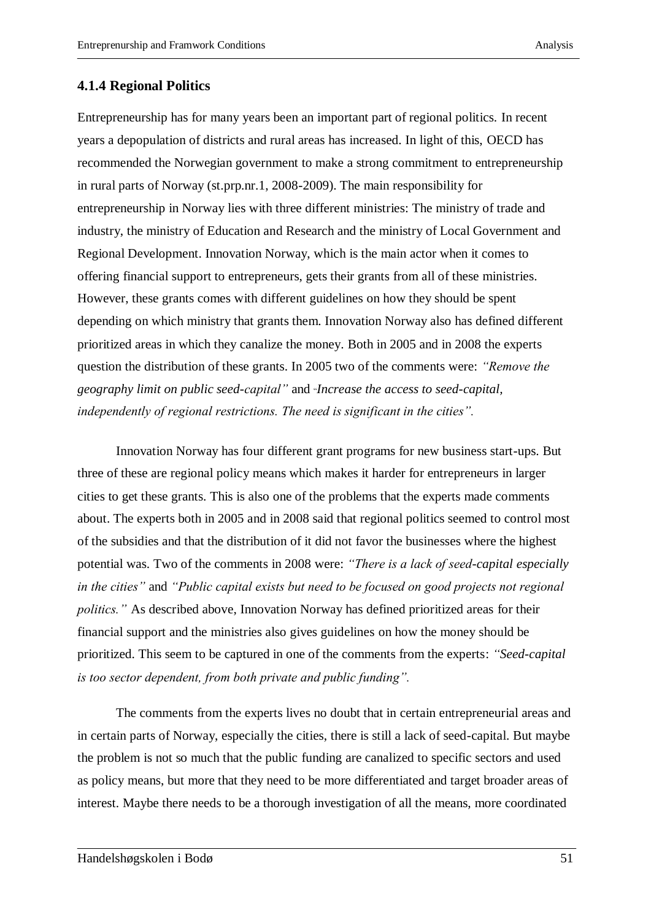### 4.1.4 Regional Politics

Entrepreneurship has for many years been an important part of regional politics. In recent years a depopulation of districts and rural areas has increased. In light of this, OECD has recommended the Norwegian government to make a strong commitment to entrepreneurship in rural parts of Norway (st.prp.nr.1, 2008-2009). The main responsibility for entrepreneurship in Norway lies with three different ministries: The ministry of trade and industry, the ministry of Education and Research and the ministry of Local Government and Regional Development. Innovation Norway, which is the main actor when it comes to offering financial support to entrepreneurs, gets their grants from all of these ministries. However, these grants comes with different guidelines on how they should be spent depending on which ministry that grants them. Innovation Norway also has defined different prioritized areas in which they canalize the money. Both in 2005 and in 2008 the experts question the distribution of these grants. In 2005 two of the comments were: *"Remove the geography limit on public seed-capital"* and *"Increase the access to seed-capital, independently of regional restrictions. The need is significant in the cities".*

Innovation Norway has four different grant programs for new business start-ups. But three of these are regional policy means which makes it harder for entrepreneurs in larger cities to get these grants. This is also one of the problems that the experts made comments about. The experts both in 2005 and in 2008 said that regional politics seemed to control most of the subsidies and that the distribution of it did not favor the businesses where the highest potential was. Two of the comments in 2008 were: *"There is a lack of seed-capital especially in the cities"* and *"Public capital exists but need to be focused on good projects not regional politics."* As described above, Innovation Norway has defined prioritized areas for their financial support and the ministries also gives guidelines on how the money should be prioritized. This seem to be captured in one of the comments from the experts: *"Seed-capital is too sector dependent, from both private and public funding".*

The comments from the experts lives no doubt that in certain entrepreneurial areas and in certain parts of Norway, especially the cities, there is still a lack of seed-capital. But maybe the problem is not so much that the public funding are canalized to specific sectors and used as policy means, but more that they need to be more differentiated and target broader areas of interest. Maybe there needs to be a thorough investigation of all the means, more coordinated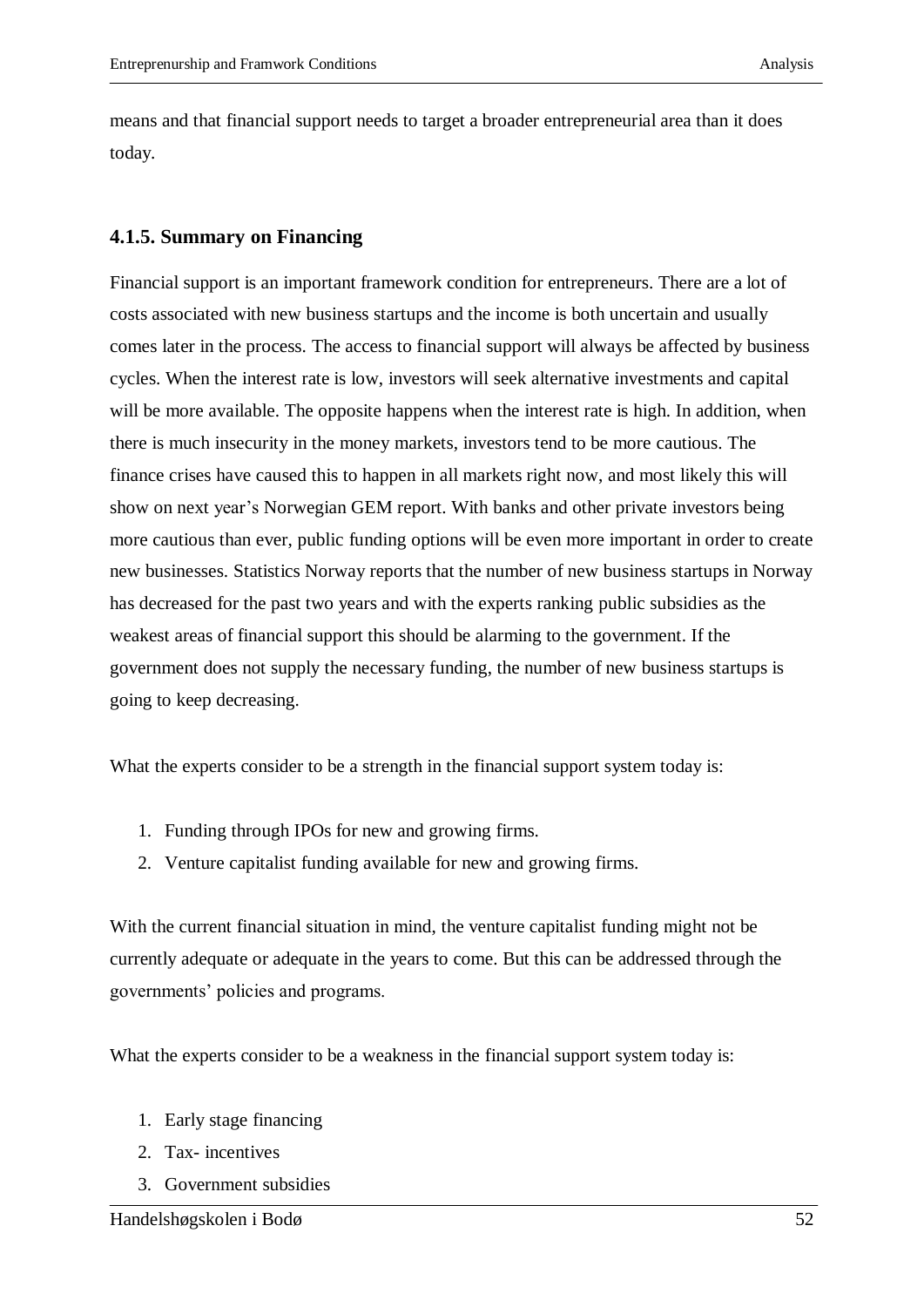means and that financial support needs to target a broader entrepreneurial area than it does today.

### 4.1.5. Summary on Financing

Financial support is an important framework condition for entrepreneurs. There are a lot of costs associated with new business startups and the income is both uncertain and usually comes later in the process. The access to financial support will always be affected by business cycles. When the interest rate is low, investors will seek alternative investments and capital will be more available. The opposite happens when the interest rate is high. In addition, when there is much insecurity in the money markets, investors tend to be more cautious. The finance crises have caused this to happen in all markets right now, and most likely this will show on next year's Norwegian GEM report. With banks and other private investors being more cautious than ever, public funding options will be even more important in order to create new businesses. Statistics Norway reports that the number of new business startups in Norway has decreased for the past two years and with the experts ranking public subsidies as the weakest areas of financial support this should be alarming to the government. If the government does not supply the necessary funding, the number of new business startups is going to keep decreasing.

What the experts consider to be a strength in the financial support system today is:

1. Funding through IPOs for new and growing firms.
2. Venture capitalist funding available for new and growing firms.

With the current financial situation in mind, the venture capitalist funding might not be currently adequate or adequate in the years to come. But this can be addressed through the governments' policies and programs.

What the experts consider to be a weakness in the financial support system today is:

1. Early stage financing
2. Tax- incentives
3. Government subsidies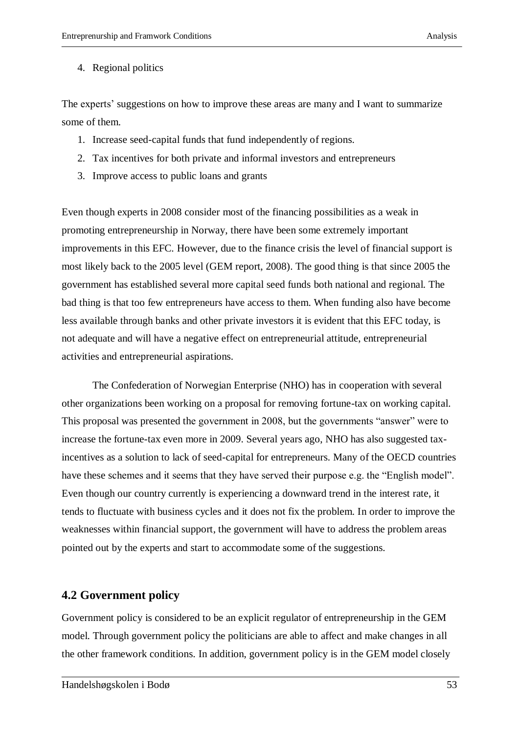4. Regional politics

The experts' suggestions on how to improve these areas are many and I want to summarize some of them.

1. Increase seed-capital funds that fund independently of regions.
2. Tax incentives for both private and informal investors and entrepreneurs
3. Improve access to public loans and grants

Even though experts in 2008 consider most of the financing possibilities as a weak in promoting entrepreneurship in Norway, there have been some extremely important improvements in this EFC. However, due to the finance crisis the level of financial support is most likely back to the 2005 level (GEM report, 2008). The good thing is that since 2005 the government has established several more capital seed funds both national and regional. The bad thing is that too few entrepreneurs have access to them. When funding also have become less available through banks and other private investors it is evident that this EFC today, is not adequate and will have a negative effect on entrepreneurial attitude, entrepreneurial activities and entrepreneurial aspirations.

The Confederation of Norwegian Enterprise (NHO) has in cooperation with several other organizations been working on a proposal for removing fortune-tax on working capital. This proposal was presented the government in 2008, but the governments "answer" were to increase the fortune-tax even more in 2009. Several years ago, NHO has also suggested tax-incentives as a solution to lack of seed-capital for entrepreneurs. Many of the OECD countries have these schemes and it seems that they have served their purpose e.g. the "English model". Even though our country currently is experiencing a downward trend in the interest rate, it tends to fluctuate with business cycles and it does not fix the problem. In order to improve the weaknesses within financial support, the government will have to address the problem areas pointed out by the experts and start to accommodate some of the suggestions.

## 4.2 Government policy

Government policy is considered to be an explicit regulator of entrepreneurship in the GEM model. Through government policy the politicians are able to affect and make changes in all the other framework conditions. In addition, government policy is in the GEM model closely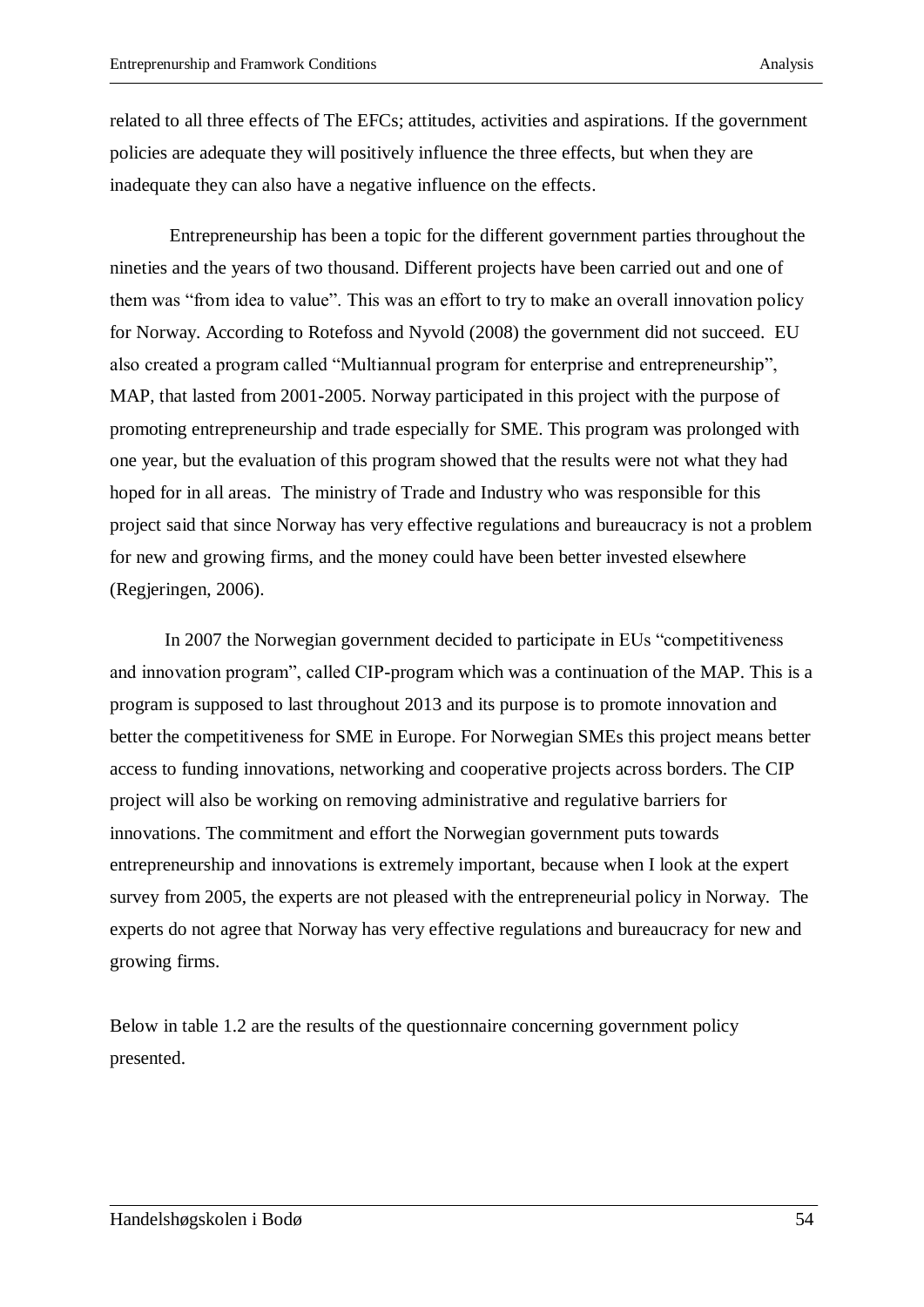related to all three effects of The EFCs; attitudes, activities and aspirations. If the government policies are adequate they will positively influence the three effects, but when they are inadequate they can also have a negative influence on the effects.

Entrepreneurship has been a topic for the different government parties throughout the nineties and the years of two thousand. Different projects have been carried out and one of them was "from idea to value". This was an effort to try to make an overall innovation policy for Norway. According to Rotefoss and Nyvold (2008) the government did not succeed. EU also created a program called "Multiannual program for enterprise and entrepreneurship", MAP, that lasted from 2001-2005. Norway participated in this project with the purpose of promoting entrepreneurship and trade especially for SME. This program was prolonged with one year, but the evaluation of this program showed that the results were not what they had hoped for in all areas. The ministry of Trade and Industry who was responsible for this project said that since Norway has very effective regulations and bureaucracy is not a problem for new and growing firms, and the money could have been better invested elsewhere (Regjeringen, 2006).

In 2007 the Norwegian government decided to participate in EUs "competitiveness and innovation program", called CIP-program which was a continuation of the MAP. This is a program is supposed to last throughout 2013 and its purpose is to promote innovation and better the competitiveness for SME in Europe. For Norwegian SMEs this project means better access to funding innovations, networking and cooperative projects across borders. The CIP project will also be working on removing administrative and regulative barriers for innovations. The commitment and effort the Norwegian government puts towards entrepreneurship and innovations is extremely important, because when I look at the expert survey from 2005, the experts are not pleased with the entrepreneurial policy in Norway. The experts do not agree that Norway has very effective regulations and bureaucracy for new and growing firms.

Below in table 1.2 are the results of the questionnaire concerning government policy presented.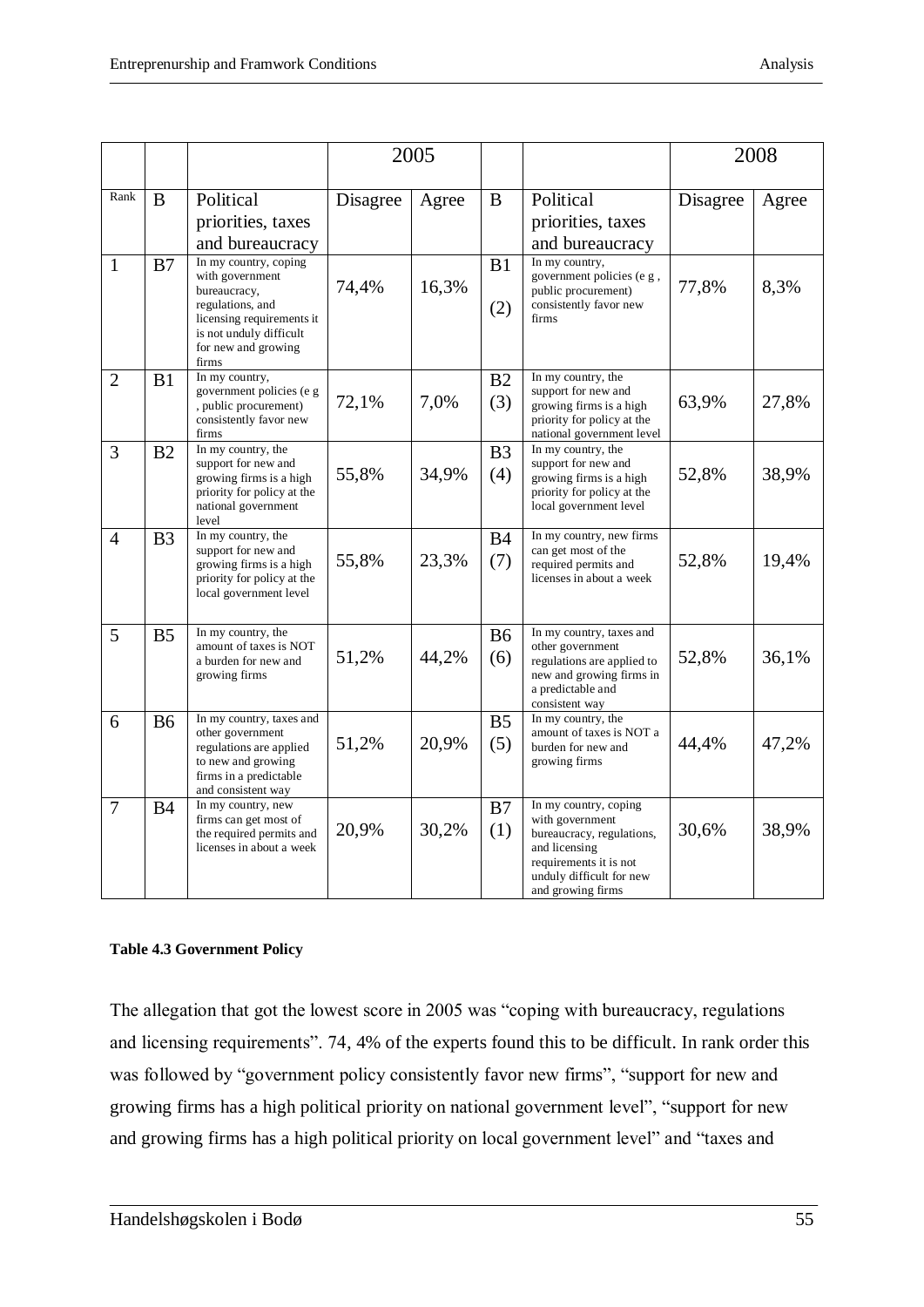| | | | 2005 | | | | 2008 | |
|---|---|---|---|---|---|---|---|---|
| Rank | B | Political priorities, taxes and bureaucracy | Disagree | Agree | B | Political priorities, taxes and bureaucracy | Disagree | Agree |
| 1 | B7 | In my country, coping with government bureaucracy, regulations, and licensing requirements it is not unduly difficult for new and growing firms | 74,4% | 16,3% | B1 (2) | In my country, government policies (e g , public procurement) consistently favor new firms | 77,8% | 8,3% |
| 2 | B1 | In my country, government policies (e g , public procurement) consistently favor new firms | 72,1% | 7,0% | B2 (3) | In my country, the support for new and growing firms is a high priority for policy at the national government level | 63,9% | 27,8% |
| 3 | B2 | In my country, the support for new and growing firms is a high priority for policy at the national government level | 55,8% | 34,9% | B3 (4) | In my country, the support for new and growing firms is a high priority for policy at the local government level | 52,8% | 38,9% |
| 4 | B3 | In my country, the support for new and growing firms is a high priority for policy at the local government level | 55,8% | 23,3% | B4 (7) | In my country, new firms can get most of the required permits and licenses in about a week | 52,8% | 19,4% |
| 5 | B5 | In my country, the amount of taxes is NOT a burden for new and growing firms | 51,2% | 44,2% | B6 (6) | In my country, taxes and other government regulations are applied to new and growing firms in a predictable and consistent way | 52,8% | 36,1% |
| 6 | B6 | In my country, taxes and other government regulations are applied to new and growing firms in a predictable and consistent way | 51,2% | 20,9% | B5 (5) | In my country, the amount of taxes is NOT a burden for new and growing firms | 44,4% | 47,2% |
| 7 | B4 | In my country, new firms can get most of the required permits and licenses in about a week | 20,9% | 30,2% | B7 (1) | In my country, coping with government bureaucracy, regulations, and licensing requirements it is not unduly difficult for new and growing firms | 30,6% | 38,9% |

**Table 4.3 Government Policy**

The allegation that got the lowest score in 2005 was "coping with bureaucracy, regulations and licensing requirements". 74, 4% of the experts found this to be difficult. In rank order this was followed by "government policy consistently favor new firms", "support for new and growing firms has a high political priority on national government level", "support for new and growing firms has a high political priority on local government level" and "taxes and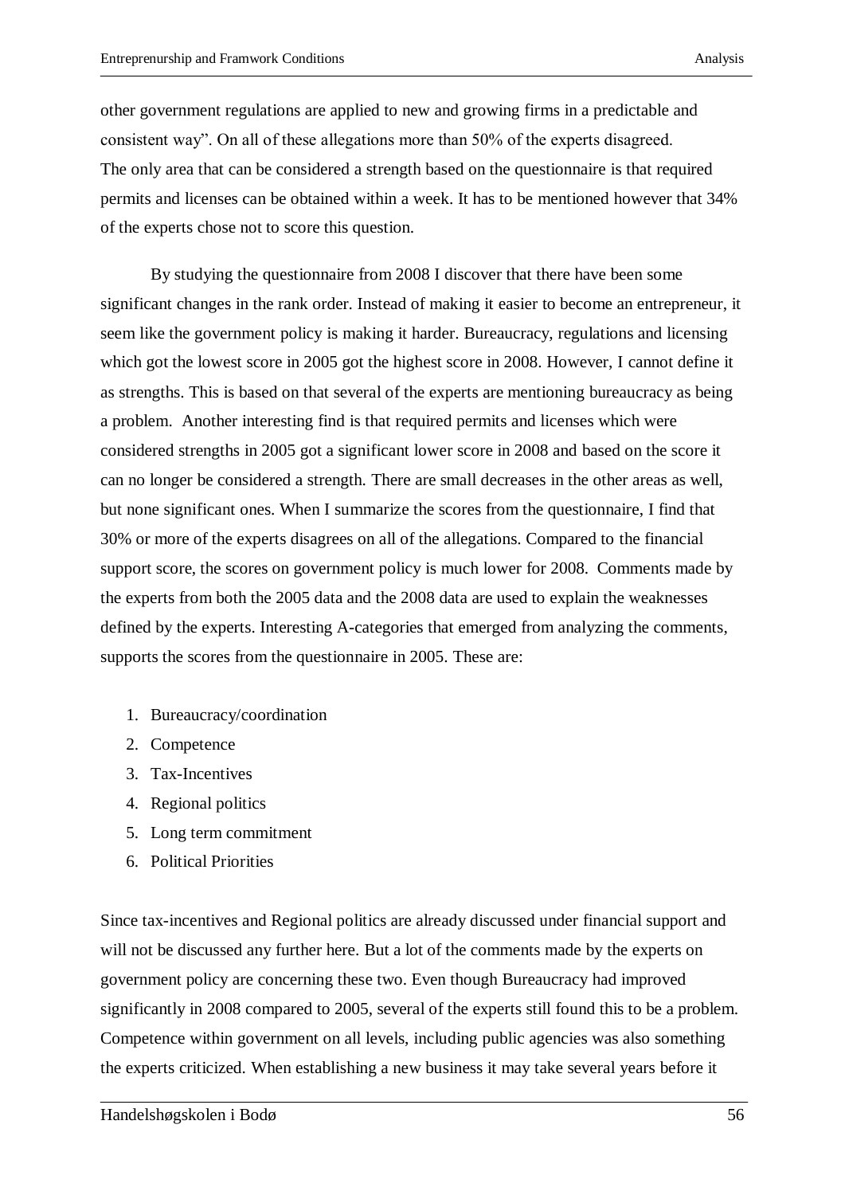other government regulations are applied to new and growing firms in a predictable and consistent way". On all of these allegations more than 50% of the experts disagreed. The only area that can be considered a strength based on the questionnaire is that required permits and licenses can be obtained within a week. It has to be mentioned however that 34% of the experts chose not to score this question.

By studying the questionnaire from 2008 I discover that there have been some significant changes in the rank order. Instead of making it easier to become an entrepreneur, it seem like the government policy is making it harder. Bureaucracy, regulations and licensing which got the lowest score in 2005 got the highest score in 2008. However, I cannot define it as strengths. This is based on that several of the experts are mentioning bureaucracy as being a problem. Another interesting find is that required permits and licenses which were considered strengths in 2005 got a significant lower score in 2008 and based on the score it can no longer be considered a strength. There are small decreases in the other areas as well, but none significant ones. When I summarize the scores from the questionnaire, I find that 30% or more of the experts disagrees on all of the allegations. Compared to the financial support score, the scores on government policy is much lower for 2008. Comments made by the experts from both the 2005 data and the 2008 data are used to explain the weaknesses defined by the experts. Interesting A-categories that emerged from analyzing the comments, supports the scores from the questionnaire in 2005. These are:

1. Bureaucracy/coordination
2. Competence
3. Tax-Incentives
4. Regional politics
5. Long term commitment
6. Political Priorities

Since tax-incentives and Regional politics are already discussed under financial support and will not be discussed any further here. But a lot of the comments made by the experts on government policy are concerning these two. Even though Bureaucracy had improved significantly in 2008 compared to 2005, several of the experts still found this to be a problem. Competence within government on all levels, including public agencies was also something the experts criticized. When establishing a new business it may take several years before it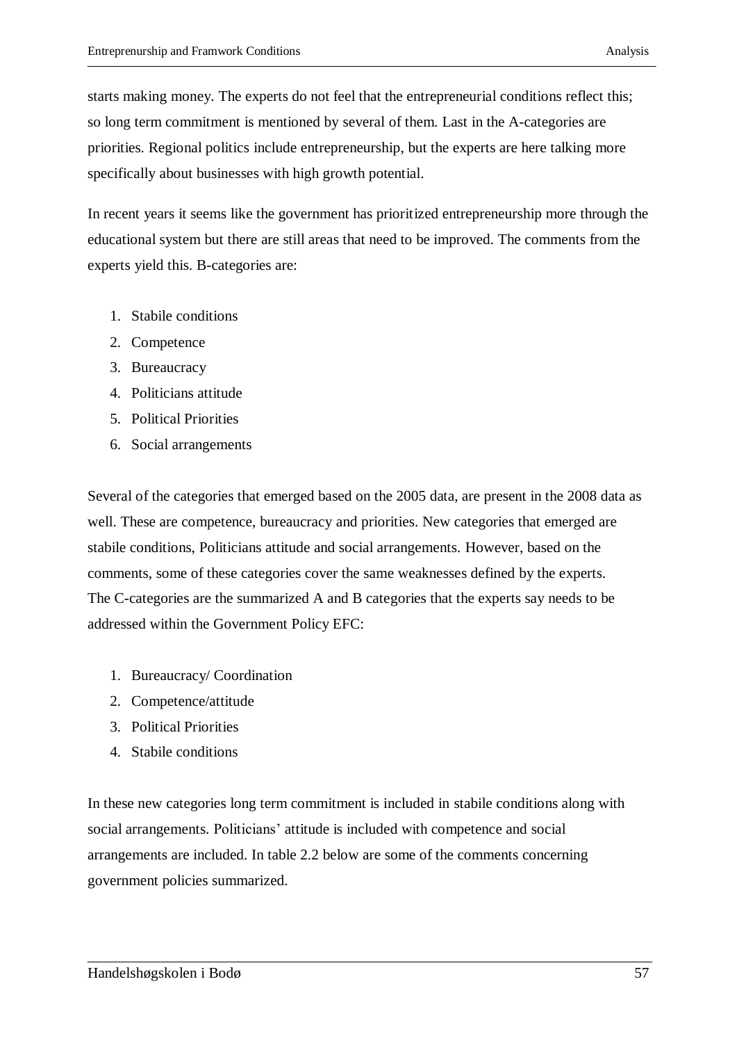starts making money. The experts do not feel that the entrepreneurial conditions reflect this; so long term commitment is mentioned by several of them. Last in the A-categories are priorities. Regional politics include entrepreneurship, but the experts are here talking more specifically about businesses with high growth potential.

In recent years it seems like the government has prioritized entrepreneurship more through the educational system but there are still areas that need to be improved. The comments from the experts yield this. B-categories are:

1. Stabile conditions
2. Competence
3. Bureaucracy
4. Politicians attitude
5. Political Priorities
6. Social arrangements

Several of the categories that emerged based on the 2005 data, are present in the 2008 data as well. These are competence, bureaucracy and priorities. New categories that emerged are stabile conditions, Politicians attitude and social arrangements. However, based on the comments, some of these categories cover the same weaknesses defined by the experts. The C-categories are the summarized A and B categories that the experts say needs to be addressed within the Government Policy EFC:

1. Bureaucracy/ Coordination
2. Competence/attitude
3. Political Priorities
4. Stabile conditions

In these new categories long term commitment is included in stabile conditions along with social arrangements. Politicians' attitude is included with competence and social arrangements are included. In table 2.2 below are some of the comments concerning government policies summarized.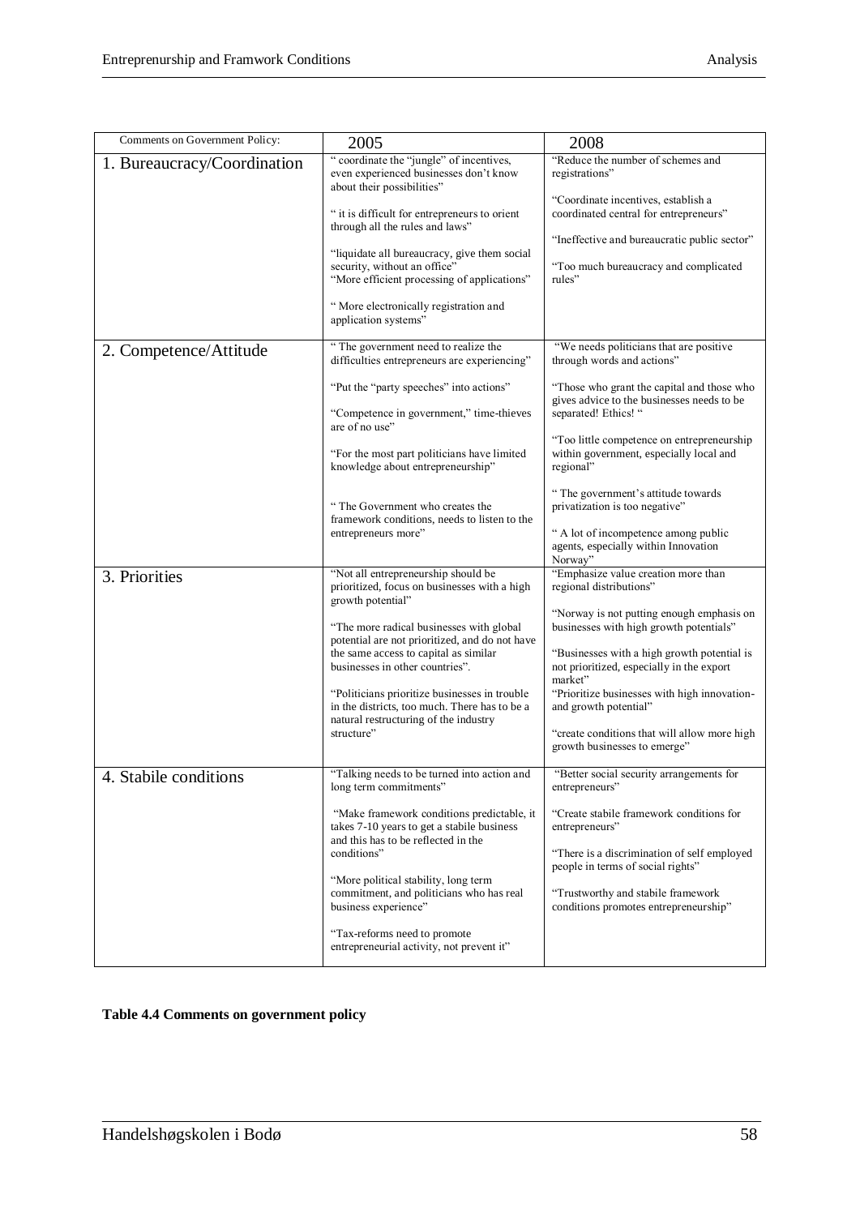| Comments on Government Policy: | 2005 | 2008 |
|---|---|---|
| 1. Bureaucracy/Coordination | " coordinate the "jungle" of incentives, even experienced businesses don't know about their possibilities"<br><br>" it is difficult for entrepreneurs to orient through all the rules and laws"<br><br>"liquidate all bureaucracy, give them social security, without an office"<br>"More efficient processing of applications"<br><br>" More electronically registration and application systems" | "Reduce the number of schemes and registrations"<br><br>"Coordinate incentives, establish a coordinated central for entrepreneurs"<br><br>"Ineffective and bureaucratic public sector"<br><br>"Too much bureaucracy and complicated rules" |
| 2. Competence/Attitude | " The government need to realize the difficulties entrepreneurs are experiencing"<br><br>"Put the "party speeches" into actions"<br><br>"Competence in government," time-thieves are of no use"<br><br>"For the most part politicians have limited knowledge about entrepreneurship"<br><br>" The Government who creates the framework conditions, needs to listen to the entrepreneurs more" | "We needs politicians that are positive through words and actions"<br><br>"Those who grant the capital and those who gives advice to the businesses needs to be separated! Ethics! "<br><br>"Too little competence on entrepreneurship within government, especially local and regional"<br><br>" The government's attitude towards privatization is too negative"<br><br>" A lot of incompetence among public agents, especially within Innovation Norway" |
| 3. Priorities | "Not all entrepreneurship should be prioritized, focus on businesses with a high growth potential"<br><br>"The more radical businesses with global potential are not prioritized, and do not have the same access to capital as similar businesses in other countries".<br><br>"Politicians prioritize businesses in trouble in the districts, too much. There has to be a natural restructuring of the industry structure" | "Emphasize value creation more than regional distributions"<br><br>"Norway is not putting enough emphasis on businesses with high growth potentials"<br><br>"Businesses with a high growth potential is not prioritized, especially in the export market"<br>"Prioritize businesses with high innovation- and growth potential"<br><br>"create conditions that will allow more high growth businesses to emerge" |
| 4. Stabile conditions | "Talking needs to be turned into action and long term commitments"<br><br>"Make framework conditions predictable, it takes 7-10 years to get a stabile business and this has to be reflected in the conditions"<br><br>"More political stability, long term commitment, and politicians who has real business experience"<br><br>"Tax-reforms need to promote entrepreneurial activity, not prevent it" | "Better social security arrangements for entrepreneurs"<br><br>"Create stabile framework conditions for entrepreneurs"<br><br>"There is a discrimination of self employed people in terms of social rights"<br><br>"Trustworthy and stabile framework conditions promotes entrepreneurship" |

**Table 4.4 Comments on government policy**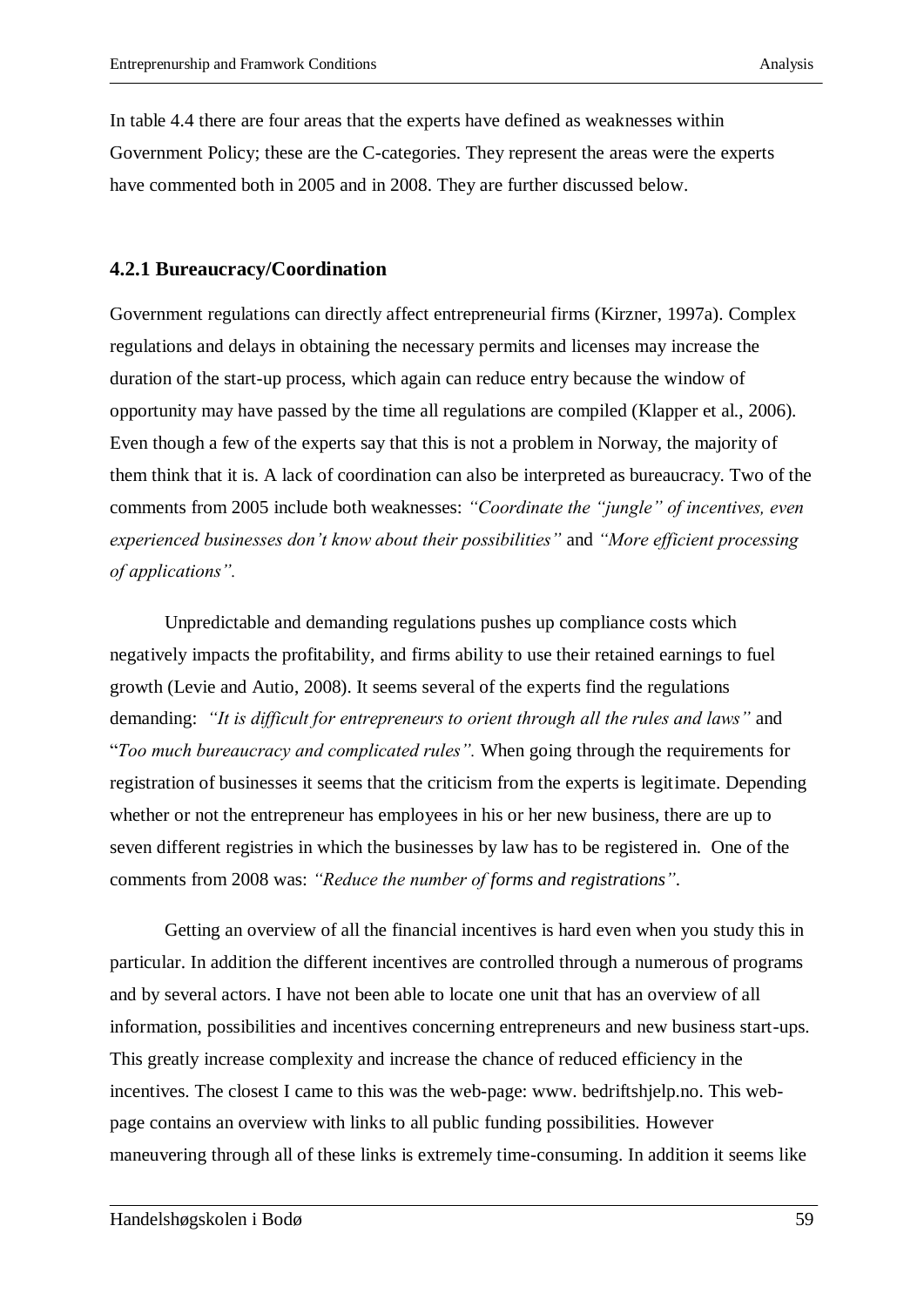In table 4.4 there are four areas that the experts have defined as weaknesses within Government Policy; these are the C-categories. They represent the areas were the experts have commented both in 2005 and in 2008. They are further discussed below.

### 4.2.1 Bureaucracy/Coordination

Government regulations can directly affect entrepreneurial firms (Kirzner, 1997a). Complex regulations and delays in obtaining the necessary permits and licenses may increase the duration of the start-up process, which again can reduce entry because the window of opportunity may have passed by the time all regulations are compiled (Klapper et al., 2006). Even though a few of the experts say that this is not a problem in Norway, the majority of them think that it is. A lack of coordination can also be interpreted as bureaucracy. Two of the comments from 2005 include both weaknesses: *"Coordinate the "jungle" of incentives, even experienced businesses don't know about their possibilities"* and *"More efficient processing of applications".*

Unpredictable and demanding regulations pushes up compliance costs which negatively impacts the profitability, and firms ability to use their retained earnings to fuel growth (Levie and Autio, 2008). It seems several of the experts find the regulations demanding: *"It is difficult for entrepreneurs to orient through all the rules and laws"* and "*Too much bureaucracy and complicated rules".* When going through the requirements for registration of businesses it seems that the criticism from the experts is legitimate. Depending whether or not the entrepreneur has employees in his or her new business, there are up to seven different registries in which the businesses by law has to be registered in. One of the comments from 2008 was: *"Reduce the number of forms and registrations"*.

Getting an overview of all the financial incentives is hard even when you study this in particular. In addition the different incentives are controlled through a numerous of programs and by several actors. I have not been able to locate one unit that has an overview of all information, possibilities and incentives concerning entrepreneurs and new business start-ups. This greatly increase complexity and increase the chance of reduced efficiency in the incentives. The closest I came to this was the web-page: www. bedriftshjelp.no. This web-page contains an overview with links to all public funding possibilities. However maneuvering through all of these links is extremely time-consuming. In addition it seems like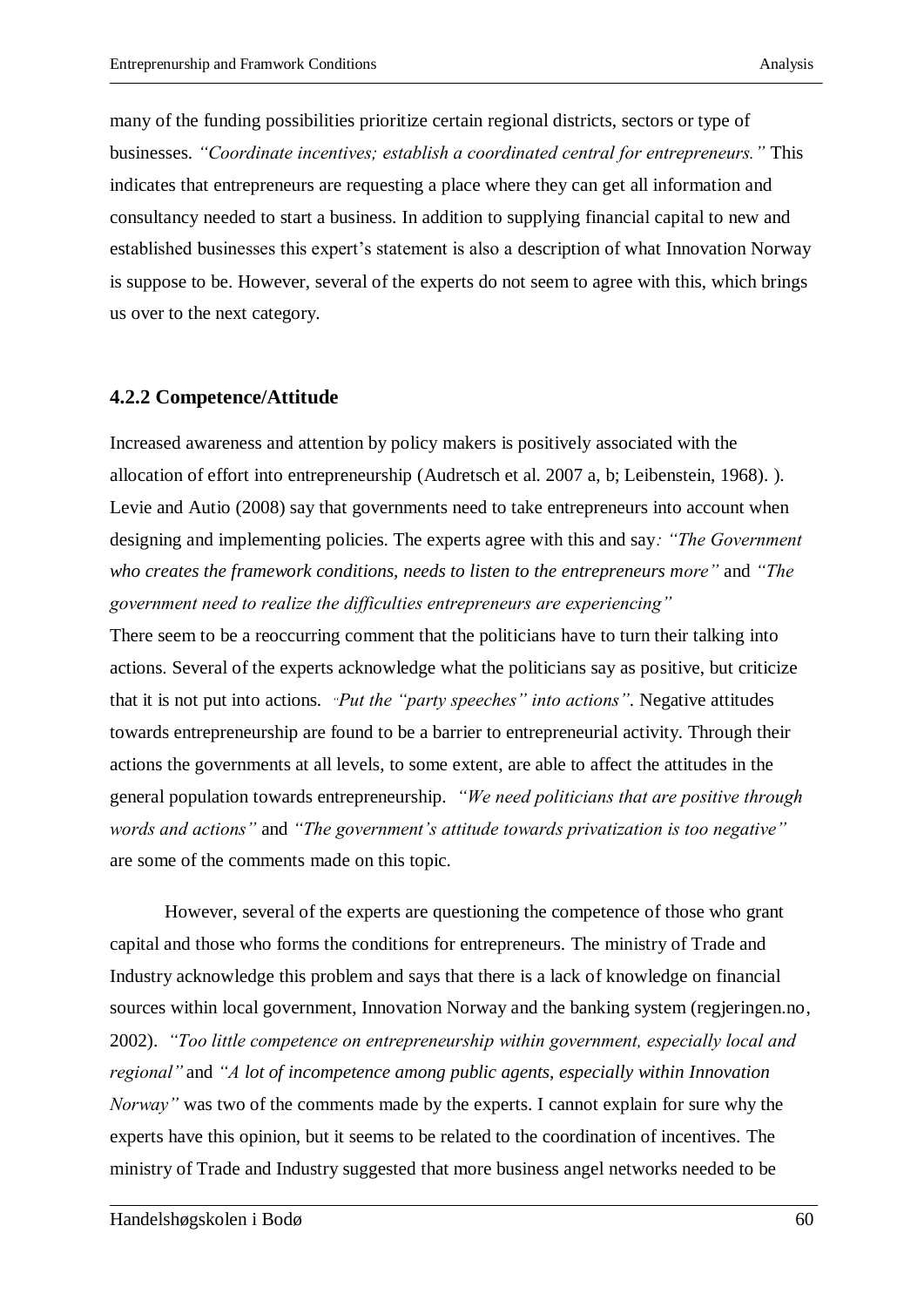many of the funding possibilities prioritize certain regional districts, sectors or type of businesses. *"Coordinate incentives; establish a coordinated central for entrepreneurs."* This indicates that entrepreneurs are requesting a place where they can get all information and consultancy needed to start a business. In addition to supplying financial capital to new and established businesses this expert's statement is also a description of what Innovation Norway is suppose to be. However, several of the experts do not seem to agree with this, which brings us over to the next category.

### 4.2.2 Competence/Attitude

Increased awareness and attention by policy makers is positively associated with the allocation of effort into entrepreneurship (Audretsch et al. 2007 a, b; Leibenstein, 1968). ). Levie and Autio (2008) say that governments need to take entrepreneurs into account when designing and implementing policies. The experts agree with this and say*: "The Government who creates the framework conditions, needs to listen to the entrepreneurs more"* and *"The government need to realize the difficulties entrepreneurs are experiencing"*

There seem to be a reoccurring comment that the politicians have to turn their talking into actions. Several of the experts acknowledge what the politicians say as positive, but criticize that it is not put into actions. *"Put the "party speeches" into actions"*. Negative attitudes towards entrepreneurship are found to be a barrier to entrepreneurial activity. Through their actions the governments at all levels, to some extent, are able to affect the attitudes in the general population towards entrepreneurship. *"We need politicians that are positive through words and actions"* and *"The government's attitude towards privatization is too negative"* are some of the comments made on this topic.

However, several of the experts are questioning the competence of those who grant capital and those who forms the conditions for entrepreneurs. The ministry of Trade and Industry acknowledge this problem and says that there is a lack of knowledge on financial sources within local government, Innovation Norway and the banking system (regjeringen.no, 2002). *"Too little competence on entrepreneurship within government, especially local and regional"* and *"A lot of incompetence among public agents, especially within Innovation Norway"* was two of the comments made by the experts. I cannot explain for sure why the experts have this opinion, but it seems to be related to the coordination of incentives. The ministry of Trade and Industry suggested that more business angel networks needed to be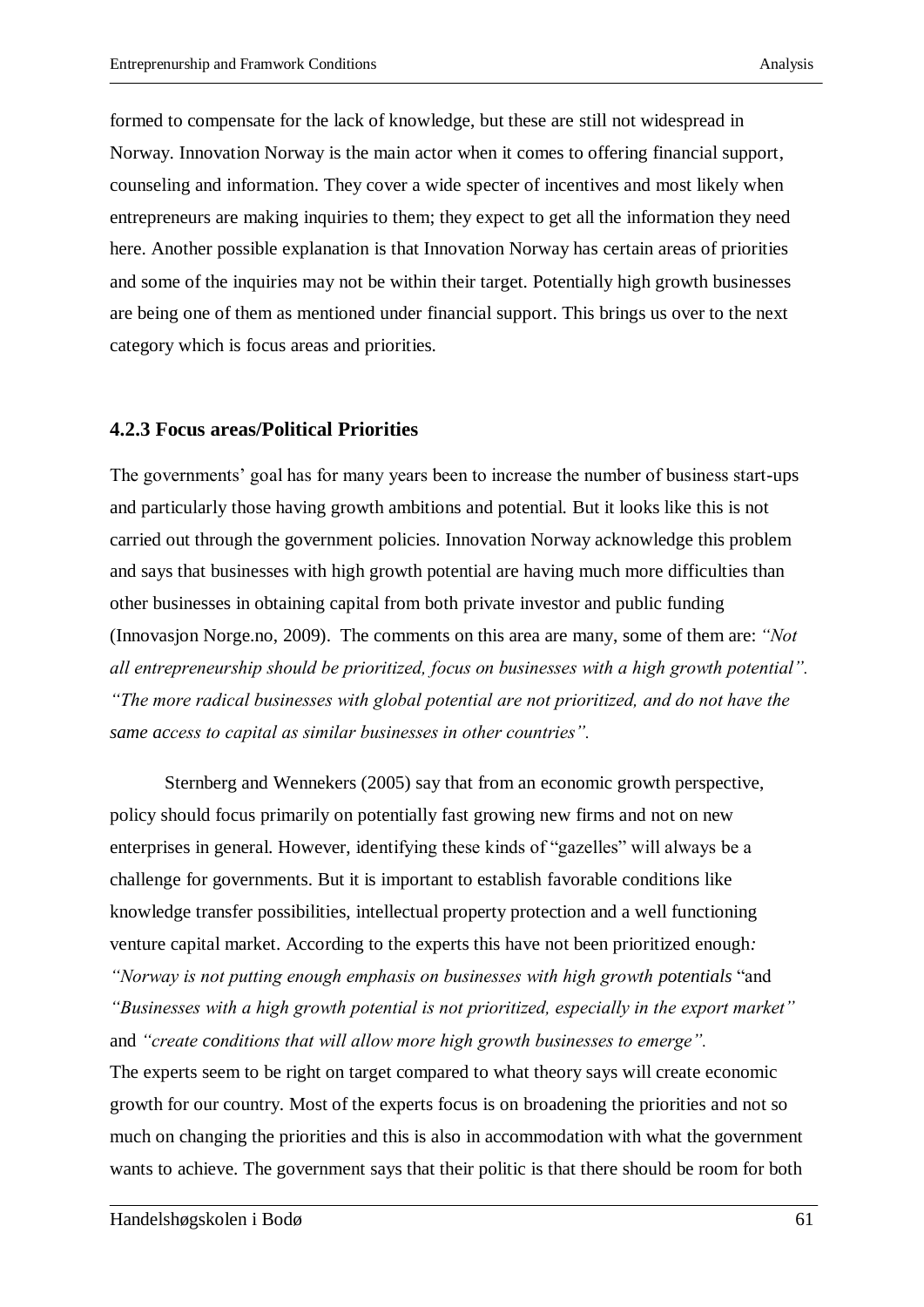formed to compensate for the lack of knowledge, but these are still not widespread in Norway. Innovation Norway is the main actor when it comes to offering financial support, counseling and information. They cover a wide specter of incentives and most likely when entrepreneurs are making inquiries to them; they expect to get all the information they need here. Another possible explanation is that Innovation Norway has certain areas of priorities and some of the inquiries may not be within their target. Potentially high growth businesses are being one of them as mentioned under financial support. This brings us over to the next category which is focus areas and priorities.

### 4.2.3 Focus areas/Political Priorities

The governments' goal has for many years been to increase the number of business start-ups and particularly those having growth ambitions and potential. But it looks like this is not carried out through the government policies. Innovation Norway acknowledge this problem and says that businesses with high growth potential are having much more difficulties than other businesses in obtaining capital from both private investor and public funding (Innovasjon Norge.no, 2009). The comments on this area are many, some of them are: *"Not all entrepreneurship should be prioritized, focus on businesses with a high growth potential". "The more radical businesses with global potential are not prioritized, and do not have the same access to capital as similar businesses in other countries".*

Sternberg and Wennekers (2005) say that from an economic growth perspective, policy should focus primarily on potentially fast growing new firms and not on new enterprises in general. However, identifying these kinds of "gazelles" will always be a challenge for governments. But it is important to establish favorable conditions like knowledge transfer possibilities, intellectual property protection and a well functioning venture capital market. According to the experts this have not been prioritized enough*:* *"Norway is not putting enough emphasis on businesses with high growth potentials* "and *"Businesses with a high growth potential is not prioritized, especially in the export market"* and *"create conditions that will allow more high growth businesses to emerge".*
The experts seem to be right on target compared to what theory says will create economic growth for our country. Most of the experts focus is on broadening the priorities and not so much on changing the priorities and this is also in accommodation with what the government wants to achieve. The government says that their politic is that there should be room for both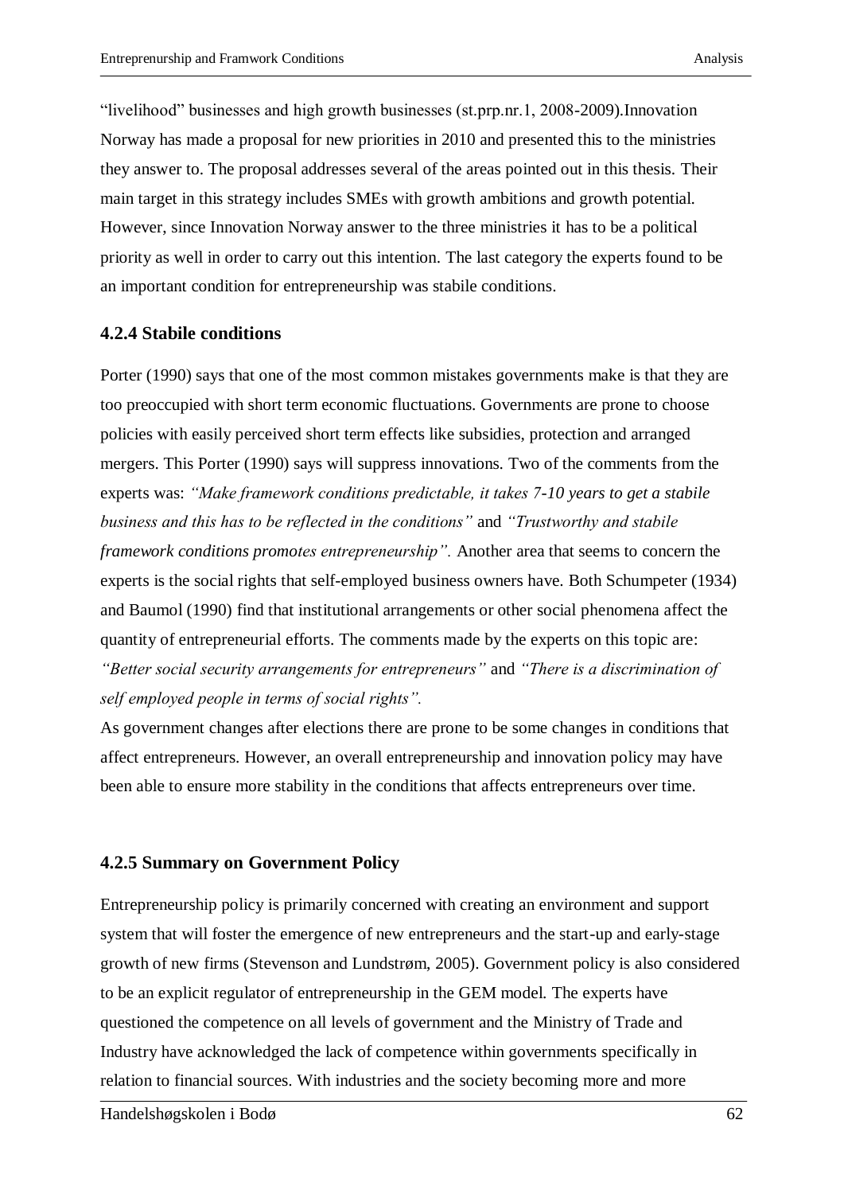"livelihood" businesses and high growth businesses (st.prp.nr.1, 2008-2009).Innovation Norway has made a proposal for new priorities in 2010 and presented this to the ministries they answer to. The proposal addresses several of the areas pointed out in this thesis. Their main target in this strategy includes SMEs with growth ambitions and growth potential. However, since Innovation Norway answer to the three ministries it has to be a political priority as well in order to carry out this intention. The last category the experts found to be an important condition for entrepreneurship was stabile conditions.

### 4.2.4 Stabile conditions

Porter (1990) says that one of the most common mistakes governments make is that they are too preoccupied with short term economic fluctuations. Governments are prone to choose policies with easily perceived short term effects like subsidies, protection and arranged mergers. This Porter (1990) says will suppress innovations. Two of the comments from the experts was: *"Make framework conditions predictable, it takes 7-10 years to get a stabile business and this has to be reflected in the conditions"* and *"Trustworthy and stabile framework conditions promotes entrepreneurship".* Another area that seems to concern the experts is the social rights that self-employed business owners have. Both Schumpeter (1934) and Baumol (1990) find that institutional arrangements or other social phenomena affect the quantity of entrepreneurial efforts. The comments made by the experts on this topic are: *"Better social security arrangements for entrepreneurs"* and *"There is a discrimination of self employed people in terms of social rights".*

As government changes after elections there are prone to be some changes in conditions that affect entrepreneurs. However, an overall entrepreneurship and innovation policy may have been able to ensure more stability in the conditions that affects entrepreneurs over time.

### 4.2.5 Summary on Government Policy

Entrepreneurship policy is primarily concerned with creating an environment and support system that will foster the emergence of new entrepreneurs and the start-up and early-stage growth of new firms (Stevenson and Lundstrøm, 2005). Government policy is also considered to be an explicit regulator of entrepreneurship in the GEM model. The experts have questioned the competence on all levels of government and the Ministry of Trade and Industry have acknowledged the lack of competence within governments specifically in relation to financial sources. With industries and the society becoming more and more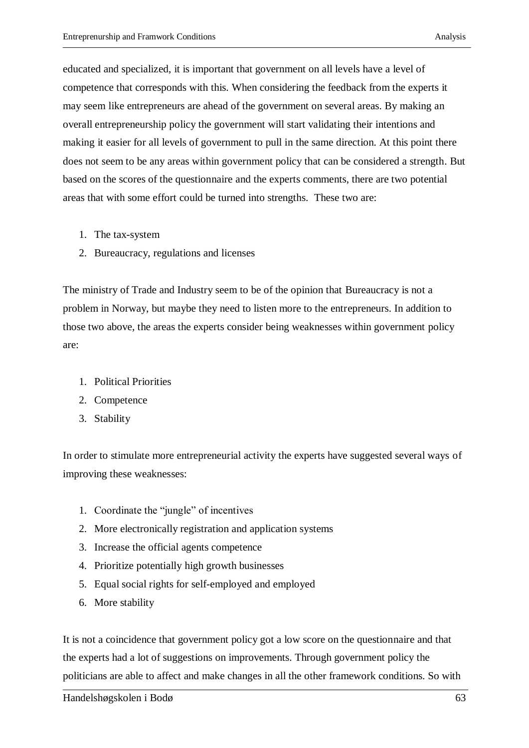educated and specialized, it is important that government on all levels have a level of competence that corresponds with this. When considering the feedback from the experts it may seem like entrepreneurs are ahead of the government on several areas. By making an overall entrepreneurship policy the government will start validating their intentions and making it easier for all levels of government to pull in the same direction. At this point there does not seem to be any areas within government policy that can be considered a strength. But based on the scores of the questionnaire and the experts comments, there are two potential areas that with some effort could be turned into strengths. These two are:

1. The tax-system
2. Bureaucracy, regulations and licenses

The ministry of Trade and Industry seem to be of the opinion that Bureaucracy is not a problem in Norway, but maybe they need to listen more to the entrepreneurs. In addition to those two above, the areas the experts consider being weaknesses within government policy are:

1. Political Priorities
2. Competence
3. Stability

In order to stimulate more entrepreneurial activity the experts have suggested several ways of improving these weaknesses:

1. Coordinate the "jungle" of incentives
2. More electronically registration and application systems
3. Increase the official agents competence
4. Prioritize potentially high growth businesses
5. Equal social rights for self-employed and employed
6. More stability

It is not a coincidence that government policy got a low score on the questionnaire and that the experts had a lot of suggestions on improvements. Through government policy the politicians are able to affect and make changes in all the other framework conditions. So with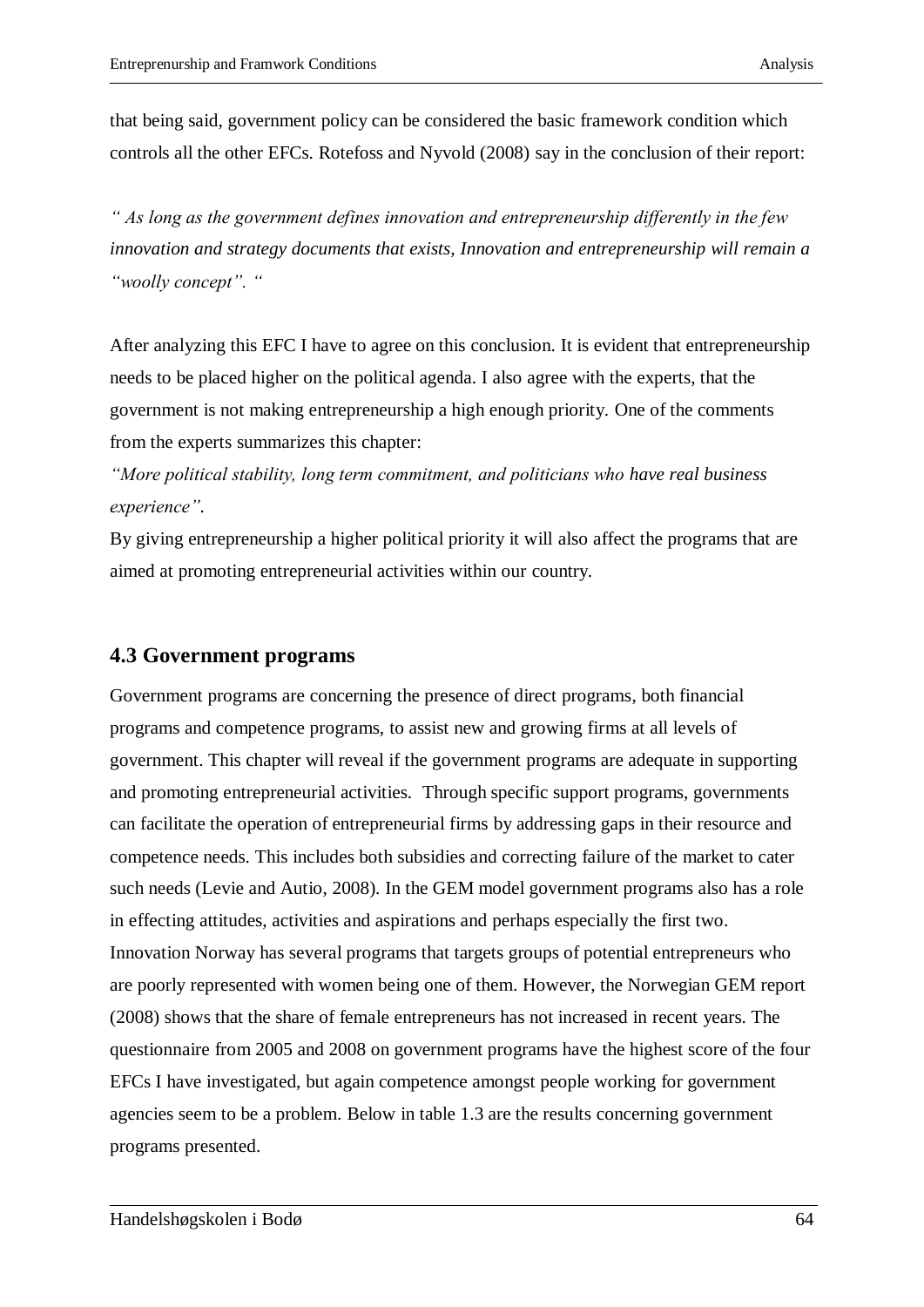that being said, government policy can be considered the basic framework condition which controls all the other EFCs. Rotefoss and Nyvold (2008) say in the conclusion of their report:

*" As long as the government defines innovation and entrepreneurship differently in the few innovation and strategy documents that exists, Innovation and entrepreneurship will remain a "woolly concept". "*

After analyzing this EFC I have to agree on this conclusion. It is evident that entrepreneurship needs to be placed higher on the political agenda. I also agree with the experts, that the government is not making entrepreneurship a high enough priority. One of the comments from the experts summarizes this chapter:

*"More political stability, long term commitment, and politicians who have real business experience".*

By giving entrepreneurship a higher political priority it will also affect the programs that are aimed at promoting entrepreneurial activities within our country.

## 4.3 Government programs

Government programs are concerning the presence of direct programs, both financial programs and competence programs, to assist new and growing firms at all levels of government. This chapter will reveal if the government programs are adequate in supporting and promoting entrepreneurial activities. Through specific support programs, governments can facilitate the operation of entrepreneurial firms by addressing gaps in their resource and competence needs. This includes both subsidies and correcting failure of the market to cater such needs (Levie and Autio, 2008). In the GEM model government programs also has a role in effecting attitudes, activities and aspirations and perhaps especially the first two. Innovation Norway has several programs that targets groups of potential entrepreneurs who are poorly represented with women being one of them. However, the Norwegian GEM report (2008) shows that the share of female entrepreneurs has not increased in recent years. The questionnaire from 2005 and 2008 on government programs have the highest score of the four EFCs I have investigated, but again competence amongst people working for government agencies seem to be a problem. Below in table 1.3 are the results concerning government programs presented.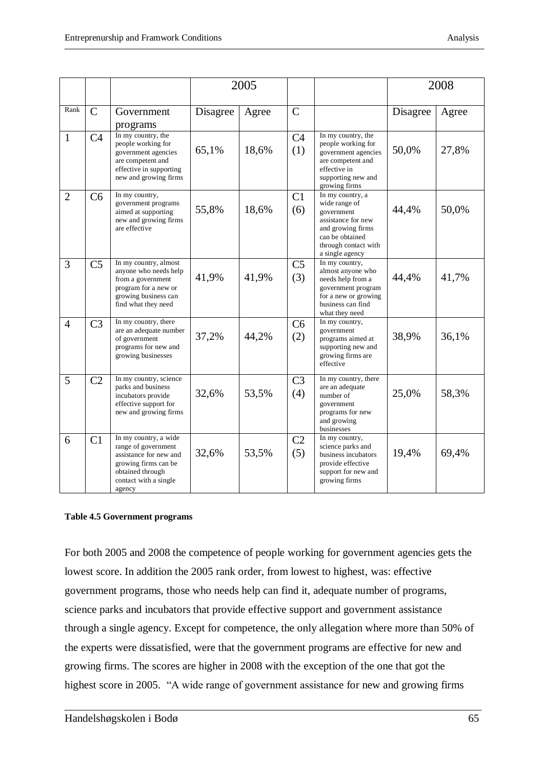| | | | 2005 | | | | 2008 | |
|---|---|---|---|---|---|---|---|---|
| Rank | C | Government programs | Disagree | Agree | C | | Disagree | Agree |
| 1 | C4 | In my country, the people working for government agencies are competent and effective in supporting new and growing firms | 65,1% | 18,6% | C4 (1) | In my country, the people working for government agencies are competent and effective in supporting new and growing firms | 50,0% | 27,8% |
| 2 | C6 | In my country, government programs aimed at supporting new and growing firms are effective | 55,8% | 18,6% | C1 (6) | In my country, a wide range of government assistance for new and growing firms can be obtained through contact with a single agency | 44,4% | 50,0% |
| 3 | C5 | In my country, almost anyone who needs help from a government program for a new or growing business can find what they need | 41,9% | 41,9% | C5 (3) | In my country, almost anyone who needs help from a government program for a new or growing business can find what they need | 44,4% | 41,7% |
| 4 | C3 | In my country, there are an adequate number of government programs for new and growing businesses | 37,2% | 44,2% | C6 (2) | In my country, government programs aimed at supporting new and growing firms are effective | 38,9% | 36,1% |
| 5 | C2 | In my country, science parks and business incubators provide effective support for new and growing firms | 32,6% | 53,5% | C3 (4) | In my country, there are an adequate number of government programs for new and growing businesses | 25,0% | 58,3% |
| 6 | C1 | In my country, a wide range of government assistance for new and growing firms can be obtained through contact with a single agency | 32,6% | 53,5% | C2 (5) | In my country, science parks and business incubators provide effective support for new and growing firms | 19,4% | 69,4% |

**Table 4.5 Government programs**

For both 2005 and 2008 the competence of people working for government agencies gets the lowest score. In addition the 2005 rank order, from lowest to highest, was: effective government programs, those who needs help can find it, adequate number of programs, science parks and incubators that provide effective support and government assistance through a single agency. Except for competence, the only allegation where more than 50% of the experts were dissatisfied, were that the government programs are effective for new and growing firms. The scores are higher in 2008 with the exception of the one that got the highest score in 2005. "A wide range of government assistance for new and growing firms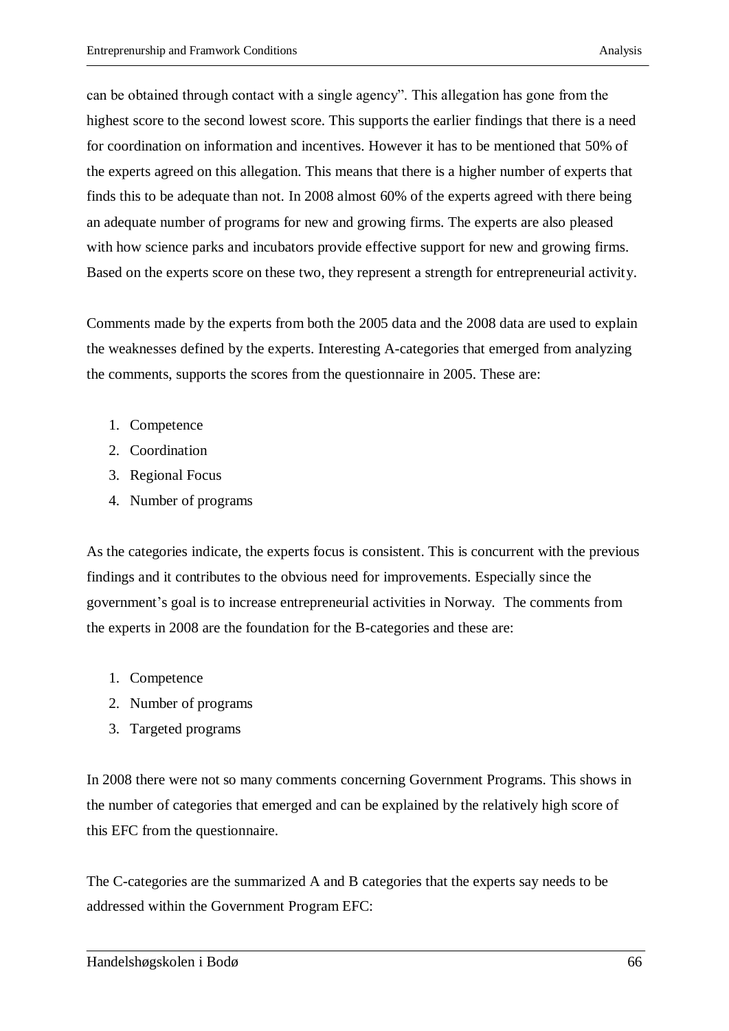can be obtained through contact with a single agency". This allegation has gone from the highest score to the second lowest score. This supports the earlier findings that there is a need for coordination on information and incentives. However it has to be mentioned that 50% of the experts agreed on this allegation. This means that there is a higher number of experts that finds this to be adequate than not. In 2008 almost 60% of the experts agreed with there being an adequate number of programs for new and growing firms. The experts are also pleased with how science parks and incubators provide effective support for new and growing firms. Based on the experts score on these two, they represent a strength for entrepreneurial activity.

Comments made by the experts from both the 2005 data and the 2008 data are used to explain the weaknesses defined by the experts. Interesting A-categories that emerged from analyzing the comments, supports the scores from the questionnaire in 2005. These are:

1. Competence
2. Coordination
3. Regional Focus
4. Number of programs

As the categories indicate, the experts focus is consistent. This is concurrent with the previous findings and it contributes to the obvious need for improvements. Especially since the government's goal is to increase entrepreneurial activities in Norway. The comments from the experts in 2008 are the foundation for the B-categories and these are:

1. Competence
2. Number of programs
3. Targeted programs

In 2008 there were not so many comments concerning Government Programs. This shows in the number of categories that emerged and can be explained by the relatively high score of this EFC from the questionnaire.

The C-categories are the summarized A and B categories that the experts say needs to be addressed within the Government Program EFC: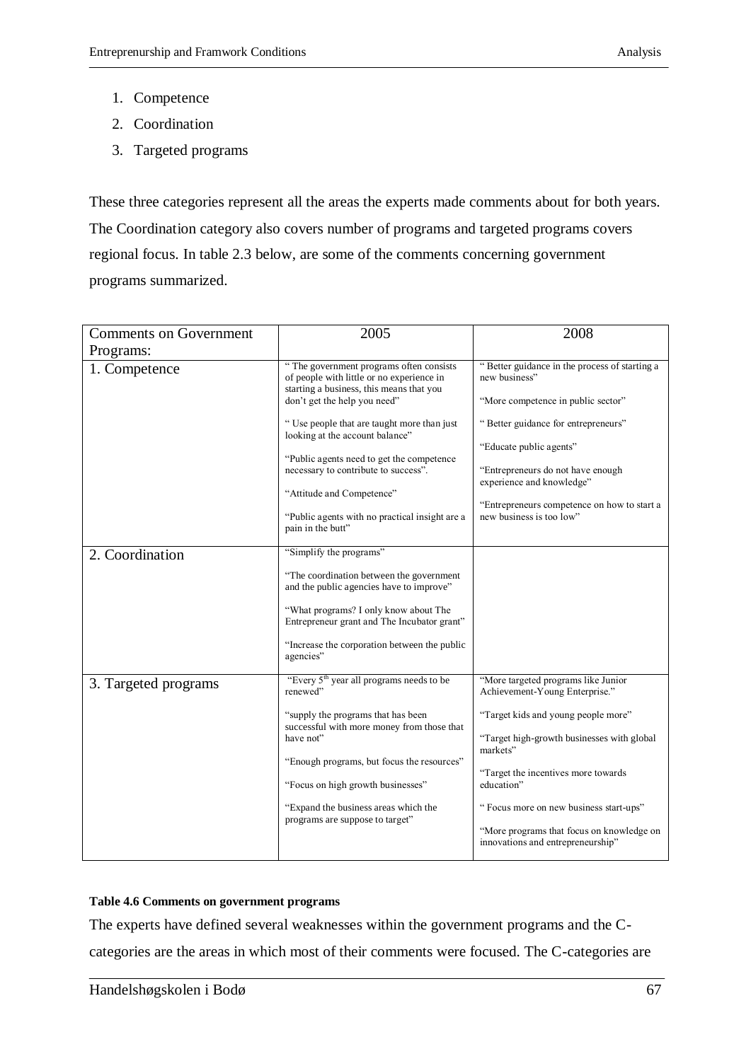1. Competence
2. Coordination
3. Targeted programs

These three categories represent all the areas the experts made comments about for both years. The Coordination category also covers number of programs and targeted programs covers regional focus. In table 2.3 below, are some of the comments concerning government programs summarized.

| Comments on Government Programs: | 2005 | 2008 |
|---|---|---|
| 1. Competence | " The government programs often consists of people with little or no experience in starting a business, this means that you don't get the help you need"<br><br>" Use people that are taught more than just looking at the account balance"<br><br>"Public agents need to get the competence necessary to contribute to success".<br><br>"Attitude and Competence"<br><br>"Public agents with no practical insight are a pain in the butt" | " Better guidance in the process of starting a new business"<br><br>"More competence in public sector"<br><br>" Better guidance for entrepreneurs"<br><br>"Educate public agents"<br><br>"Entrepreneurs do not have enough experience and knowledge"<br><br>"Entrepreneurs competence on how to start a new business is too low" |
| 2. Coordination | "Simplify the programs"<br><br>"The coordination between the government and the public agencies have to improve"<br><br>"What programs? I only know about The Entrepreneur grant and The Incubator grant"<br><br>"Increase the corporation between the public agencies" | |
| 3. Targeted programs | "Every 5th year all programs needs to be renewed"<br><br>"supply the programs that has been successful with more money from those that have not"<br><br>"Enough programs, but focus the resources"<br><br>"Focus on high growth businesses"<br><br>"Expand the business areas which the programs are suppose to target" | "More targeted programs like Junior Achievement-Young Enterprise."<br><br>"Target kids and young people more"<br><br>"Target high-growth businesses with global markets"<br><br>"Target the incentives more towards education"<br><br>" Focus more on new business start-ups"<br><br>"More programs that focus on knowledge on innovations and entrepreneurship" |

**Table 4.6 Comments on government programs**

The experts have defined several weaknesses within the government programs and the C-categories are the areas in which most of their comments were focused. The C-categories are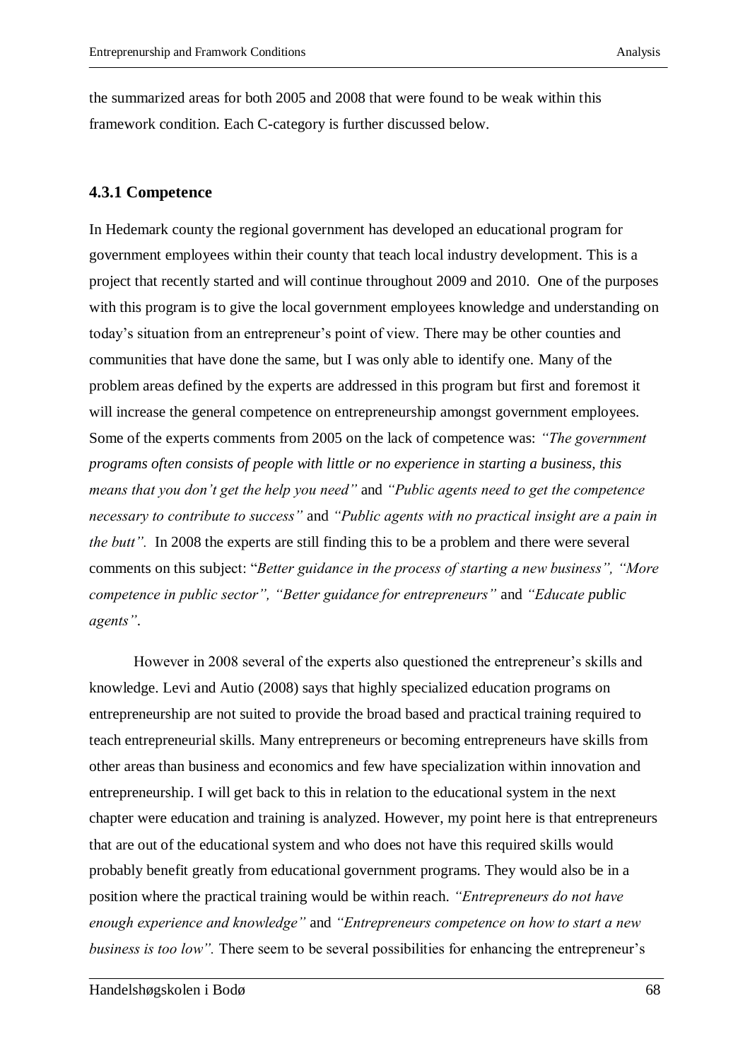the summarized areas for both 2005 and 2008 that were found to be weak within this framework condition. Each C-category is further discussed below.

### 4.3.1 Competence

In Hedemark county the regional government has developed an educational program for government employees within their county that teach local industry development. This is a project that recently started and will continue throughout 2009 and 2010. One of the purposes with this program is to give the local government employees knowledge and understanding on today's situation from an entrepreneur's point of view. There may be other counties and communities that have done the same, but I was only able to identify one. Many of the problem areas defined by the experts are addressed in this program but first and foremost it will increase the general competence on entrepreneurship amongst government employees. Some of the experts comments from 2005 on the lack of competence was: *"The government programs often consists of people with little or no experience in starting a business, this means that you don't get the help you need"* and *"Public agents need to get the competence necessary to contribute to success"* and *"Public agents with no practical insight are a pain in the butt".* In 2008 the experts are still finding this to be a problem and there were several comments on this subject: "*Better guidance in the process of starting a new business", "More competence in public sector", "Better guidance for entrepreneurs"* and *"Educate public agents"*.

However in 2008 several of the experts also questioned the entrepreneur's skills and knowledge. Levi and Autio (2008) says that highly specialized education programs on entrepreneurship are not suited to provide the broad based and practical training required to teach entrepreneurial skills. Many entrepreneurs or becoming entrepreneurs have skills from other areas than business and economics and few have specialization within innovation and entrepreneurship. I will get back to this in relation to the educational system in the next chapter were education and training is analyzed. However, my point here is that entrepreneurs that are out of the educational system and who does not have this required skills would probably benefit greatly from educational government programs. They would also be in a position where the practical training would be within reach. *"Entrepreneurs do not have enough experience and knowledge"* and *"Entrepreneurs competence on how to start a new business is too low".* There seem to be several possibilities for enhancing the entrepreneur's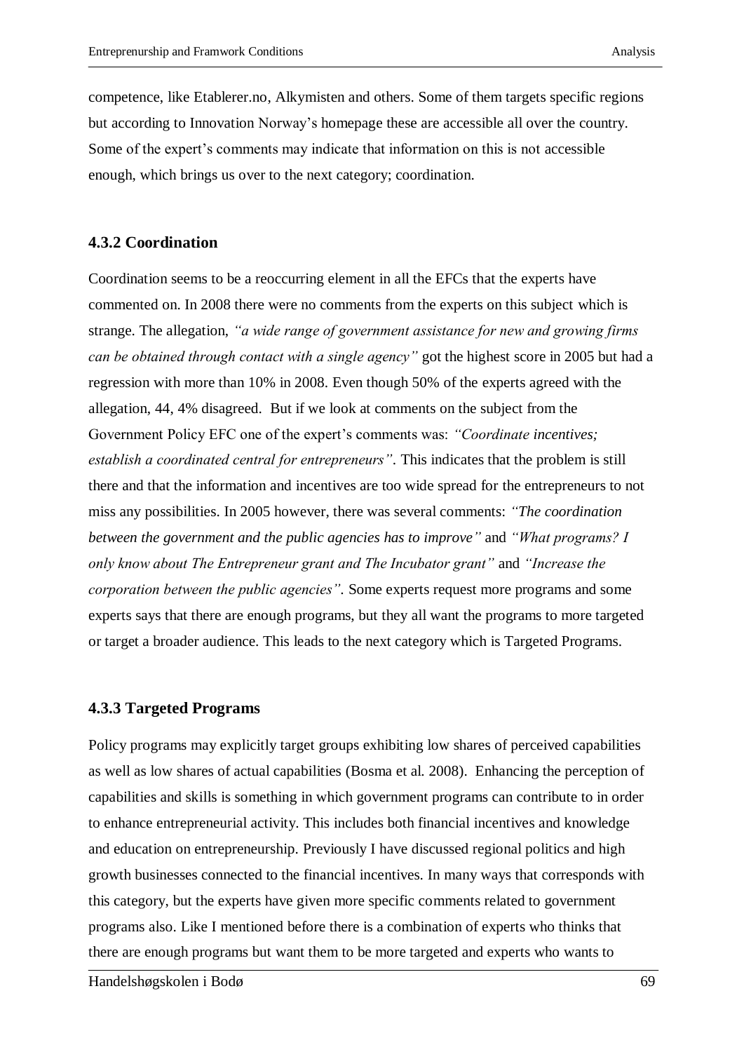competence, like Etablerer.no, Alkymisten and others. Some of them targets specific regions but according to Innovation Norway's homepage these are accessible all over the country. Some of the expert's comments may indicate that information on this is not accessible enough, which brings us over to the next category; coordination.

### 4.3.2 Coordination

Coordination seems to be a reoccurring element in all the EFCs that the experts have commented on. In 2008 there were no comments from the experts on this subject which is strange. The allegation, *"a wide range of government assistance for new and growing firms can be obtained through contact with a single agency"* got the highest score in 2005 but had a regression with more than 10% in 2008. Even though 50% of the experts agreed with the allegation, 44, 4% disagreed. But if we look at comments on the subject from the Government Policy EFC one of the expert's comments was: *"Coordinate incentives; establish a coordinated central for entrepreneurs"*. This indicates that the problem is still there and that the information and incentives are too wide spread for the entrepreneurs to not miss any possibilities. In 2005 however, there was several comments: *"The coordination between the government and the public agencies has to improve"* and *"What programs? I only know about The Entrepreneur grant and The Incubator grant"* and *"Increase the corporation between the public agencies"*. Some experts request more programs and some experts says that there are enough programs, but they all want the programs to more targeted or target a broader audience. This leads to the next category which is Targeted Programs.

### 4.3.3 Targeted Programs

Policy programs may explicitly target groups exhibiting low shares of perceived capabilities as well as low shares of actual capabilities (Bosma et al. 2008). Enhancing the perception of capabilities and skills is something in which government programs can contribute to in order to enhance entrepreneurial activity. This includes both financial incentives and knowledge and education on entrepreneurship. Previously I have discussed regional politics and high growth businesses connected to the financial incentives. In many ways that corresponds with this category, but the experts have given more specific comments related to government programs also. Like I mentioned before there is a combination of experts who thinks that there are enough programs but want them to be more targeted and experts who wants to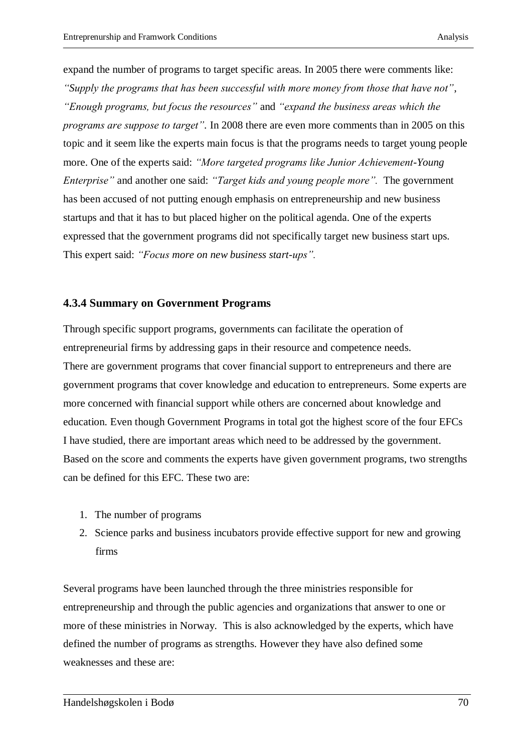expand the number of programs to target specific areas. In 2005 there were comments like: *"Supply the programs that has been successful with more money from those that have not"*, *"Enough programs, but focus the resources"* and *"expand the business areas which the programs are suppose to target"*. In 2008 there are even more comments than in 2005 on this topic and it seem like the experts main focus is that the programs needs to target young people more. One of the experts said: *"More targeted programs like Junior Achievement-Young Enterprise"* and another one said: *"Target kids and young people more".* The government has been accused of not putting enough emphasis on entrepreneurship and new business startups and that it has to but placed higher on the political agenda. One of the experts expressed that the government programs did not specifically target new business start ups. This expert said: *"Focus more on new business start-ups".*

### 4.3.4 Summary on Government Programs

Through specific support programs, governments can facilitate the operation of entrepreneurial firms by addressing gaps in their resource and competence needs. There are government programs that cover financial support to entrepreneurs and there are government programs that cover knowledge and education to entrepreneurs. Some experts are more concerned with financial support while others are concerned about knowledge and education. Even though Government Programs in total got the highest score of the four EFCs I have studied, there are important areas which need to be addressed by the government. Based on the score and comments the experts have given government programs, two strengths can be defined for this EFC. These two are:

1. The number of programs
2. Science parks and business incubators provide effective support for new and growing firms

Several programs have been launched through the three ministries responsible for entrepreneurship and through the public agencies and organizations that answer to one or more of these ministries in Norway. This is also acknowledged by the experts, which have defined the number of programs as strengths. However they have also defined some weaknesses and these are: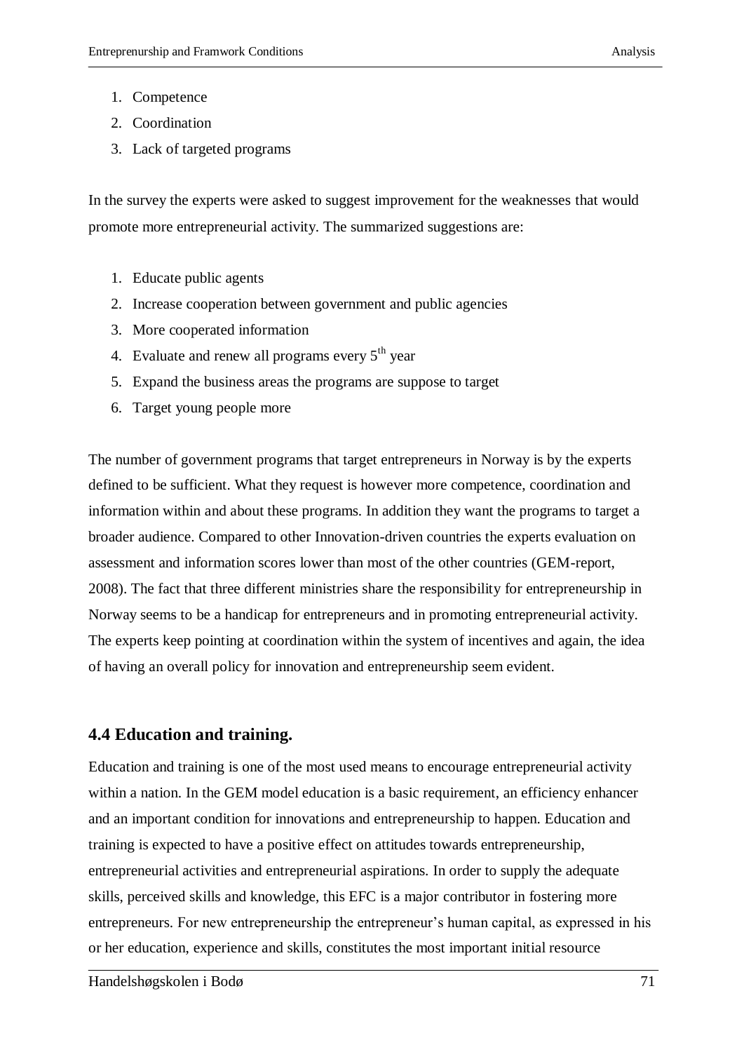1. Competence
2. Coordination
3. Lack of targeted programs

In the survey the experts were asked to suggest improvement for the weaknesses that would promote more entrepreneurial activity. The summarized suggestions are:

1. Educate public agents
2. Increase cooperation between government and public agencies
3. More cooperated information
4. Evaluate and renew all programs every 5th year
5. Expand the business areas the programs are suppose to target
6. Target young people more

The number of government programs that target entrepreneurs in Norway is by the experts defined to be sufficient. What they request is however more competence, coordination and information within and about these programs. In addition they want the programs to target a broader audience. Compared to other Innovation-driven countries the experts evaluation on assessment and information scores lower than most of the other countries (GEM-report, 2008). The fact that three different ministries share the responsibility for entrepreneurship in Norway seems to be a handicap for entrepreneurs and in promoting entrepreneurial activity. The experts keep pointing at coordination within the system of incentives and again, the idea of having an overall policy for innovation and entrepreneurship seem evident.

## 4.4 Education and training.

Education and training is one of the most used means to encourage entrepreneurial activity within a nation. In the GEM model education is a basic requirement, an efficiency enhancer and an important condition for innovations and entrepreneurship to happen. Education and training is expected to have a positive effect on attitudes towards entrepreneurship, entrepreneurial activities and entrepreneurial aspirations. In order to supply the adequate skills, perceived skills and knowledge, this EFC is a major contributor in fostering more entrepreneurs. For new entrepreneurship the entrepreneur's human capital, as expressed in his or her education, experience and skills, constitutes the most important initial resource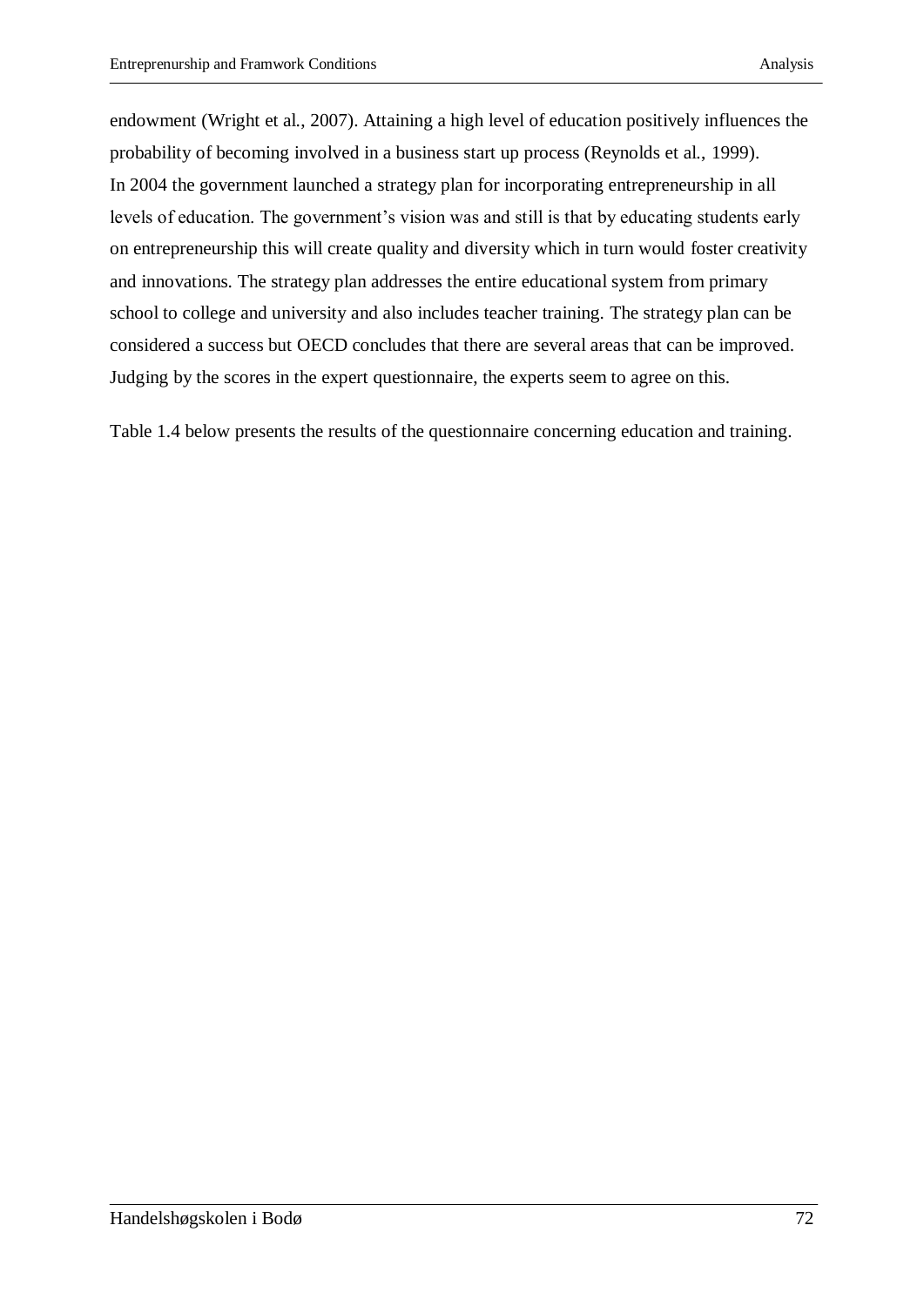endowment (Wright et al., 2007). Attaining a high level of education positively influences the probability of becoming involved in a business start up process (Reynolds et al., 1999).
In 2004 the government launched a strategy plan for incorporating entrepreneurship in all levels of education. The government's vision was and still is that by educating students early on entrepreneurship this will create quality and diversity which in turn would foster creativity and innovations. The strategy plan addresses the entire educational system from primary school to college and university and also includes teacher training. The strategy plan can be considered a success but OECD concludes that there are several areas that can be improved. Judging by the scores in the expert questionnaire, the experts seem to agree on this.

Table 1.4 below presents the results of the questionnaire concerning education and training.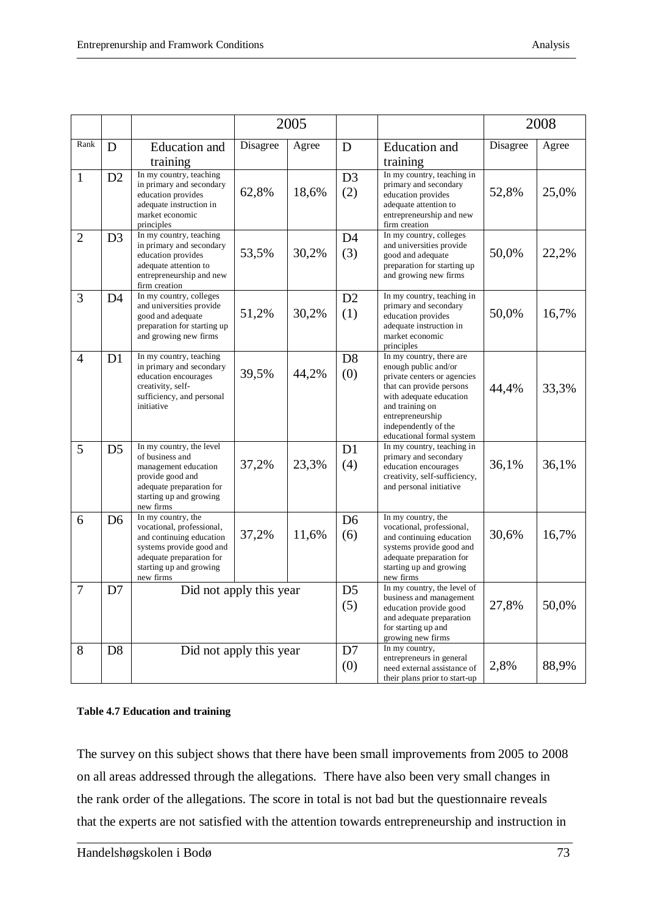| | | | 2005 | | | | 2008 | |
|---|---|---|---|---|---|---|---|---|
| Rank | D | Education and training | Disagree | Agree | D | Education and training | Disagree | Agree |
| 1 | D2 | In my country, teaching in primary and secondary education provides adequate instruction in market economic principles | 62,8% | 18,6% | D3 (2) | In my country, teaching in primary and secondary education provides adequate attention to entrepreneurship and new firm creation | 52,8% | 25,0% |
| 2 | D3 | In my country, teaching in primary and secondary education provides adequate attention to entrepreneurship and new firm creation | 53,5% | 30,2% | D4 (3) | In my country, colleges and universities provide good and adequate preparation for starting up and growing new firms | 50,0% | 22,2% |
| 3 | D4 | In my country, colleges and universities provide good and adequate preparation for starting up and growing new firms | 51,2% | 30,2% | D2 (1) | In my country, teaching in primary and secondary education provides adequate instruction in market economic principles | 50,0% | 16,7% |
| 4 | D1 | In my country, teaching in primary and secondary education encourages creativity, self-sufficiency, and personal initiative | 39,5% | 44,2% | D8 (0) | In my country, there are enough public and/or private centers or agencies that can provide persons with adequate education and training on entrepreneurship independently of the educational formal system | 44,4% | 33,3% |
| 5 | D5 | In my country, the level of business and management education provide good and adequate preparation for starting up and growing new firms | 37,2% | 23,3% | D1 (4) | In my country, teaching in primary and secondary education encourages creativity, self-sufficiency, and personal initiative | 36,1% | 36,1% |
| 6 | D6 | In my country, the vocational, professional, and continuing education systems provide good and adequate preparation for starting up and growing new firms | 37,2% | 11,6% | D6 (6) | In my country, the vocational, professional, and continuing education systems provide good and adequate preparation for starting up and growing new firms | 30,6% | 16,7% |
| 7 | D7 | Did not apply this year | | | D5 (5) | In my country, the level of business and management education provide good and adequate preparation for starting up and growing new firms | 27,8% | 50,0% |
| 8 | D8 | Did not apply this year | | | D7 (0) | In my country, entrepreneurs in general need external assistance of their plans prior to start-up | 2,8% | 88,9% |

**Table 4.7 Education and training**

The survey on this subject shows that there have been small improvements from 2005 to 2008 on all areas addressed through the allegations. There have also been very small changes in the rank order of the allegations. The score in total is not bad but the questionnaire reveals that the experts are not satisfied with the attention towards entrepreneurship and instruction in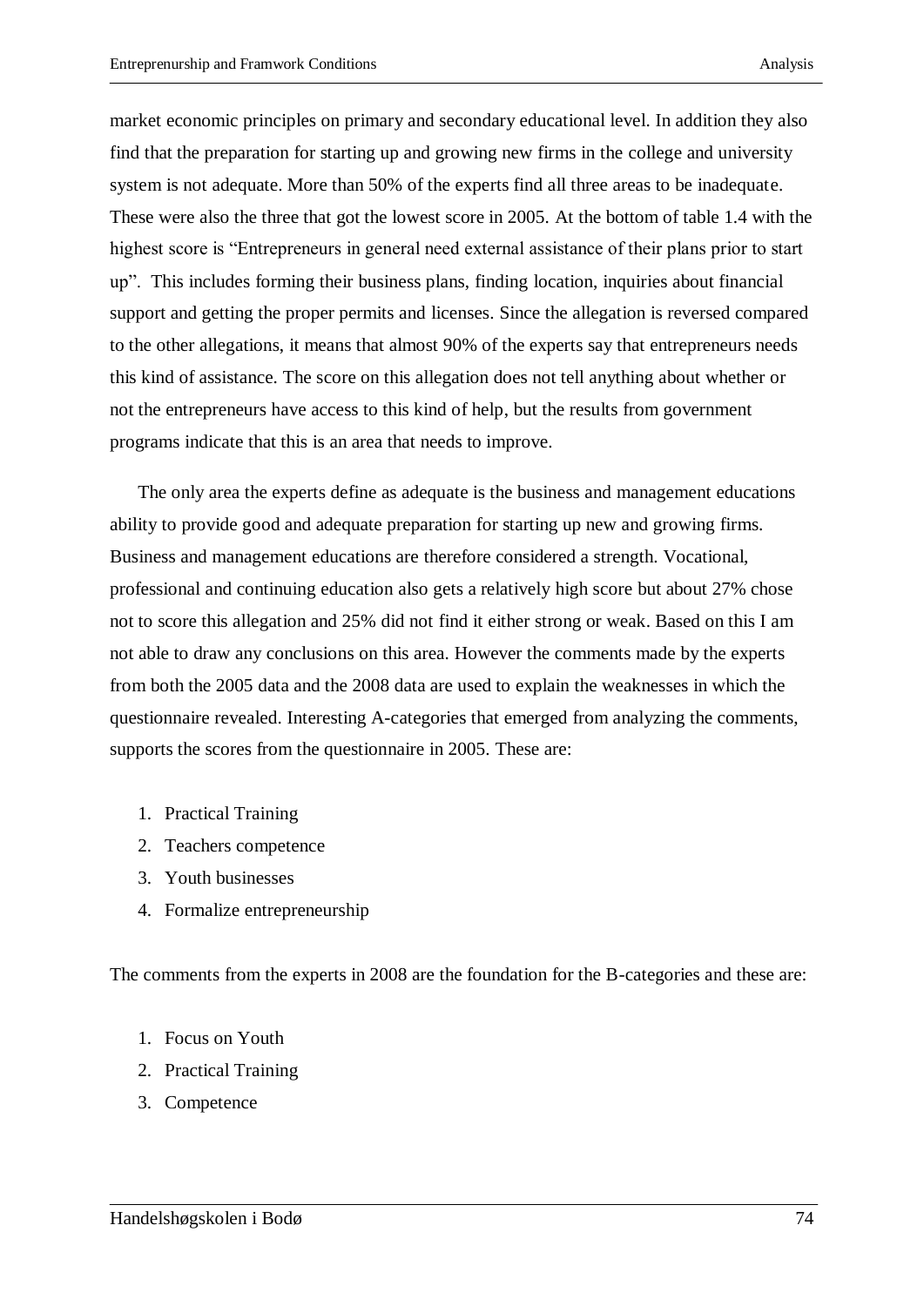market economic principles on primary and secondary educational level. In addition they also find that the preparation for starting up and growing new firms in the college and university system is not adequate. More than 50% of the experts find all three areas to be inadequate. These were also the three that got the lowest score in 2005. At the bottom of table 1.4 with the highest score is "Entrepreneurs in general need external assistance of their plans prior to start up". This includes forming their business plans, finding location, inquiries about financial support and getting the proper permits and licenses. Since the allegation is reversed compared to the other allegations, it means that almost 90% of the experts say that entrepreneurs needs this kind of assistance. The score on this allegation does not tell anything about whether or not the entrepreneurs have access to this kind of help, but the results from government programs indicate that this is an area that needs to improve.

The only area the experts define as adequate is the business and management educations ability to provide good and adequate preparation for starting up new and growing firms. Business and management educations are therefore considered a strength. Vocational, professional and continuing education also gets a relatively high score but about 27% chose not to score this allegation and 25% did not find it either strong or weak. Based on this I am not able to draw any conclusions on this area. However the comments made by the experts from both the 2005 data and the 2008 data are used to explain the weaknesses in which the questionnaire revealed. Interesting A-categories that emerged from analyzing the comments, supports the scores from the questionnaire in 2005. These are:

1. Practical Training
2. Teachers competence
3. Youth businesses
4. Formalize entrepreneurship

The comments from the experts in 2008 are the foundation for the B-categories and these are:

1. Focus on Youth
2. Practical Training
3. Competence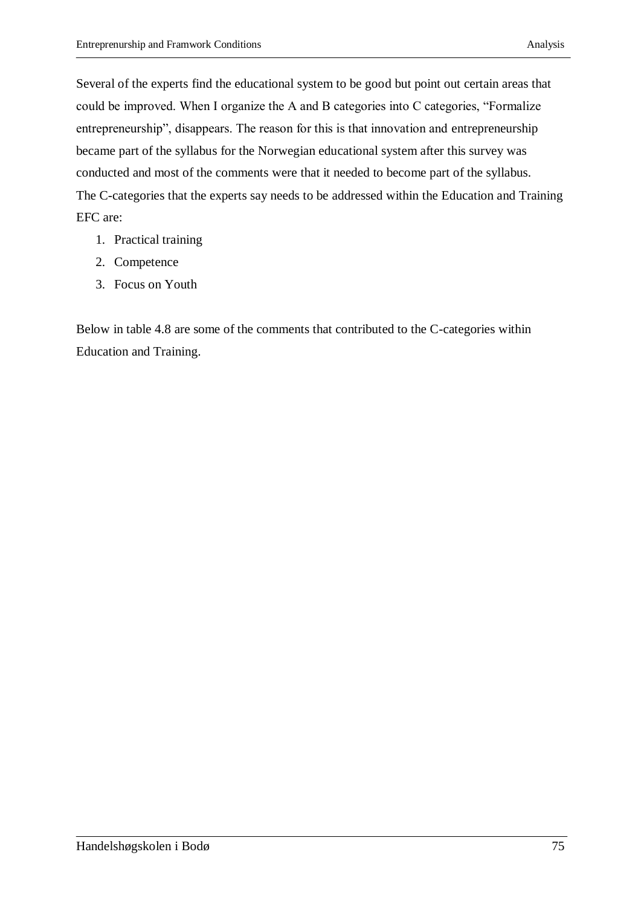Several of the experts find the educational system to be good but point out certain areas that could be improved. When I organize the A and B categories into C categories, “Formalize entrepreneurship”, disappears. The reason for this is that innovation and entrepreneurship became part of the syllabus for the Norwegian educational system after this survey was conducted and most of the comments were that it needed to become part of the syllabus.
The C-categories that the experts say needs to be addressed within the Education and Training EFC are:

1. Practical training
2. Competence
3. Focus on Youth

Below in table 4.8 are some of the comments that contributed to the C-categories within Education and Training.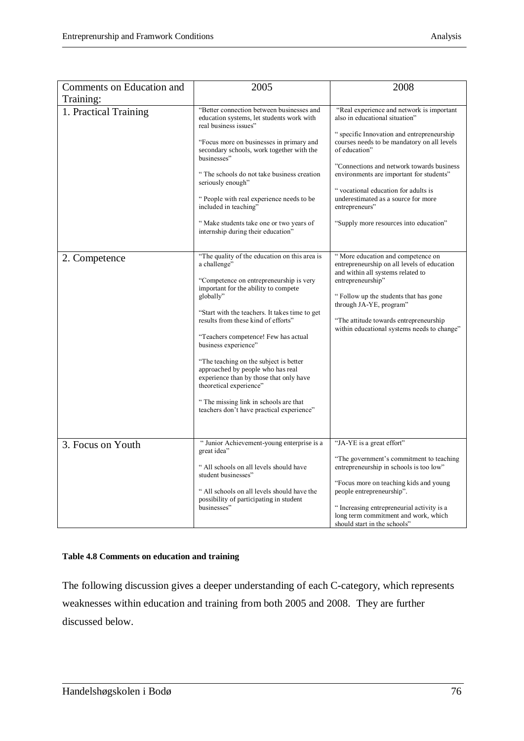| Comments on Education and Training: | 2005 | 2008 |
|---|---|---|
| 1. Practical Training | "Better connection between businesses and education systems, let students work with real business issues"<br><br>"Focus more on businesses in primary and secondary schools, work together with the businesses"<br><br>" The schools do not take business creation seriously enough"<br><br>" People with real experience needs to be included in teaching"<br><br>" Make students take one or two years of internship during their education" | "Real experience and network is important also in educational situation"<br><br>" specific Innovation and entrepreneurship courses needs to be mandatory on all levels of education"<br><br>"Connections and network towards business environments are important for students"<br><br>" vocational education for adults is underestimated as a source for more entrepreneurs"<br><br>"Supply more resources into education" |
| 2. Competence | "The quality of the education on this area is a challenge"<br><br>"Competence on entrepreneurship is very important for the ability to compete globally"<br><br>"Start with the teachers. It takes time to get results from these kind of efforts"<br><br>"Teachers competence! Few has actual business experience"<br><br>"The teaching on the subject is better approached by people who has real experience than by those that only have theoretical experience"<br><br>" The missing link in schools are that teachers don't have practical experience" | " More education and competence on entrepreneurship on all levels of education and within all systems related to entrepreneurship"<br><br>" Follow up the students that has gone through JA-YE, program"<br><br>"The attitude towards entrepreneurship within educational systems needs to change" |
| 3. Focus on Youth | " Junior Achievement-young enterprise is a great idea"<br><br>" All schools on all levels should have student businesses"<br><br>" All schools on all levels should have the possibility of participating in student businesses" | "JA-YE is a great effort"<br><br>"The government's commitment to teaching entrepreneurship in schools is too low"<br><br>"Focus more on teaching kids and young people entrepreneurship".<br><br>" Increasing entrepreneurial activity is a long term commitment and work, which should start in the schools" |

**Table 4.8 Comments on education and training**

The following discussion gives a deeper understanding of each C-category, which represents weaknesses within education and training from both 2005 and 2008. They are further discussed below.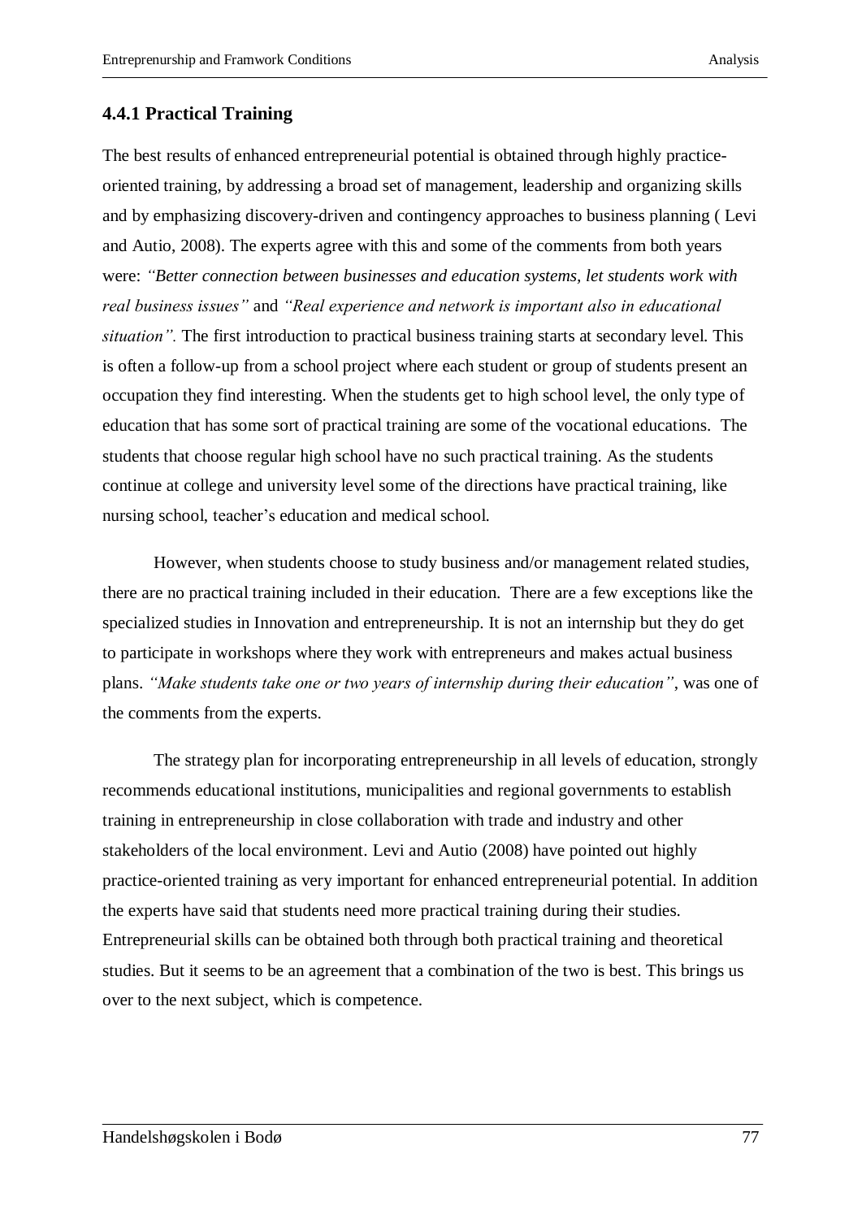### 4.4.1 Practical Training

The best results of enhanced entrepreneurial potential is obtained through highly practice-oriented training, by addressing a broad set of management, leadership and organizing skills and by emphasizing discovery-driven and contingency approaches to business planning ( Levi and Autio, 2008). The experts agree with this and some of the comments from both years were: *"Better connection between businesses and education systems, let students work with real business issues"* and *"Real experience and network is important also in educational situation".* The first introduction to practical business training starts at secondary level. This is often a follow-up from a school project where each student or group of students present an occupation they find interesting. When the students get to high school level, the only type of education that has some sort of practical training are some of the vocational educations. The students that choose regular high school have no such practical training. As the students continue at college and university level some of the directions have practical training, like nursing school, teacher's education and medical school.

However, when students choose to study business and/or management related studies, there are no practical training included in their education. There are a few exceptions like the specialized studies in Innovation and entrepreneurship. It is not an internship but they do get to participate in workshops where they work with entrepreneurs and makes actual business plans. *"Make students take one or two years of internship during their education"*, was one of the comments from the experts.

The strategy plan for incorporating entrepreneurship in all levels of education, strongly recommends educational institutions, municipalities and regional governments to establish training in entrepreneurship in close collaboration with trade and industry and other stakeholders of the local environment. Levi and Autio (2008) have pointed out highly practice-oriented training as very important for enhanced entrepreneurial potential. In addition the experts have said that students need more practical training during their studies. Entrepreneurial skills can be obtained both through both practical training and theoretical studies. But it seems to be an agreement that a combination of the two is best. This brings us over to the next subject, which is competence.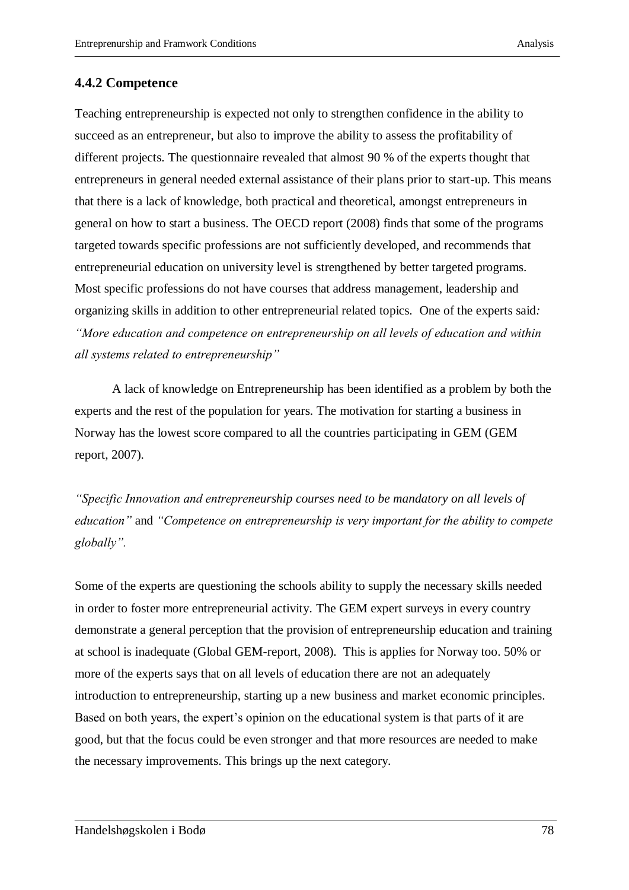### 4.4.2 Competence

Teaching entrepreneurship is expected not only to strengthen confidence in the ability to succeed as an entrepreneur, but also to improve the ability to assess the profitability of different projects. The questionnaire revealed that almost 90 % of the experts thought that entrepreneurs in general needed external assistance of their plans prior to start-up. This means that there is a lack of knowledge, both practical and theoretical, amongst entrepreneurs in general on how to start a business. The OECD report (2008) finds that some of the programs targeted towards specific professions are not sufficiently developed, and recommends that entrepreneurial education on university level is strengthened by better targeted programs. Most specific professions do not have courses that address management, leadership and organizing skills in addition to other entrepreneurial related topics. One of the experts said: *"More education and competence on entrepreneurship on all levels of education and within all systems related to entrepreneurship"*

A lack of knowledge on Entrepreneurship has been identified as a problem by both the experts and the rest of the population for years. The motivation for starting a business in Norway has the lowest score compared to all the countries participating in GEM (GEM report, 2007).

*"Specific Innovation and entrepreneurship courses need to be mandatory on all levels of education"* and *"Competence on entrepreneurship is very important for the ability to compete globally".*

Some of the experts are questioning the schools ability to supply the necessary skills needed in order to foster more entrepreneurial activity. The GEM expert surveys in every country demonstrate a general perception that the provision of entrepreneurship education and training at school is inadequate (Global GEM-report, 2008). This is applies for Norway too. 50% or more of the experts says that on all levels of education there are not an adequately introduction to entrepreneurship, starting up a new business and market economic principles. Based on both years, the expert's opinion on the educational system is that parts of it are good, but that the focus could be even stronger and that more resources are needed to make the necessary improvements. This brings up the next category.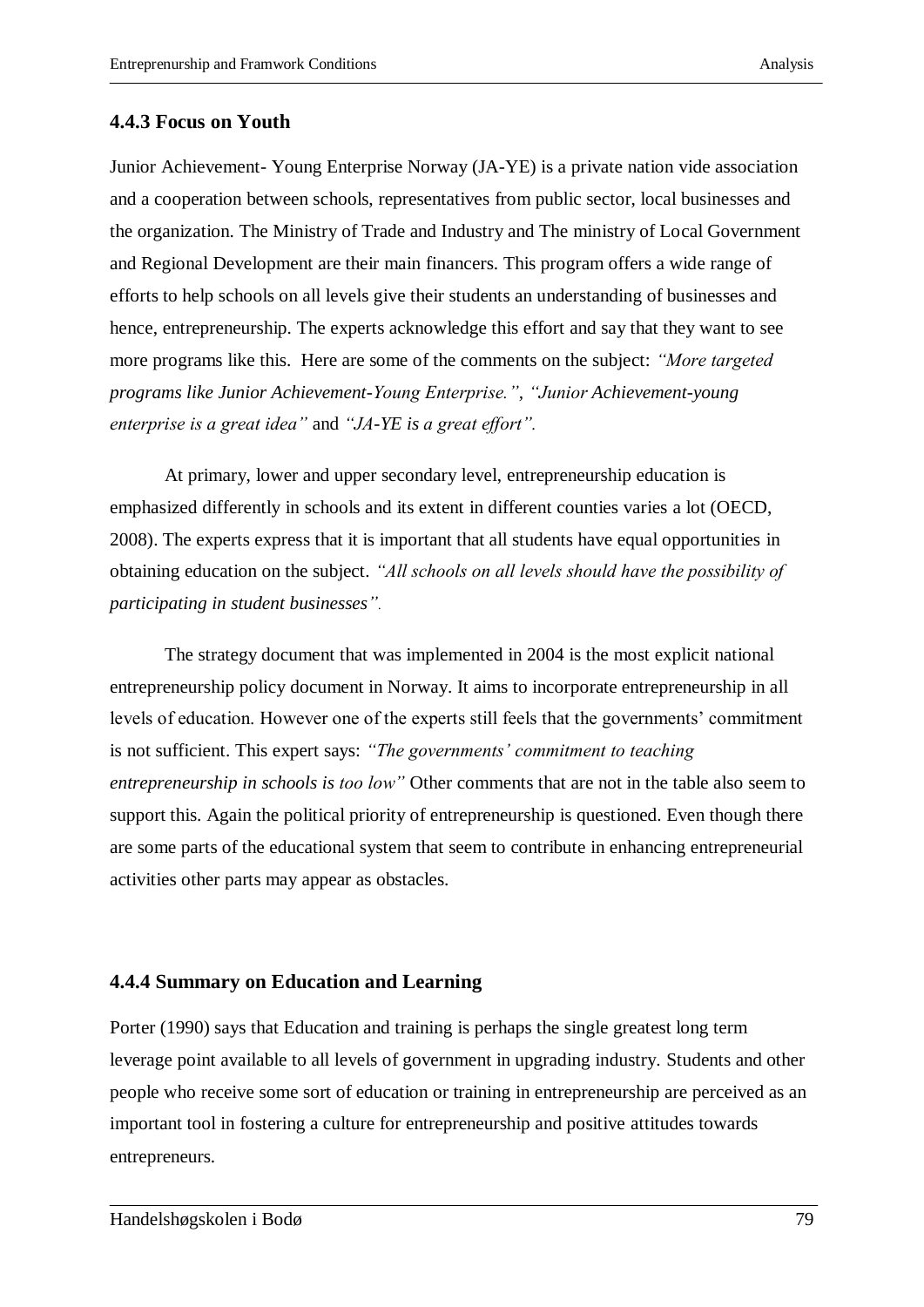### 4.4.3 Focus on Youth

Junior Achievement- Young Enterprise Norway (JA-YE) is a private nation vide association and a cooperation between schools, representatives from public sector, local businesses and the organization. The Ministry of Trade and Industry and The ministry of Local Government and Regional Development are their main financers. This program offers a wide range of efforts to help schools on all levels give their students an understanding of businesses and hence, entrepreneurship. The experts acknowledge this effort and say that they want to see more programs like this. Here are some of the comments on the subject: *"More targeted programs like Junior Achievement-Young Enterprise."*, *"Junior Achievement-young enterprise is a great idea"* and *"JA-YE is a great effort".*

At primary, lower and upper secondary level, entrepreneurship education is emphasized differently in schools and its extent in different counties varies a lot (OECD, 2008). The experts express that it is important that all students have equal opportunities in obtaining education on the subject. *"All schools on all levels should have the possibility of participating in student businesses".*

The strategy document that was implemented in 2004 is the most explicit national entrepreneurship policy document in Norway. It aims to incorporate entrepreneurship in all levels of education. However one of the experts still feels that the governments' commitment is not sufficient. This expert says: *"The governments' commitment to teaching entrepreneurship in schools is too low"* Other comments that are not in the table also seem to support this. Again the political priority of entrepreneurship is questioned. Even though there are some parts of the educational system that seem to contribute in enhancing entrepreneurial activities other parts may appear as obstacles.

### 4.4.4 Summary on Education and Learning

Porter (1990) says that Education and training is perhaps the single greatest long term leverage point available to all levels of government in upgrading industry. Students and other people who receive some sort of education or training in entrepreneurship are perceived as an important tool in fostering a culture for entrepreneurship and positive attitudes towards entrepreneurs.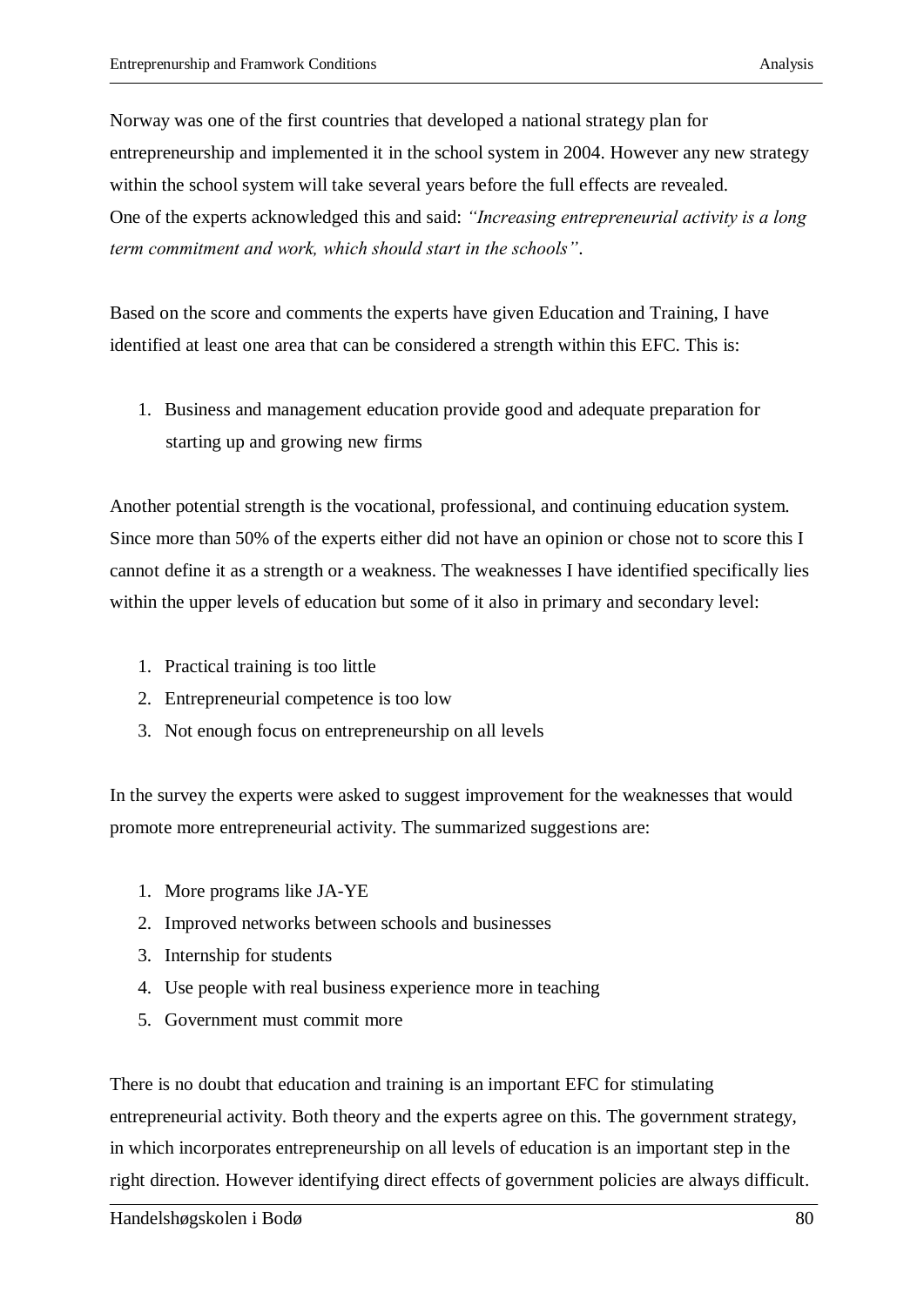Norway was one of the first countries that developed a national strategy plan for entrepreneurship and implemented it in the school system in 2004. However any new strategy within the school system will take several years before the full effects are revealed.
One of the experts acknowledged this and said: *"Increasing entrepreneurial activity is a long term commitment and work, which should start in the schools"*.

Based on the score and comments the experts have given Education and Training, I have identified at least one area that can be considered a strength within this EFC. This is:

1. Business and management education provide good and adequate preparation for starting up and growing new firms

Another potential strength is the vocational, professional, and continuing education system. Since more than 50% of the experts either did not have an opinion or chose not to score this I cannot define it as a strength or a weakness. The weaknesses I have identified specifically lies within the upper levels of education but some of it also in primary and secondary level:

1. Practical training is too little
2. Entrepreneurial competence is too low
3. Not enough focus on entrepreneurship on all levels

In the survey the experts were asked to suggest improvement for the weaknesses that would promote more entrepreneurial activity. The summarized suggestions are:

1. More programs like JA-YE
2. Improved networks between schools and businesses
3. Internship for students
4. Use people with real business experience more in teaching
5. Government must commit more

There is no doubt that education and training is an important EFC for stimulating entrepreneurial activity. Both theory and the experts agree on this. The government strategy, in which incorporates entrepreneurship on all levels of education is an important step in the right direction. However identifying direct effects of government policies are always difficult.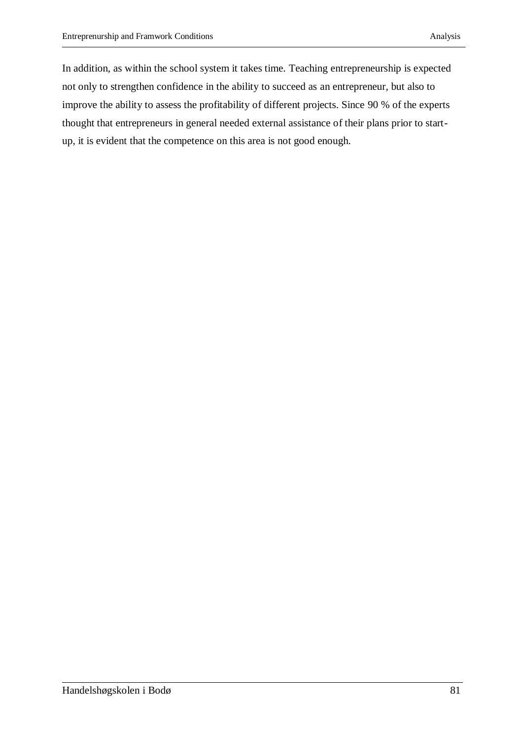In addition, as within the school system it takes time. Teaching entrepreneurship is expected not only to strengthen confidence in the ability to succeed as an entrepreneur, but also to improve the ability to assess the profitability of different projects. Since 90 % of the experts thought that entrepreneurs in general needed external assistance of their plans prior to start-up, it is evident that the competence on this area is not good enough.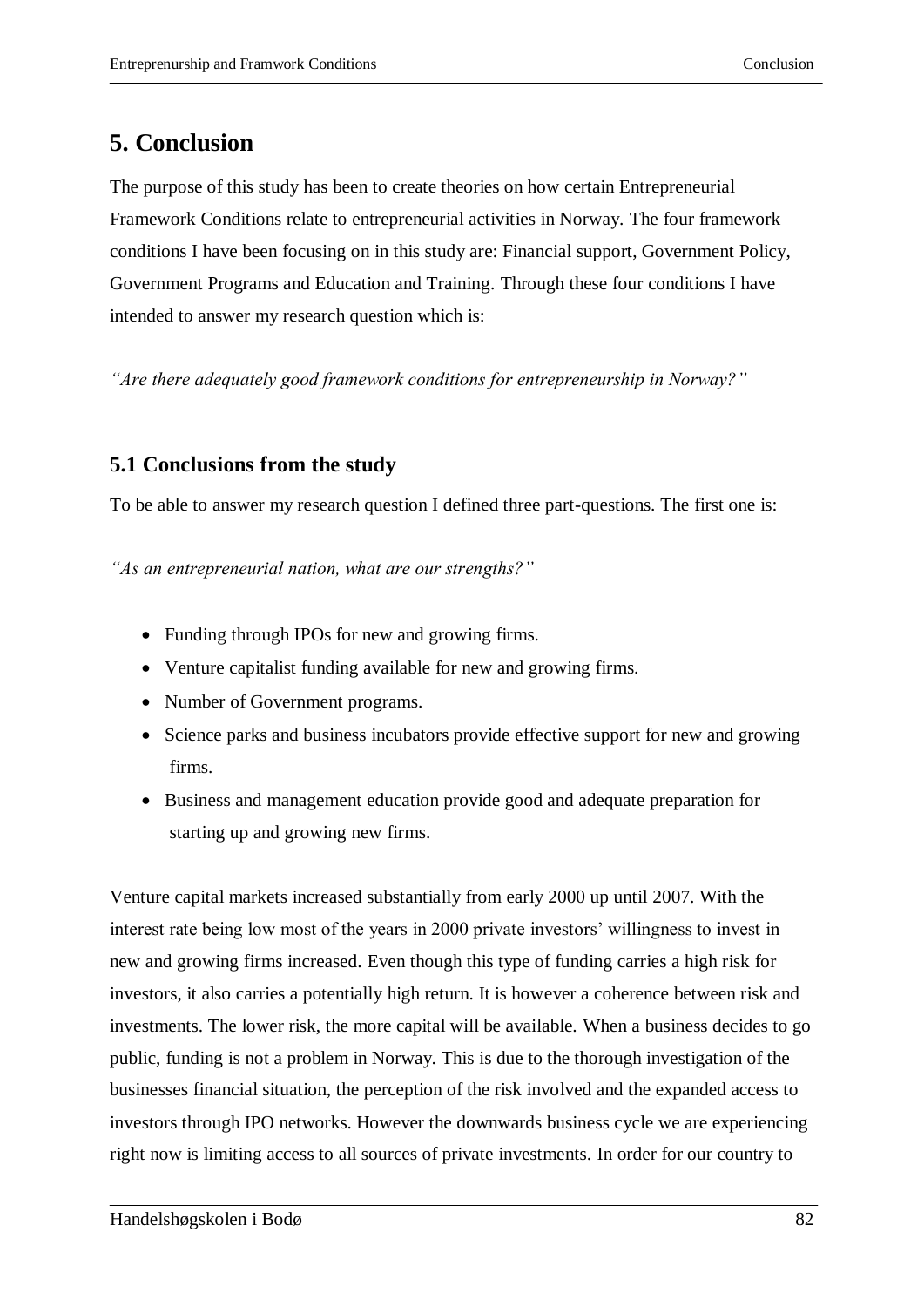# 5. Conclusion

The purpose of this study has been to create theories on how certain Entrepreneurial Framework Conditions relate to entrepreneurial activities in Norway. The four framework conditions I have been focusing on in this study are: Financial support, Government Policy, Government Programs and Education and Training. Through these four conditions I have intended to answer my research question which is:

*"Are there adequately good framework conditions for entrepreneurship in Norway?"*

## 5.1 Conclusions from the study

To be able to answer my research question I defined three part-questions. The first one is:

*"As an entrepreneurial nation, what are our strengths?"*

- Funding through IPOs for new and growing firms.
- Venture capitalist funding available for new and growing firms.
- Number of Government programs.
- Science parks and business incubators provide effective support for new and growing firms.
- Business and management education provide good and adequate preparation for starting up and growing new firms.

Venture capital markets increased substantially from early 2000 up until 2007. With the interest rate being low most of the years in 2000 private investors' willingness to invest in new and growing firms increased. Even though this type of funding carries a high risk for investors, it also carries a potentially high return. It is however a coherence between risk and investments. The lower risk, the more capital will be available. When a business decides to go public, funding is not a problem in Norway. This is due to the thorough investigation of the businesses financial situation, the perception of the risk involved and the expanded access to investors through IPO networks. However the downwards business cycle we are experiencing right now is limiting access to all sources of private investments. In order for our country to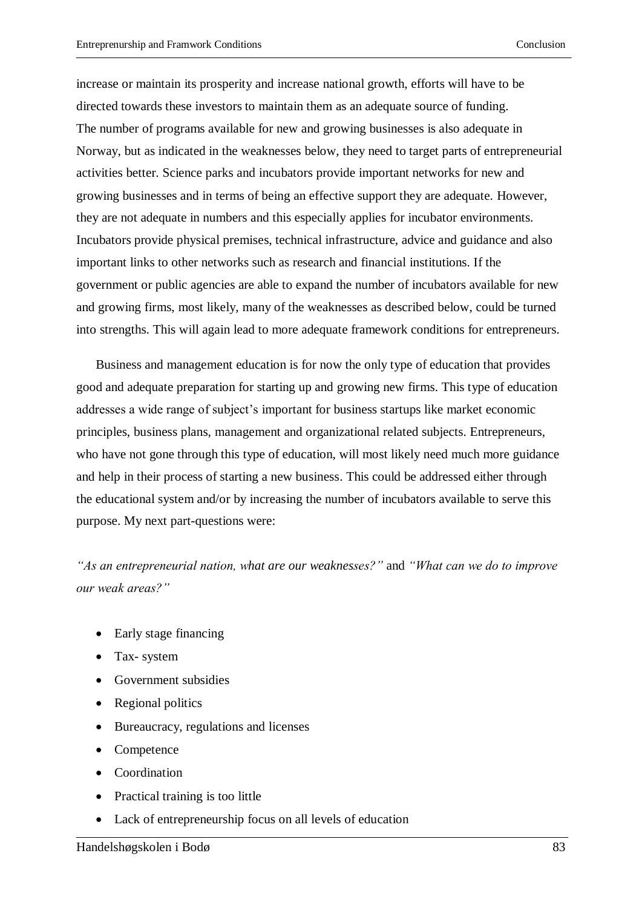increase or maintain its prosperity and increase national growth, efforts will have to be directed towards these investors to maintain them as an adequate source of funding. The number of programs available for new and growing businesses is also adequate in Norway, but as indicated in the weaknesses below, they need to target parts of entrepreneurial activities better. Science parks and incubators provide important networks for new and growing businesses and in terms of being an effective support they are adequate. However, they are not adequate in numbers and this especially applies for incubator environments. Incubators provide physical premises, technical infrastructure, advice and guidance and also important links to other networks such as research and financial institutions. If the government or public agencies are able to expand the number of incubators available for new and growing firms, most likely, many of the weaknesses as described below, could be turned into strengths. This will again lead to more adequate framework conditions for entrepreneurs.

Business and management education is for now the only type of education that provides good and adequate preparation for starting up and growing new firms. This type of education addresses a wide range of subject's important for business startups like market economic principles, business plans, management and organizational related subjects. Entrepreneurs, who have not gone through this type of education, will most likely need much more guidance and help in their process of starting a new business. This could be addressed either through the educational system and/or by increasing the number of incubators available to serve this purpose. My next part-questions were:

*"As an entrepreneurial nation, what are our weaknesses?"* and *"What can we do to improve our weak areas?"*

- Early stage financing
- Tax- system
- Government subsidies
- Regional politics
- Bureaucracy, regulations and licenses
- Competence
- Coordination
- Practical training is too little
- Lack of entrepreneurship focus on all levels of education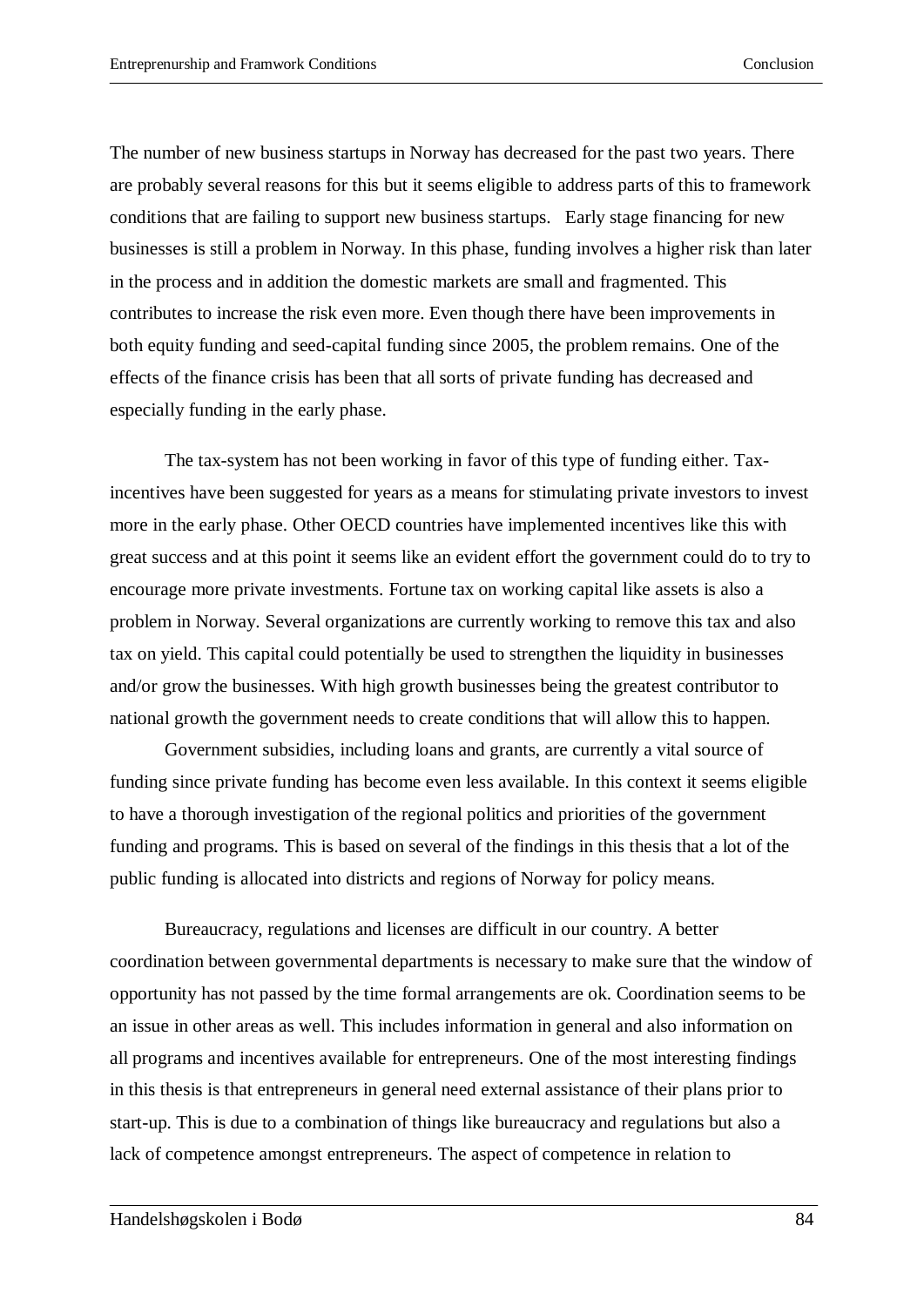The number of new business startups in Norway has decreased for the past two years. There are probably several reasons for this but it seems eligible to address parts of this to framework conditions that are failing to support new business startups.   Early stage financing for new businesses is still a problem in Norway. In this phase, funding involves a higher risk than later in the process and in addition the domestic markets are small and fragmented. This contributes to increase the risk even more. Even though there have been improvements in both equity funding and seed-capital funding since 2005, the problem remains. One of the effects of the finance crisis has been that all sorts of private funding has decreased and especially funding in the early phase.

The tax-system has not been working in favor of this type of funding either. Tax-incentives have been suggested for years as a means for stimulating private investors to invest more in the early phase. Other OECD countries have implemented incentives like this with great success and at this point it seems like an evident effort the government could do to try to encourage more private investments. Fortune tax on working capital like assets is also a problem in Norway. Several organizations are currently working to remove this tax and also tax on yield. This capital could potentially be used to strengthen the liquidity in businesses and/or grow the businesses. With high growth businesses being the greatest contributor to national growth the government needs to create conditions that will allow this to happen.

Government subsidies, including loans and grants, are currently a vital source of funding since private funding has become even less available. In this context it seems eligible to have a thorough investigation of the regional politics and priorities of the government funding and programs. This is based on several of the findings in this thesis that a lot of the public funding is allocated into districts and regions of Norway for policy means.

Bureaucracy, regulations and licenses are difficult in our country. A better coordination between governmental departments is necessary to make sure that the window of opportunity has not passed by the time formal arrangements are ok. Coordination seems to be an issue in other areas as well. This includes information in general and also information on all programs and incentives available for entrepreneurs. One of the most interesting findings in this thesis is that entrepreneurs in general need external assistance of their plans prior to start-up. This is due to a combination of things like bureaucracy and regulations but also a lack of competence amongst entrepreneurs. The aspect of competence in relation to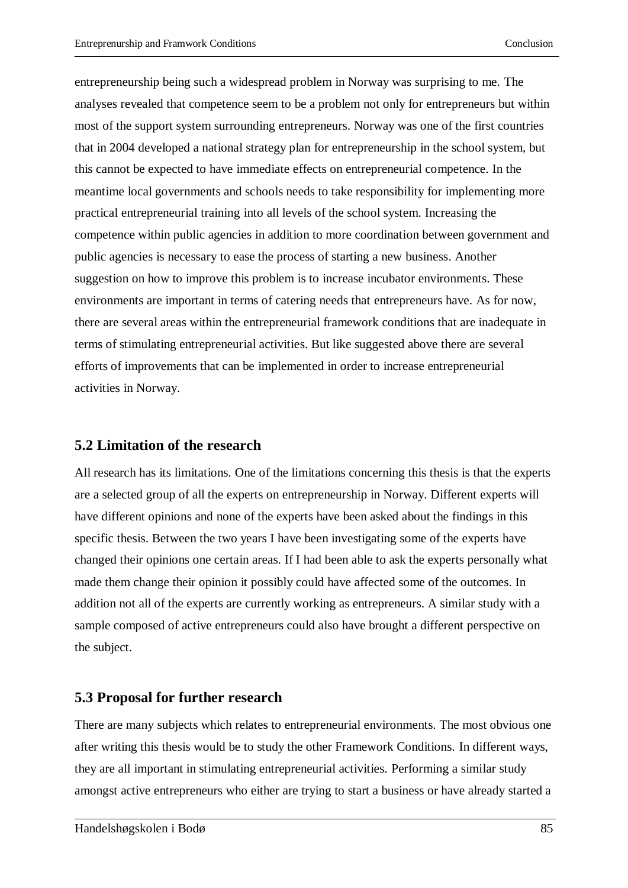entrepreneurship being such a widespread problem in Norway was surprising to me. The analyses revealed that competence seem to be a problem not only for entrepreneurs but within most of the support system surrounding entrepreneurs. Norway was one of the first countries that in 2004 developed a national strategy plan for entrepreneurship in the school system, but this cannot be expected to have immediate effects on entrepreneurial competence. In the meantime local governments and schools needs to take responsibility for implementing more practical entrepreneurial training into all levels of the school system. Increasing the competence within public agencies in addition to more coordination between government and public agencies is necessary to ease the process of starting a new business. Another suggestion on how to improve this problem is to increase incubator environments. These environments are important in terms of catering needs that entrepreneurs have. As for now, there are several areas within the entrepreneurial framework conditions that are inadequate in terms of stimulating entrepreneurial activities. But like suggested above there are several efforts of improvements that can be implemented in order to increase entrepreneurial activities in Norway.

## 5.2 Limitation of the research

All research has its limitations. One of the limitations concerning this thesis is that the experts are a selected group of all the experts on entrepreneurship in Norway. Different experts will have different opinions and none of the experts have been asked about the findings in this specific thesis. Between the two years I have been investigating some of the experts have changed their opinions one certain areas. If I had been able to ask the experts personally what made them change their opinion it possibly could have affected some of the outcomes. In addition not all of the experts are currently working as entrepreneurs. A similar study with a sample composed of active entrepreneurs could also have brought a different perspective on the subject.

## 5.3 Proposal for further research

There are many subjects which relates to entrepreneurial environments. The most obvious one after writing this thesis would be to study the other Framework Conditions. In different ways, they are all important in stimulating entrepreneurial activities. Performing a similar study amongst active entrepreneurs who either are trying to start a business or have already started a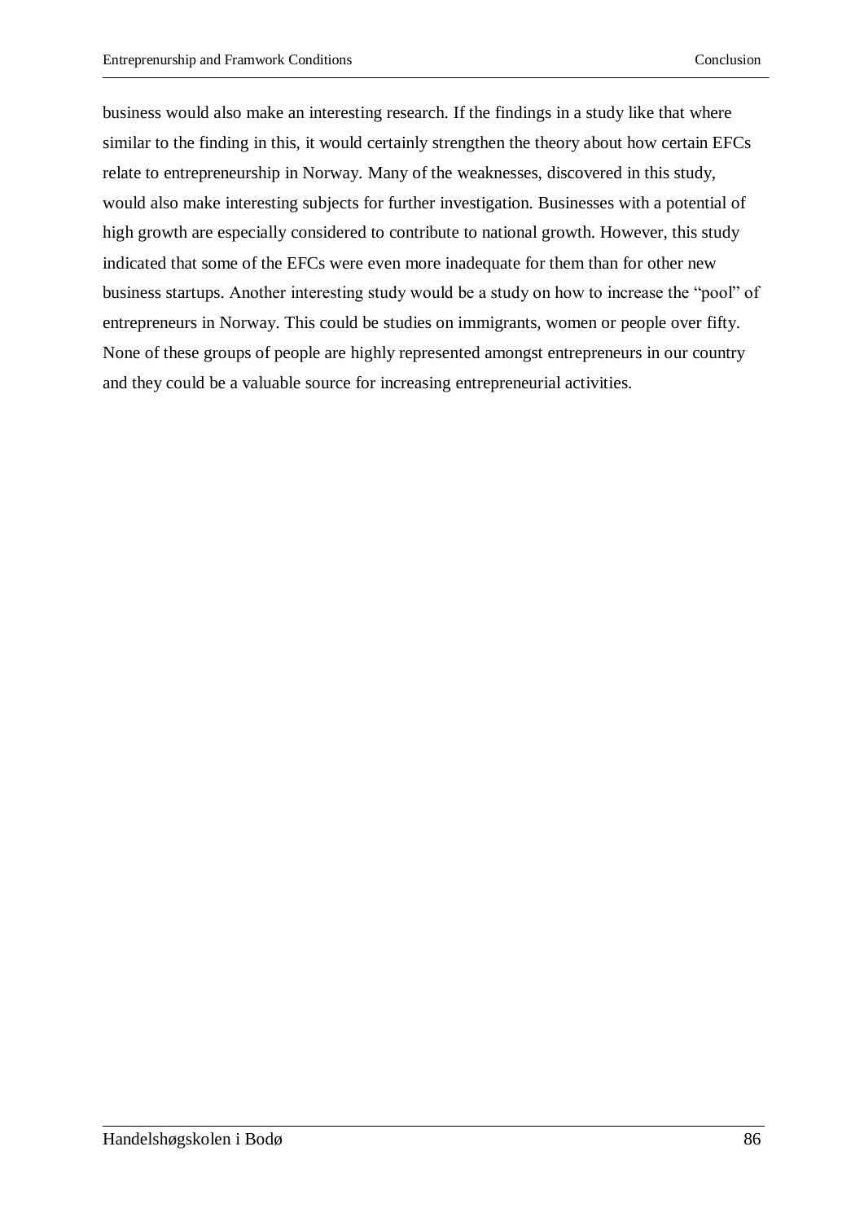business would also make an interesting research. If the findings in a study like that where similar to the finding in this, it would certainly strengthen the theory about how certain EFCs relate to entrepreneurship in Norway. Many of the weaknesses, discovered in this study, would also make interesting subjects for further investigation. Businesses with a potential of high growth are especially considered to contribute to national growth. However, this study indicated that some of the EFCs were even more inadequate for them than for other new business startups. Another interesting study would be a study on how to increase the "pool" of entrepreneurs in Norway. This could be studies on immigrants, women or people over fifty. None of these groups of people are highly represented amongst entrepreneurs in our country and they could be a valuable source for increasing entrepreneurial activities.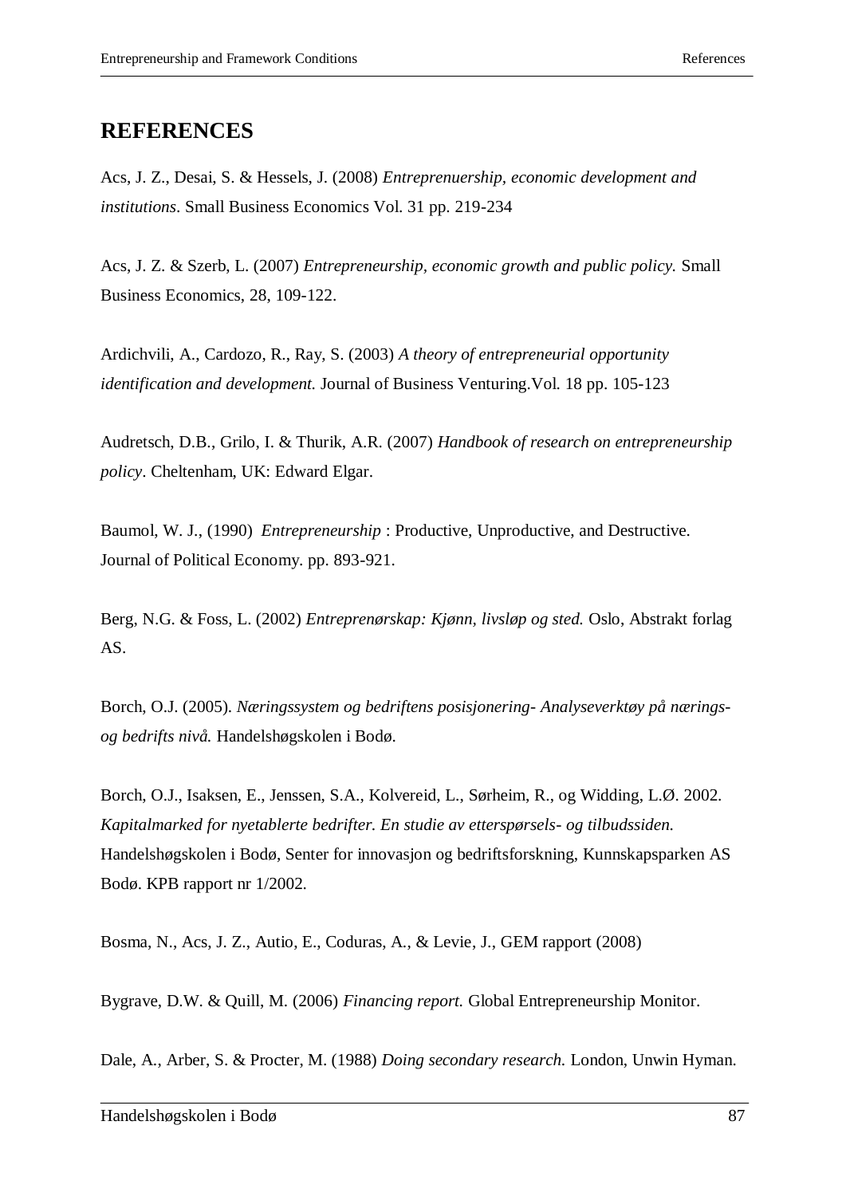# REFERENCES

Acs, J. Z., Desai, S. & Hessels, J. (2008) *Entreprenuership, economic development and institutions*. Small Business Economics Vol. 31 pp. 219-234

Acs, J. Z. & Szerb, L. (2007) *Entrepreneurship, economic growth and public policy.* Small Business Economics, 28, 109-122.

Ardichvili, A., Cardozo, R., Ray, S. (2003) *A theory of entrepreneurial opportunity identification and development.* Journal of Business Venturing.Vol. 18 pp. 105-123

Audretsch, D.B., Grilo, I. & Thurik, A.R. (2007) *Handbook of research on entrepreneurship policy*. Cheltenham, UK: Edward Elgar.

Baumol, W. J., (1990) *Entrepreneurship* : Productive, Unproductive, and Destructive. Journal of Political Economy. pp. 893-921.

Berg, N.G. & Foss, L. (2002) *Entreprenørskap: Kjønn, livsløp og sted.* Oslo, Abstrakt forlag AS.

Borch, O.J. (2005). *Næringssystem og bedriftens posisjonering- Analyseverktøy på nærings- og bedrifts nivå.* Handelshøgskolen i Bodø.

Borch, O.J., Isaksen, E., Jenssen, S.A., Kolvereid, L., Sørheim, R., og Widding, L.Ø. 2002. *Kapitalmarked for nyetablerte bedrifter. En studie av etterspørsels- og tilbudssiden.* Handelshøgskolen i Bodø, Senter for innovasjon og bedriftsforskning, Kunnskapsparken AS Bodø. KPB rapport nr 1/2002.

Bosma, N., Acs, J. Z., Autio, E., Coduras, A., & Levie, J., GEM rapport (2008)

Bygrave, D.W. & Quill, M. (2006) *Financing report.* Global Entrepreneurship Monitor.

Dale, A., Arber, S. & Procter, M. (1988) *Doing secondary research.* London, Unwin Hyman.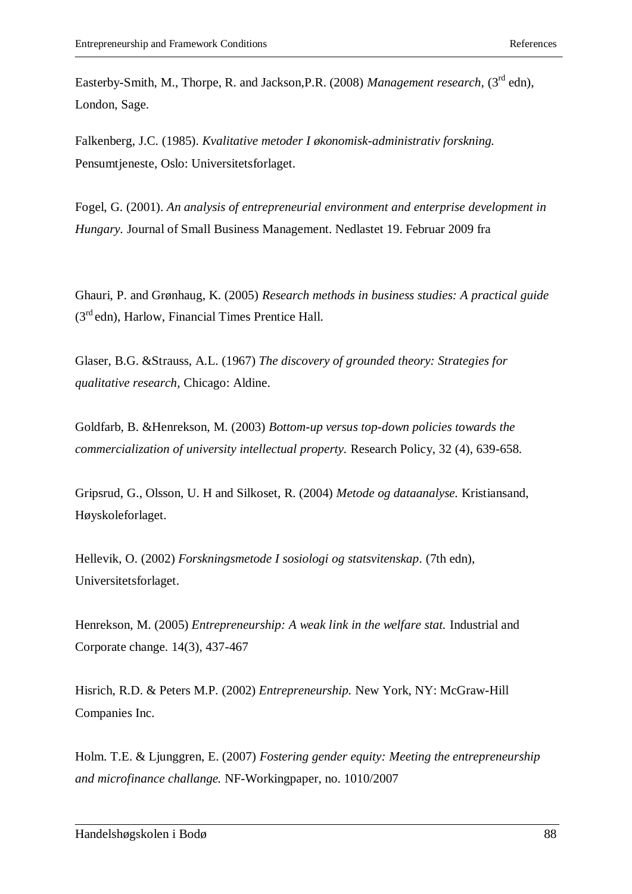Easterby-Smith, M., Thorpe, R. and Jackson,P.R. (2008) *Management research,* (3rd edn), London, Sage.

Falkenberg, J.C. (1985). *Kvalitative metoder I økonomisk-administrativ forskning.* Pensumtjeneste, Oslo: Universitetsforlaget.

Fogel, G. (2001). *An analysis of entrepreneurial environment and enterprise development in Hungary.* Journal of Small Business Management. Nedlastet 19. Februar 2009 fra

Ghauri, P. and Grønhaug, K. (2005) *Research methods in business studies: A practical guide* (3rd edn), Harlow, Financial Times Prentice Hall.

Glaser, B.G. &Strauss, A.L. (1967) *The discovery of grounded theory: Strategies for qualitative research,* Chicago: Aldine.

Goldfarb, B. &Henrekson, M. (2003) *Bottom-up versus top-down policies towards the commercialization of university intellectual property.* Research Policy, 32 (4), 639-658.

Gripsrud, G., Olsson, U. H and Silkoset, R. (2004) *Metode og dataanalyse.* Kristiansand, Høyskoleforlaget.

Hellevik, O. (2002) *Forskningsmetode I sosiologi og statsvitenskap*. (7th edn), Universitetsforlaget.

Henrekson, M. (2005) *Entrepreneurship: A weak link in the welfare stat.* Industrial and Corporate change. 14(3), 437-467

Hisrich, R.D. & Peters M.P. (2002) *Entrepreneurship.* New York, NY: McGraw-Hill Companies Inc.

Holm. T.E. & Ljunggren, E. (2007) *Fostering gender equity: Meeting the entrepreneurship and microfinance challange.* NF-Workingpaper, no. 1010/2007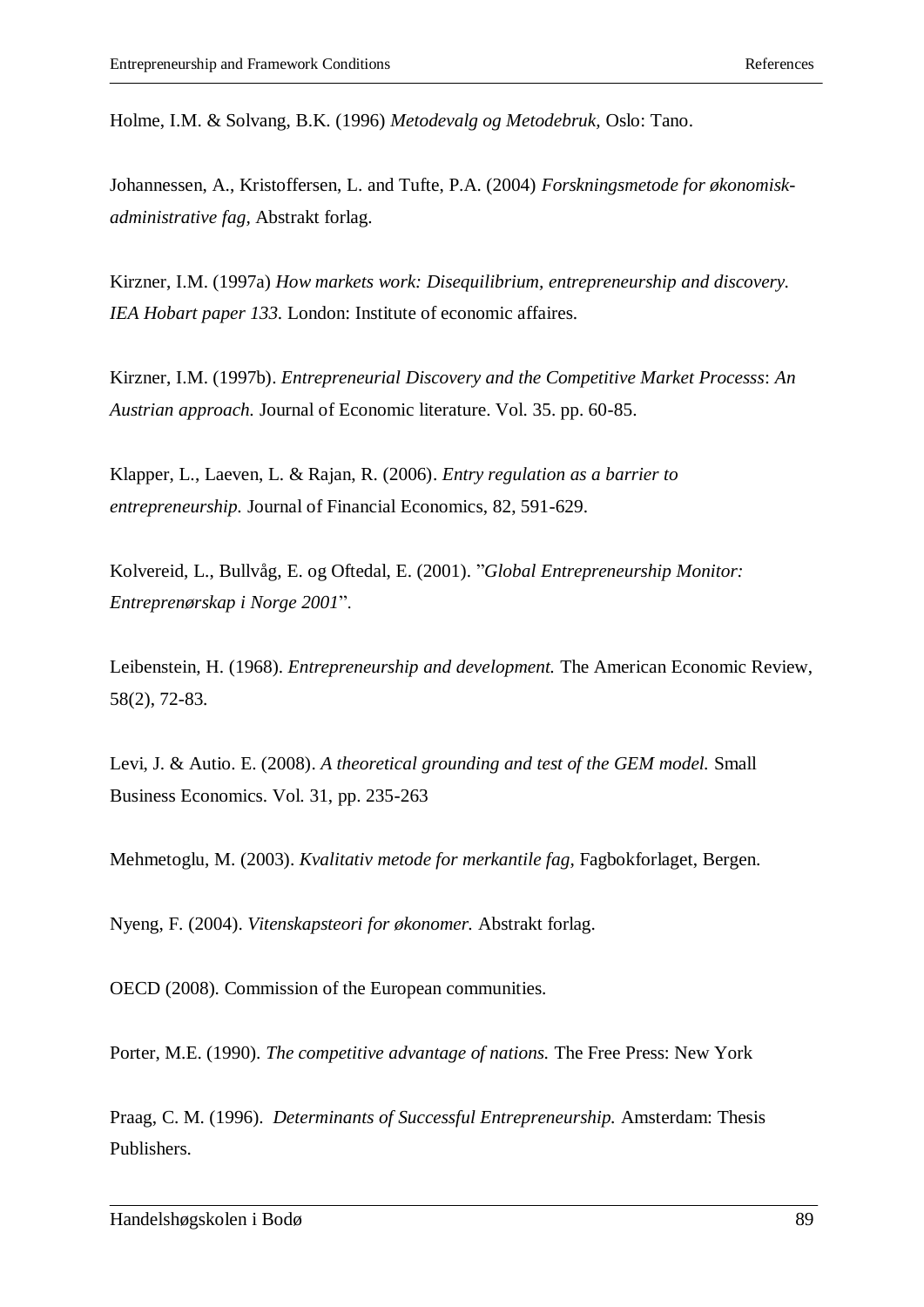Holme, I.M. & Solvang, B.K. (1996) *Metodevalg og Metodebruk,* Oslo: Tano.

Johannessen, A., Kristoffersen, L. and Tufte, P.A. (2004) *Forskningsmetode for økonomisk-administrative fag,* Abstrakt forlag.

Kirzner, I.M. (1997a) *How markets work: Disequilibrium, entrepreneurship and discovery. IEA Hobart paper 133.* London: Institute of economic affaires.

Kirzner, I.M. (1997b). *Entrepreneurial Discovery and the Competitive Market Processs*: *An Austrian approach.* Journal of Economic literature. Vol. 35. pp. 60-85.

Klapper, L., Laeven, L. & Rajan, R. (2006). *Entry regulation as a barrier to entrepreneurship.* Journal of Financial Economics, 82, 591-629.

Kolvereid, L., Bullvåg, E. og Oftedal, E. (2001). "*Global Entrepreneurship Monitor: Entreprenørskap i Norge 2001*".

Leibenstein, H. (1968). *Entrepreneurship and development.* The American Economic Review, 58(2), 72-83.

Levi, J. & Autio. E. (2008). *A theoretical grounding and test of the GEM model.* Small Business Economics. Vol. 31, pp. 235-263

Mehmetoglu, M. (2003). *Kvalitativ metode for merkantile fag,* Fagbokforlaget, Bergen.

Nyeng, F. (2004). *Vitenskapsteori for økonomer.* Abstrakt forlag.

OECD (2008). Commission of the European communities.

Porter, M.E. (1990). *The competitive advantage of nations.* The Free Press: New York

Praag, C. M. (1996). *Determinants of Successful Entrepreneurship.* Amsterdam: Thesis Publishers.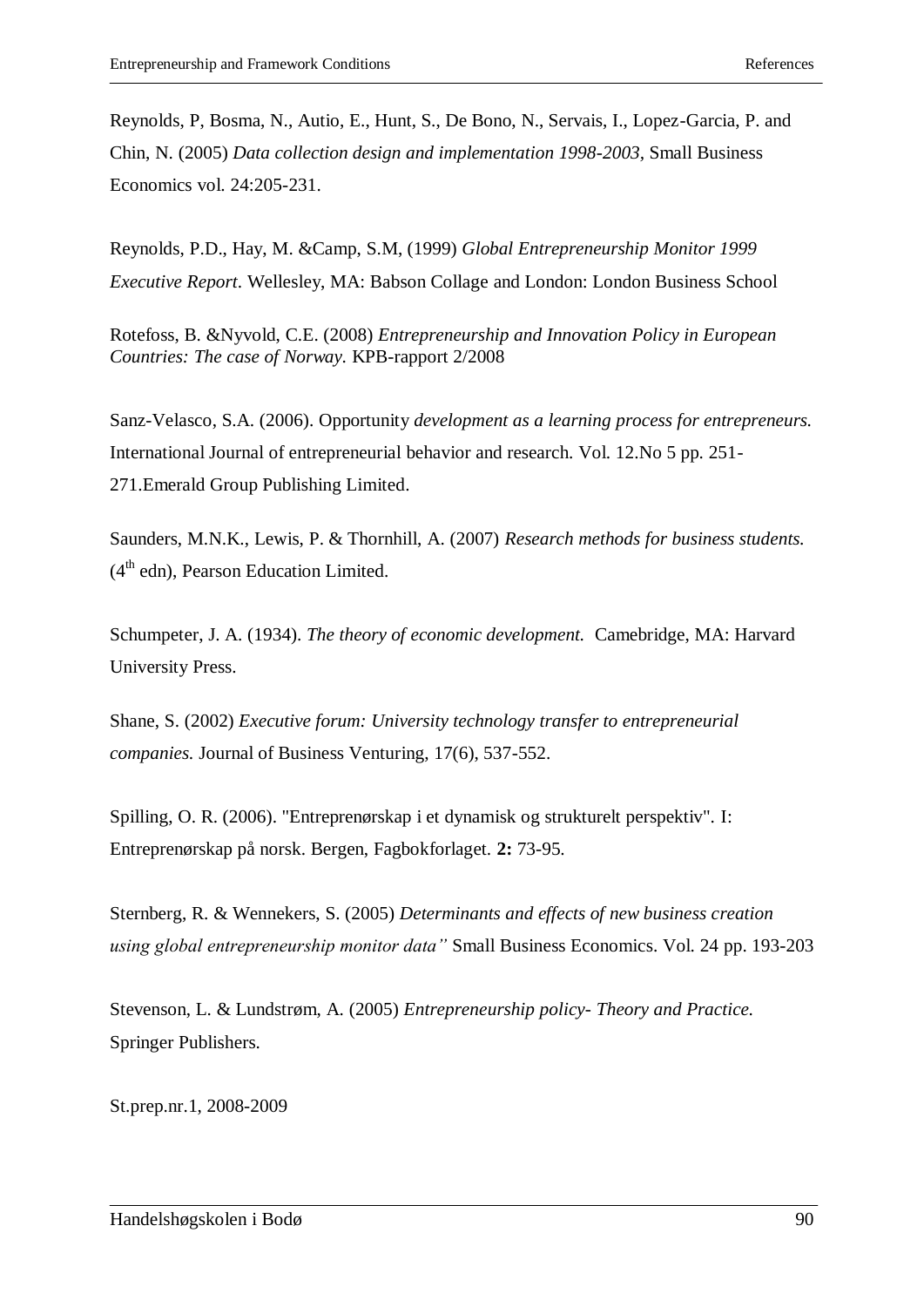Reynolds, P, Bosma, N., Autio, E., Hunt, S., De Bono, N., Servais, I., Lopez-Garcia, P. and Chin, N. (2005) *Data collection design and implementation 1998-2003,* Small Business Economics vol. 24:205-231.

Reynolds, P.D., Hay, M. &Camp, S.M, (1999) *Global Entrepreneurship Monitor 1999 Executive Report*. Wellesley, MA: Babson Collage and London: London Business School

Rotefoss, B. &Nyvold, C.E. (2008) *Entrepreneurship and Innovation Policy in European Countries: The case of Norway.* KPB-rapport 2/2008

Sanz-Velasco, S.A. (2006). Opportunity *development as a learning process for entrepreneurs.* International Journal of entrepreneurial behavior and research. Vol. 12.No 5 pp. 251-271.Emerald Group Publishing Limited.

Saunders, M.N.K., Lewis, P. & Thornhill, A. (2007) *Research methods for business students.* (4th edn), Pearson Education Limited.

Schumpeter, J. A. (1934). *The theory of economic development.* Camebridge, MA: Harvard University Press.

Shane, S. (2002) *Executive forum: University technology transfer to entrepreneurial companies.* Journal of Business Venturing, 17(6), 537-552.

Spilling, O. R. (2006). "Entreprenørskap i et dynamisk og strukturelt perspektiv". I: Entreprenørskap på norsk. Bergen, Fagbokforlaget. **2:** 73-95.

Sternberg, R. & Wennekers, S. (2005) *Determinants and effects of new business creation using global entrepreneurship monitor data"* Small Business Economics. Vol. 24 pp. 193-203

Stevenson, L. & Lundstrøm, A. (2005) *Entrepreneurship policy- Theory and Practice.* Springer Publishers.

St.prep.nr.1, 2008-2009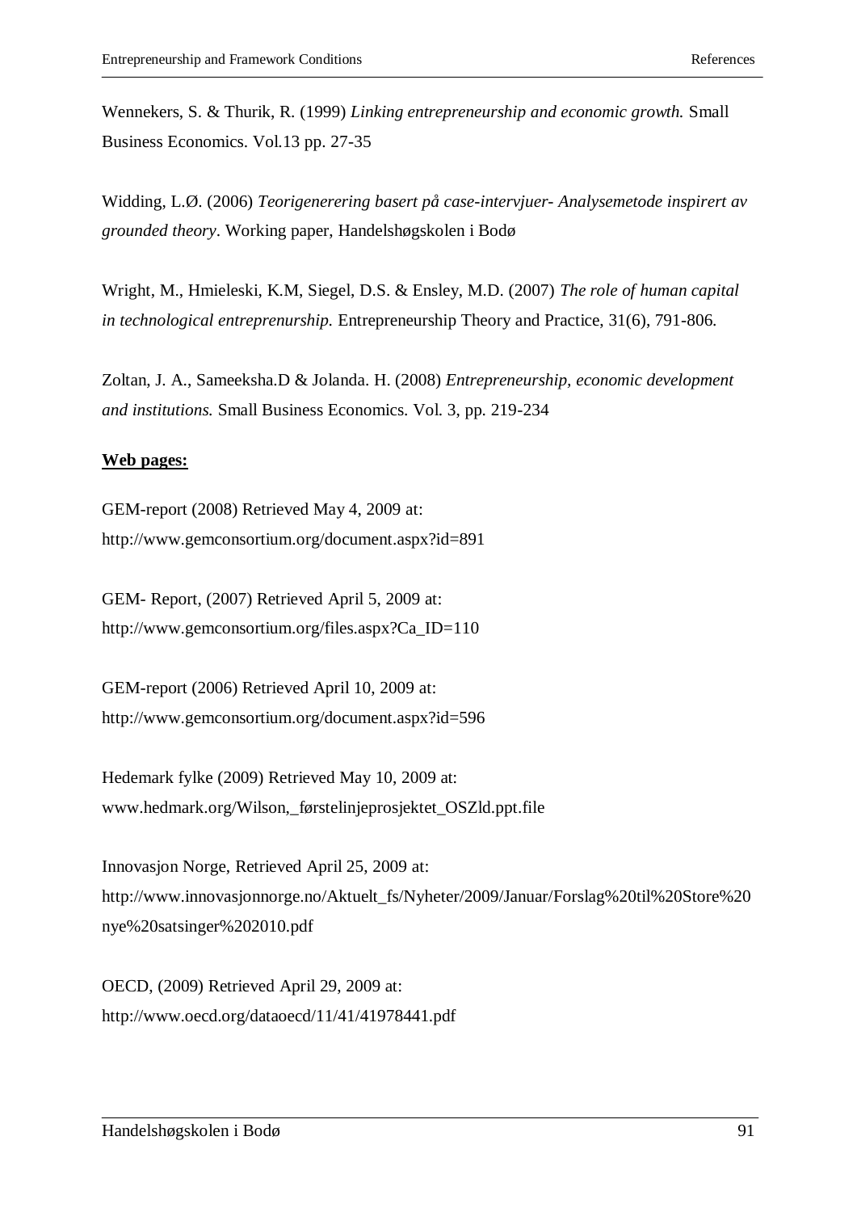Wennekers, S. & Thurik, R. (1999) *Linking entrepreneurship and economic growth.* Small Business Economics. Vol.13 pp. 27-35

Widding, L.Ø. (2006) *Teorigenerering basert på case-intervjuer- Analysemetode inspirert av grounded theory*. Working paper, Handelshøgskolen i Bodø

Wright, M., Hmieleski, K.M, Siegel, D.S. & Ensley, M.D. (2007) *The role of human capital in technological entreprenurship.* Entrepreneurship Theory and Practice, 31(6), 791-806.

Zoltan, J. A., Sameeksha.D & Jolanda. H. (2008) *Entrepreneurship, economic development and institutions.* Small Business Economics. Vol. 3, pp. 219-234

**Web pages:**

GEM-report (2008) Retrieved May 4, 2009 at:
http://www.gemconsortium.org/document.aspx?id=891

GEM- Report, (2007) Retrieved April 5, 2009 at:
http://www.gemconsortium.org/files.aspx?Ca_ID=110

GEM-report (2006) Retrieved April 10, 2009 at:
http://www.gemconsortium.org/document.aspx?id=596

Hedemark fylke (2009) Retrieved May 10, 2009 at:
www.hedmark.org/Wilson,_førstelinjeprosjektet_OSZld.ppt.file

Innovasjon Norge, Retrieved April 25, 2009 at:
http://www.innovasjonnorge.no/Aktuelt_fs/Nyheter/2009/Januar/Forslag%20til%20Store%20nye%20satsinger%202010.pdf

OECD, (2009) Retrieved April 29, 2009 at:
http://www.oecd.org/dataoecd/11/41/41978441.pdf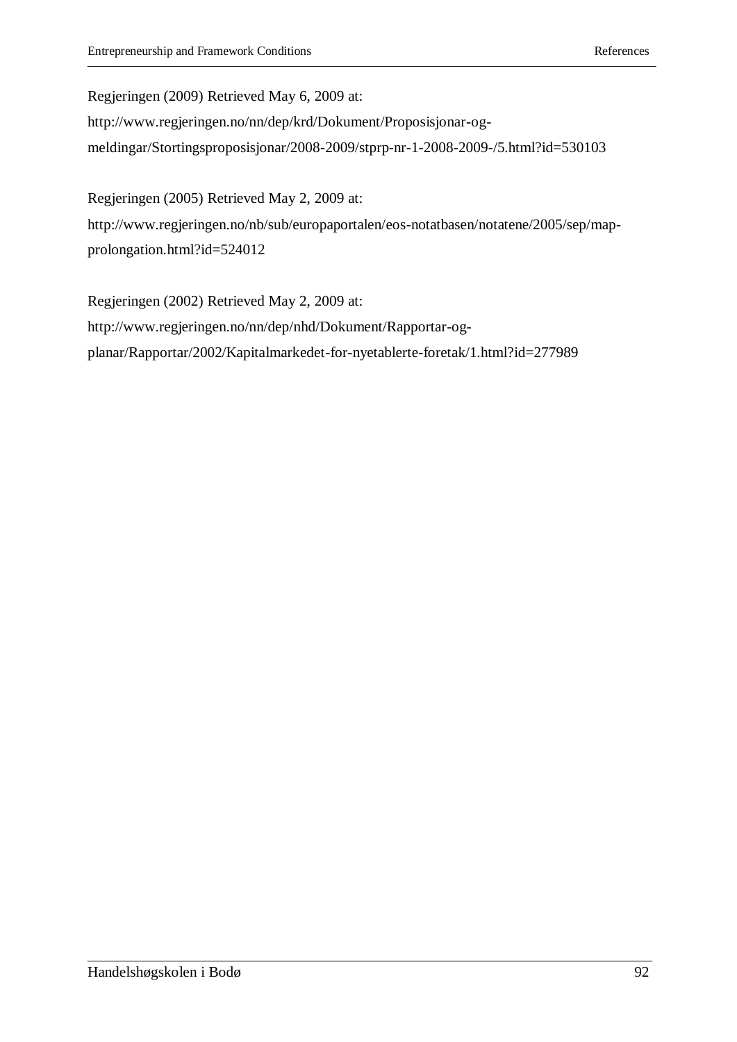Regjeringen (2009) Retrieved May 6, 2009 at: http://www.regjeringen.no/nn/dep/krd/Dokument/Proposisjonar-og-meldingar/Stortingsproposisjonar/2008-2009/stprp-nr-1-2008-2009-/5.html?id=530103

Regjeringen (2005) Retrieved May 2, 2009 at: http://www.regjeringen.no/nb/sub/europaportalen/eos-notatbasen/notatene/2005/sep/map-prolongation.html?id=524012

Regjeringen (2002) Retrieved May 2, 2009 at: http://www.regjeringen.no/nn/dep/nhd/Dokument/Rapportar-og-planar/Rapportar/2002/Kapitalmarkedet-for-nyetablerte-foretak/1.html?id=277989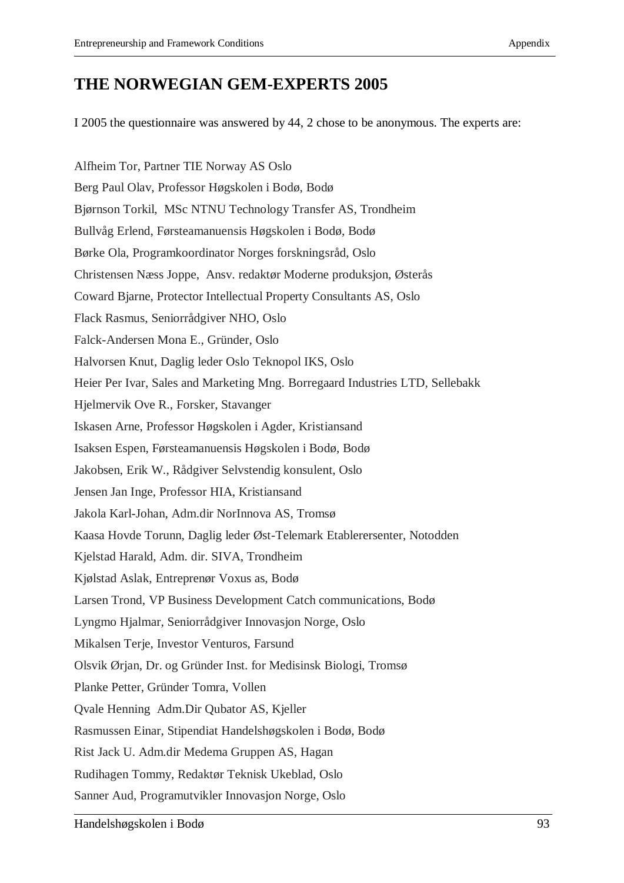# THE NORWEGIAN GEM-EXPERTS 2005

I 2005 the questionnaire was answered by 44, 2 chose to be anonymous. The experts are:

Alfheim Tor, Partner TIE Norway AS Oslo

Berg Paul Olav, Professor Høgskolen i Bodø, Bodø

Bjørnson Torkil, MSc NTNU Technology Transfer AS, Trondheim

Bullvåg Erlend, Førsteamanuensis Høgskolen i Bodø, Bodø

Børke Ola, Programkoordinator Norges forskningsråd, Oslo

Christensen Næss Joppe, Ansv. redaktør Moderne produksjon, Østerås

Coward Bjarne, Protector Intellectual Property Consultants AS, Oslo

Flack Rasmus, Seniorrådgiver NHO, Oslo

Falck-Andersen Mona E., Gründer, Oslo

Halvorsen Knut, Daglig leder Oslo Teknopol IKS, Oslo

Heier Per Ivar, Sales and Marketing Mng. Borregaard Industries LTD, Sellebakk

Hjelmervik Ove R., Forsker, Stavanger

Iskasen Arne, Professor Høgskolen i Agder, Kristiansand

Isaksen Espen, Førsteamanuensis Høgskolen i Bodø, Bodø

Jakobsen, Erik W., Rådgiver Selvstendig konsulent, Oslo

Jensen Jan Inge, Professor HIA, Kristiansand

Jakola Karl-Johan, Adm.dir NorInnova AS, Tromsø

Kaasa Hovde Torunn, Daglig leder Øst-Telemark Etablerersenter, Notodden

Kjelstad Harald, Adm. dir. SIVA, Trondheim

Kjølstad Aslak, Entreprenør Voxus as, Bodø

Larsen Trond, VP Business Development Catch communications, Bodø

Lyngmo Hjalmar, Seniorrådgiver Innovasjon Norge, Oslo

Mikalsen Terje, Investor Venturos, Farsund

Olsvik Ørjan, Dr. og Gründer Inst. for Medisinsk Biologi, Tromsø

Planke Petter, Gründer Tomra, Vollen

Qvale Henning Adm.Dir Qubator AS, Kjeller

Rasmussen Einar, Stipendiat Handelshøgskolen i Bodø, Bodø

Rist Jack U. Adm.dir Medema Gruppen AS, Hagan

Rudihagen Tommy, Redaktør Teknisk Ukeblad, Oslo

Sanner Aud, Programutvikler Innovasjon Norge, Oslo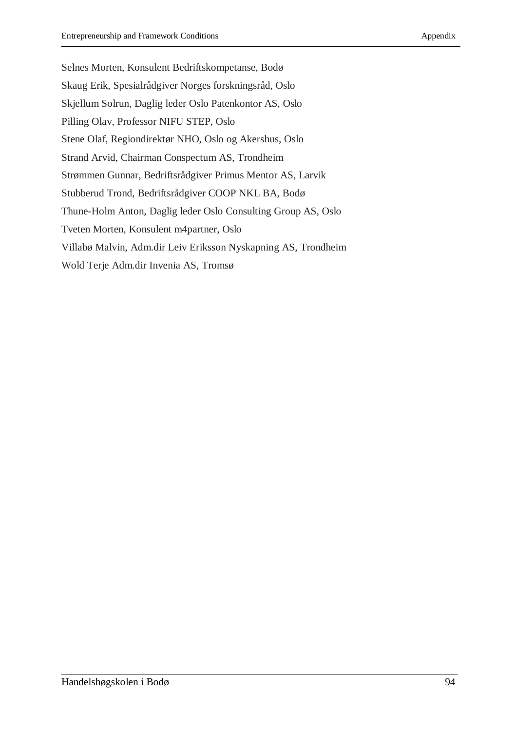Selnes Morten, Konsulent Bedriftskompetanse, Bodø

Skaug Erik, Spesialrådgiver Norges forskningsråd, Oslo

Skjellum Solrun, Daglig leder Oslo Patenkontor AS, Oslo

Pilling Olav, Professor NIFU STEP, Oslo

Stene Olaf, Regiondirektør NHO, Oslo og Akershus, Oslo

Strand Arvid, Chairman Conspectum AS, Trondheim

Strømmen Gunnar, Bedriftsrådgiver Primus Mentor AS, Larvik

Stubberud Trond, Bedriftsrådgiver COOP NKL BA, Bodø

Thune-Holm Anton, Daglig leder Oslo Consulting Group AS, Oslo

Tveten Morten, Konsulent m4partner, Oslo

Villabø Malvin, Adm.dir Leiv Eriksson Nyskapning AS, Trondheim

Wold Terje Adm.dir Invenia AS, Tromsø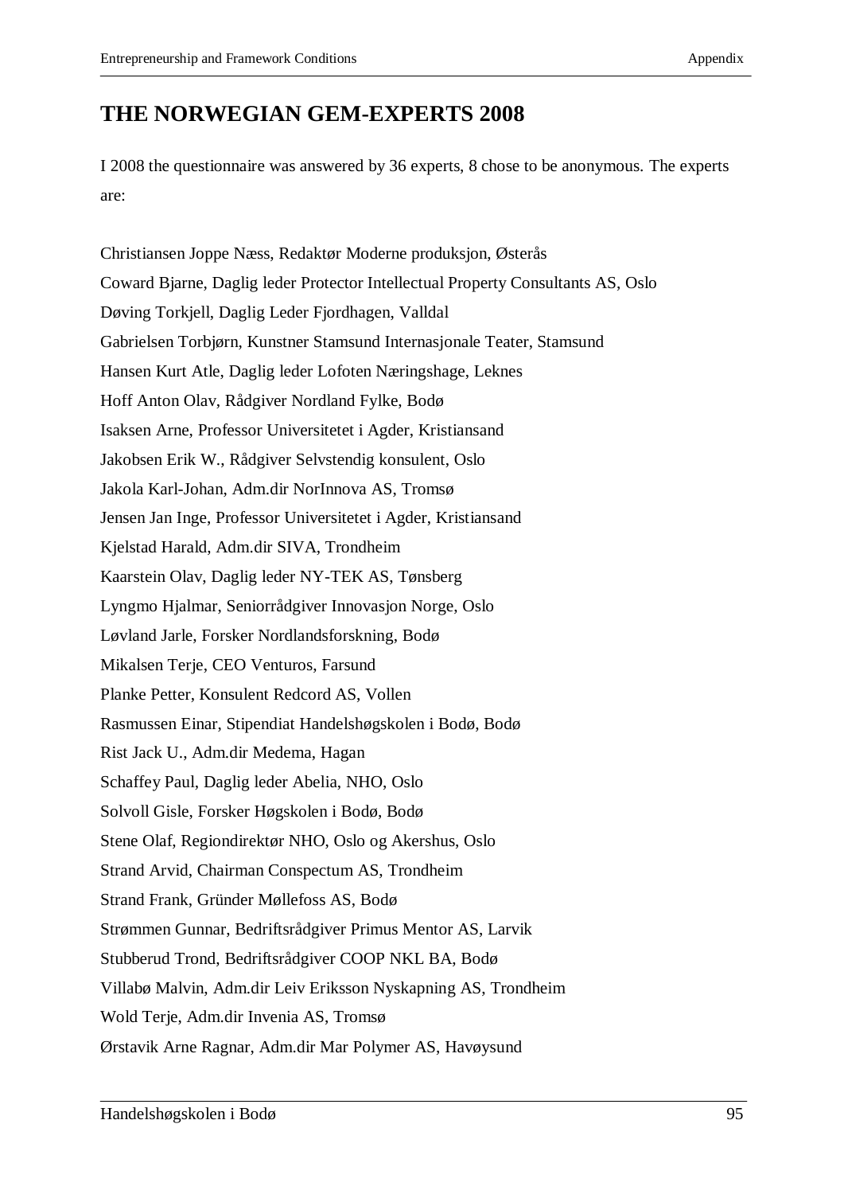# THE NORWEGIAN GEM-EXPERTS 2008

I 2008 the questionnaire was answered by 36 experts, 8 chose to be anonymous. The experts are:

Christiansen Joppe Næss, Redaktør Moderne produksjon, Østerås
Coward Bjarne, Daglig leder Protector Intellectual Property Consultants AS, Oslo
Døving Torkjell, Daglig Leder Fjordhagen, Valldal
Gabrielsen Torbjørn, Kunstner Stamsund Internasjonale Teater, Stamsund
Hansen Kurt Atle, Daglig leder Lofoten Næringshage, Leknes
Hoff Anton Olav, Rådgiver Nordland Fylke, Bodø
Isaksen Arne, Professor Universitetet i Agder, Kristiansand
Jakobsen Erik W., Rådgiver Selvstendig konsulent, Oslo
Jakola Karl-Johan, Adm.dir NorInnova AS, Tromsø
Jensen Jan Inge, Professor Universitetet i Agder, Kristiansand
Kjelstad Harald, Adm.dir SIVA, Trondheim
Kaarstein Olav, Daglig leder NY-TEK AS, Tønsberg
Lyngmo Hjalmar, Seniorrådgiver Innovasjon Norge, Oslo
Løvland Jarle, Forsker Nordlandsforskning, Bodø
Mikalsen Terje, CEO Venturos, Farsund
Planke Petter, Konsulent Redcord AS, Vollen
Rasmussen Einar, Stipendiat Handelshøgskolen i Bodø, Bodø
Rist Jack U., Adm.dir Medema, Hagan
Schaffey Paul, Daglig leder Abelia, NHO, Oslo
Solvoll Gisle, Forsker Høgskolen i Bodø, Bodø
Stene Olaf, Regiondirektør NHO, Oslo og Akershus, Oslo
Strand Arvid, Chairman Conspectum AS, Trondheim
Strand Frank, Gründer Møllefoss AS, Bodø
Strømmen Gunnar, Bedriftsrådgiver Primus Mentor AS, Larvik
Stubberud Trond, Bedriftsrådgiver COOP NKL BA, Bodø
Villabø Malvin, Adm.dir Leiv Eriksson Nyskapning AS, Trondheim
Wold Terje, Adm.dir Invenia AS, Tromsø
Ørstavik Arne Ragnar, Adm.dir Mar Polymer AS, Havøysund